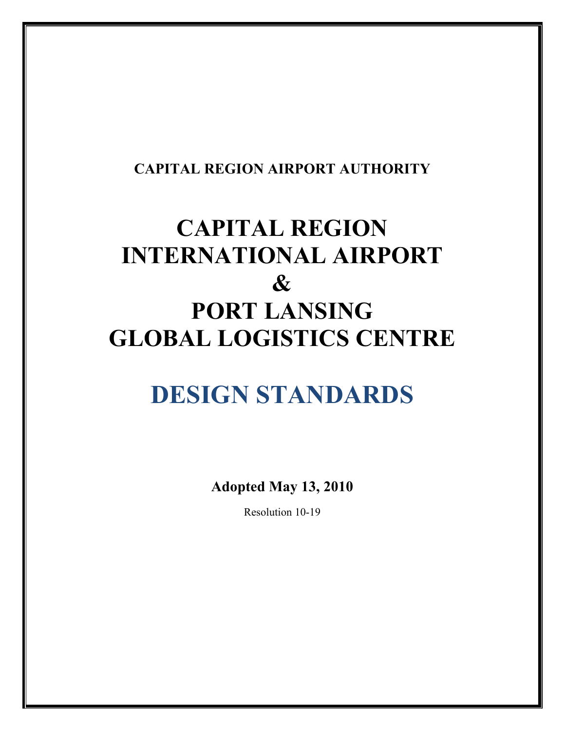**CAPITAL REGION AIRPORT AUTHORITY**

# CAPITAL REGION INTERNATIONAL AIRPORT & PORT LANSING GLOBAL LOGISTICS CENTRE

# DESIGN STANDARDS

**Adopted May 13, 2010**

Resolution 10-19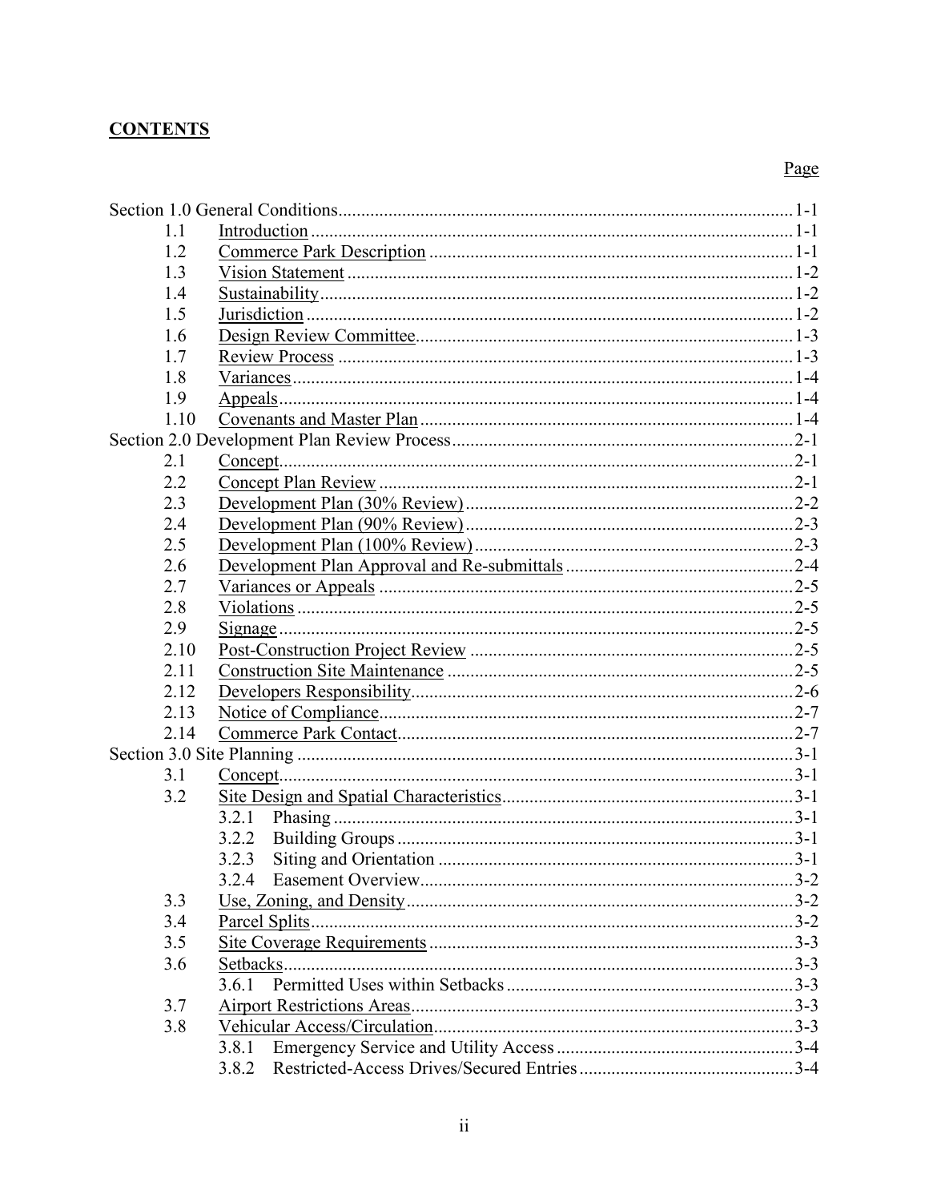**CONTENTS**

| | | Page |
|---|---|---|
| Section 1.0 General Conditions | | 1-1 |
| 1.1 | Introduction | 1-1 |
| 1.2 | Commerce Park Description | 1-1 |
| 1.3 | Vision Statement | 1-2 |
| 1.4 | Sustainability | 1-2 |
| 1.5 | Jurisdiction | 1-2 |
| 1.6 | Design Review Committee | 1-3 |
| 1.7 | Review Process | 1-3 |
| 1.8 | Variances | 1-4 |
| 1.9 | Appeals | 1-4 |
| 1.10 | Covenants and Master Plan | 1-4 |
| Section 2.0 Development Plan Review Process | | 2-1 |
| 2.1 | Concept | 2-1 |
| 2.2 | Concept Plan Review | 2-1 |
| 2.3 | Development Plan (30% Review) | 2-2 |
| 2.4 | Development Plan (90% Review) | 2-3 |
| 2.5 | Development Plan (100% Review) | 2-3 |
| 2.6 | Development Plan Approval and Re-submittals | 2-4 |
| 2.7 | Variances or Appeals | 2-5 |
| 2.8 | Violations | 2-5 |
| 2.9 | Signage | 2-5 |
| 2.10 | Post-Construction Project Review | 2-5 |
| 2.11 | Construction Site Maintenance | 2-5 |
| 2.12 | Developers Responsibility | 2-6 |
| 2.13 | Notice of Compliance | 2-7 |
| 2.14 | Commerce Park Contact | 2-7 |
| Section 3.0 Site Planning | | 3-1 |
| 3.1 | Concept | 3-1 |
| 3.2 | Site Design and Spatial Characteristics | 3-1 |
| | 3.2.1 Phasing | 3-1 |
| | 3.2.2 Building Groups | 3-1 |
| | 3.2.3 Siting and Orientation | 3-1 |
| | 3.2.4 Easement Overview | 3-2 |
| 3.3 | Use, Zoning, and Density | 3-2 |
| 3.4 | Parcel Splits | 3-2 |
| 3.5 | Site Coverage Requirements | 3-3 |
| 3.6 | Setbacks | 3-3 |
| | 3.6.1 Permitted Uses within Setbacks | 3-3 |
| 3.7 | Airport Restrictions Areas | 3-3 |
| 3.8 | Vehicular Access/Circulation | 3-3 |
| | 3.8.1 Emergency Service and Utility Access | 3-4 |
| | 3.8.2 Restricted-Access Drives/Secured Entries | 3-4 |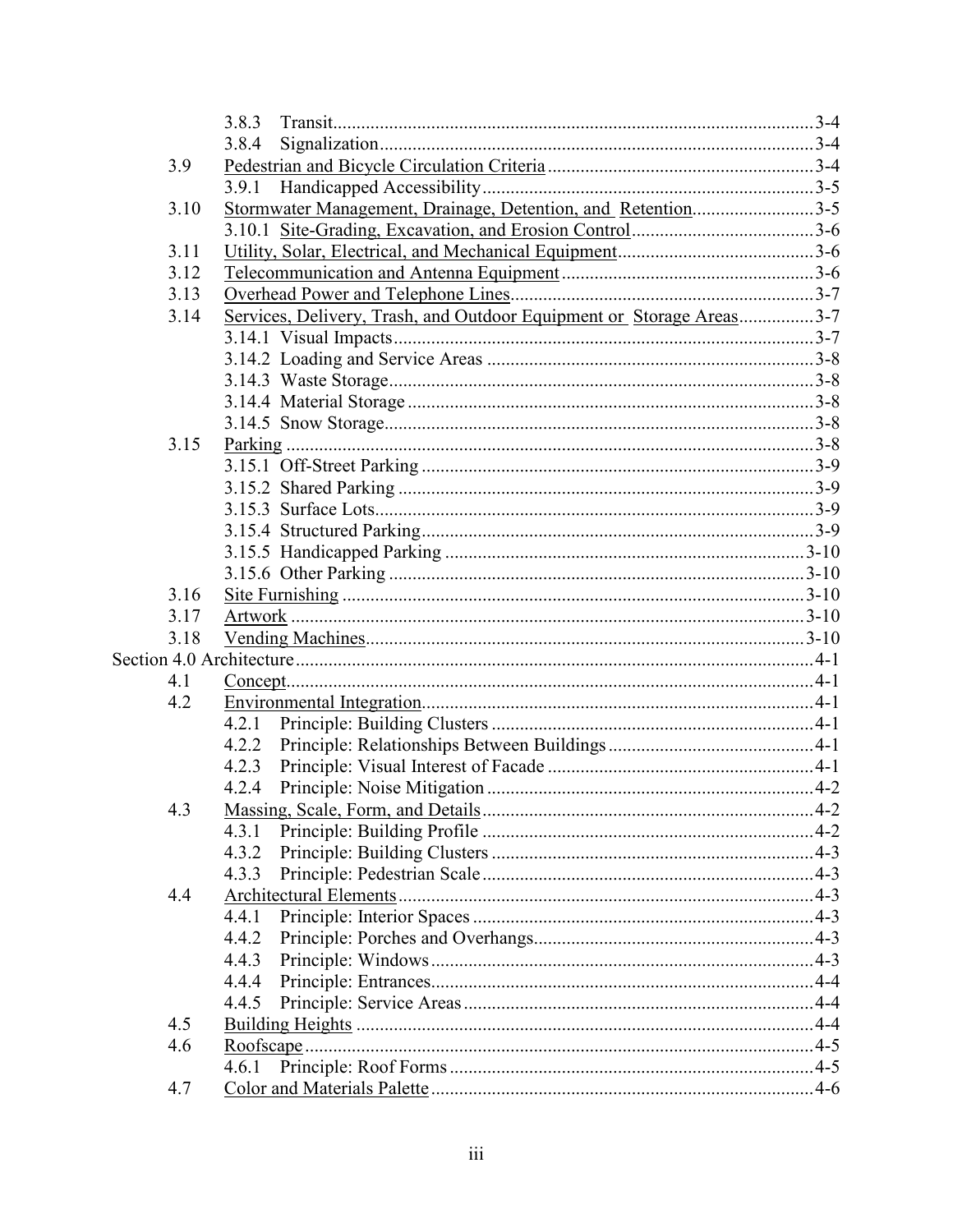- 3.8.3 Transit.......................................................................................3-4
- 3.8.4 Signalization...............................................................................3-4
- 3.9 Pedestrian and Bicycle Circulation Criteria..........................................3-4
  - 3.9.1 Handicapped Accessibility.......................................................3-5
- 3.10 Stormwater Management, Drainage, Detention, and Retention..........................3-5
  - 3.10.1 Site-Grading, Excavation, and Erosion Control.......................................3-6
- 3.11 Utility, Solar, Electrical, and Mechanical Equipment..........................................3-6
- 3.12 Telecommunication and Antenna Equipment......................................................3-6
- 3.13 Overhead Power and Telephone Lines.................................................................3-7
- 3.14 Services, Delivery, Trash, and Outdoor Equipment or Storage Areas................3-7
  - 3.14.1 Visual Impacts..........................................................................................3-7
  - 3.14.2 Loading and Service Areas ......................................................................3-8
  - 3.14.3 Waste Storage...........................................................................................3-8
  - 3.14.4 Material Storage.......................................................................................3-8
  - 3.14.5 Snow Storage............................................................................................3-8
- 3.15 Parking ................................................................................................................3-8
  - 3.15.1 Off-Street Parking ....................................................................................3-9
  - 3.15.2 Shared Parking .........................................................................................3-9
  - 3.15.3 Surface Lots..............................................................................................3-9
  - 3.15.4 Structured Parking....................................................................................3-9
  - 3.15.5 Handicapped Parking .............................................................................3-10
  - 3.15.6 Other Parking .........................................................................................3-10
- 3.16 Site Furnishing ...................................................................................................3-10
- 3.17 Artwork ..............................................................................................................3-10
- 3.18 Vending Machines..............................................................................................3-10

Section 4.0 Architecture..............................................................................................4-1

- 4.1 Concept.................................................................................................................4-1
- 4.2 Environmental Integration...................................................................................4-1
  - 4.2.1 Principle: Building Clusters .....................................................................4-1
  - 4.2.2 Principle: Relationships Between Buildings............................................4-1
  - 4.2.3 Principle: Visual Interest of Facade .........................................................4-1
  - 4.2.4 Principle: Noise Mitigation ......................................................................4-2
- 4.3 Massing, Scale, Form, and Details.......................................................................4-2
  - 4.3.1 Principle: Building Profile .......................................................................4-2
  - 4.3.2 Principle: Building Clusters .....................................................................4-3
  - 4.3.3 Principle: Pedestrian Scale.......................................................................4-3
- 4.4 Architectural Elements.........................................................................................4-3
  - 4.4.1 Principle: Interior Spaces .........................................................................4-3
  - 4.4.2 Principle: Porches and Overhangs............................................................4-3
  - 4.4.3 Principle: Windows..................................................................................4-3
  - 4.4.4 Principle: Entrances..................................................................................4-4
  - 4.4.5 Principle: Service Areas...........................................................................4-4
- 4.5 Building Heights .................................................................................................4-4
- 4.6 Roofscape............................................................................................................4-5
  - 4.6.1 Principle: Roof Forms .............................................................................4-5
- 4.7 Color and Materials Palette.................................................................................4-6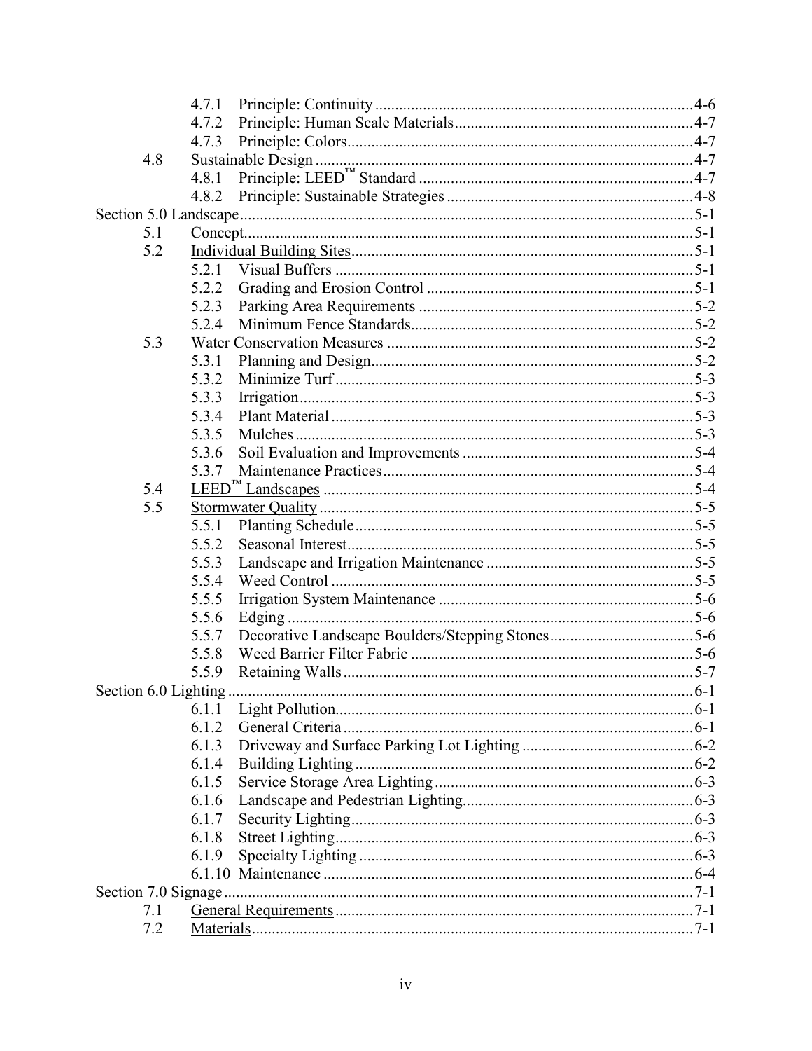| | | | |
|---|---|---|---|
| | 4.7.1 | Principle: Continuity | 4-6 |
| | 4.7.2 | Principle: Human Scale Materials | 4-7 |
| | 4.7.3 | Principle: Colors | 4-7 |
| 4.8 | Sustainable Design | | 4-7 |
| | 4.8.1 | Principle: LEED™ Standard | 4-7 |
| | 4.8.2 | Principle: Sustainable Strategies | 4-8 |
| Section 5.0 Landscape | | | 5-1 |
| 5.1 | Concept | | 5-1 |
| 5.2 | Individual Building Sites | | 5-1 |
| | 5.2.1 | Visual Buffers | 5-1 |
| | 5.2.2 | Grading and Erosion Control | 5-1 |
| | 5.2.3 | Parking Area Requirements | 5-2 |
| | 5.2.4 | Minimum Fence Standards | 5-2 |
| 5.3 | Water Conservation Measures | | 5-2 |
| | 5.3.1 | Planning and Design | 5-2 |
| | 5.3.2 | Minimize Turf | 5-3 |
| | 5.3.3 | Irrigation | 5-3 |
| | 5.3.4 | Plant Material | 5-3 |
| | 5.3.5 | Mulches | 5-3 |
| | 5.3.6 | Soil Evaluation and Improvements | 5-4 |
| | 5.3.7 | Maintenance Practices | 5-4 |
| 5.4 | LEED™ Landscapes | | 5-4 |
| 5.5 | Stormwater Quality | | 5-5 |
| | 5.5.1 | Planting Schedule | 5-5 |
| | 5.5.2 | Seasonal Interest | 5-5 |
| | 5.5.3 | Landscape and Irrigation Maintenance | 5-5 |
| | 5.5.4 | Weed Control | 5-5 |
| | 5.5.5 | Irrigation System Maintenance | 5-6 |
| | 5.5.6 | Edging | 5-6 |
| | 5.5.7 | Decorative Landscape Boulders/Stepping Stones | 5-6 |
| | 5.5.8 | Weed Barrier Filter Fabric | 5-6 |
| | 5.5.9 | Retaining Walls | 5-7 |
| Section 6.0 Lighting | | | 6-1 |
| | 6.1.1 | Light Pollution | 6-1 |
| | 6.1.2 | General Criteria | 6-1 |
| | 6.1.3 | Driveway and Surface Parking Lot Lighting | 6-2 |
| | 6.1.4 | Building Lighting | 6-2 |
| | 6.1.5 | Service Storage Area Lighting | 6-3 |
| | 6.1.6 | Landscape and Pedestrian Lighting | 6-3 |
| | 6.1.7 | Security Lighting | 6-3 |
| | 6.1.8 | Street Lighting | 6-3 |
| | 6.1.9 | Specialty Lighting | 6-3 |
| | 6.1.10 | Maintenance | 6-4 |
| Section 7.0 Signage | | | 7-1 |
| 7.1 | General Requirements | | 7-1 |
| 7.2 | Materials | | 7-1 |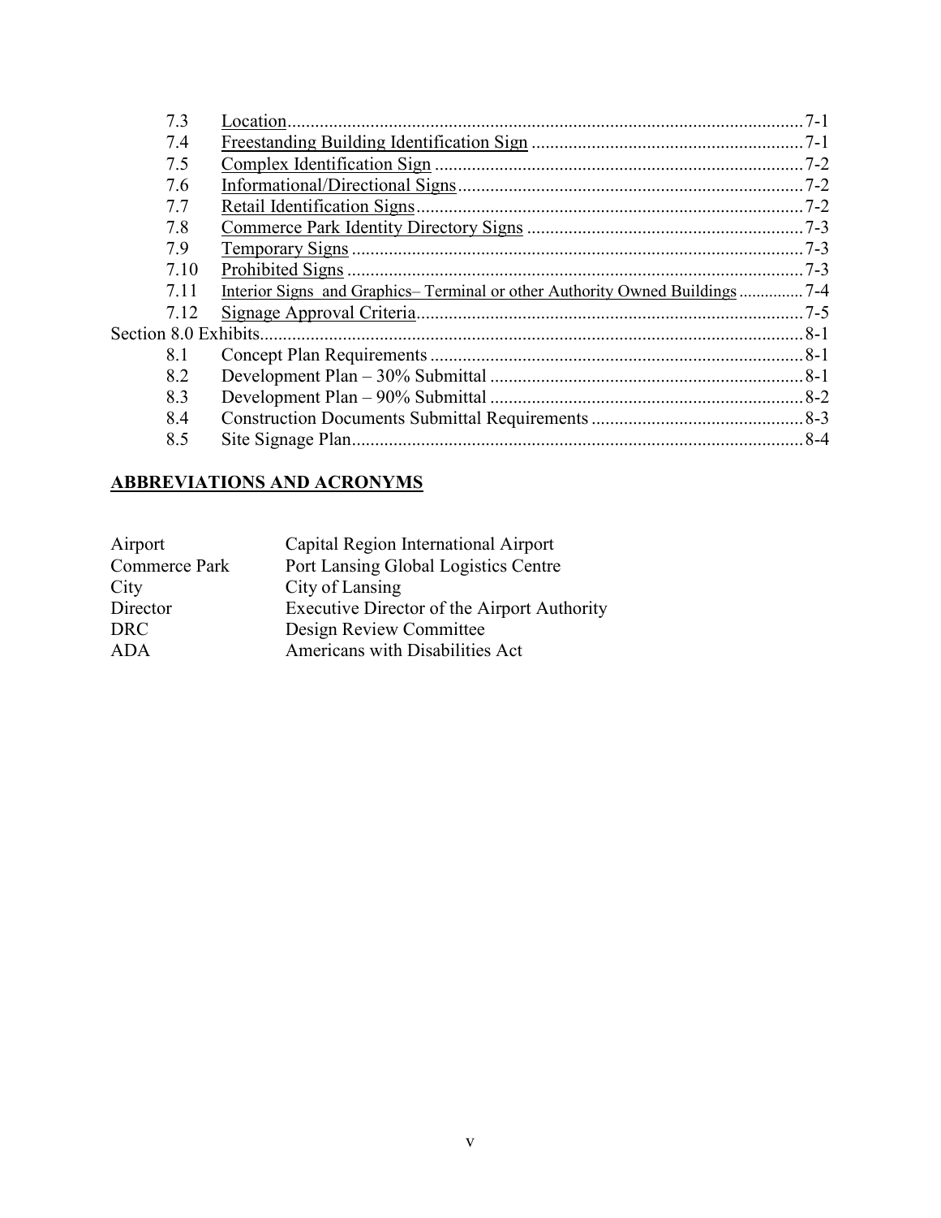| | | |
|---|---|---|
| 7.3 | Location | 7-1 |
| 7.4 | Freestanding Building Identification Sign | 7-1 |
| 7.5 | Complex Identification Sign | 7-2 |
| 7.6 | Informational/Directional Signs | 7-2 |
| 7.7 | Retail Identification Signs | 7-2 |
| 7.8 | Commerce Park Identity Directory Signs | 7-3 |
| 7.9 | Temporary Signs | 7-3 |
| 7.10 | Prohibited Signs | 7-3 |
| 7.11 | Interior Signs and Graphics– Terminal or other Authority Owned Buildings | 7-4 |
| 7.12 | Signage Approval Criteria | 7-5 |
| Section 8.0 Exhibits | | 8-1 |
| 8.1 | Concept Plan Requirements | 8-1 |
| 8.2 | Development Plan – 30% Submittal | 8-1 |
| 8.3 | Development Plan – 90% Submittal | 8-2 |
| 8.4 | Construction Documents Submittal Requirements | 8-3 |
| 8.5 | Site Signage Plan | 8-4 |

## ABBREVIATIONS AND ACRONYMS

| | |
|---|---|
| Airport | Capital Region International Airport |
| Commerce Park | Port Lansing Global Logistics Centre |
| City | City of Lansing |
| Director | Executive Director of the Airport Authority |
| DRC | Design Review Committee |
| ADA | Americans with Disabilities Act |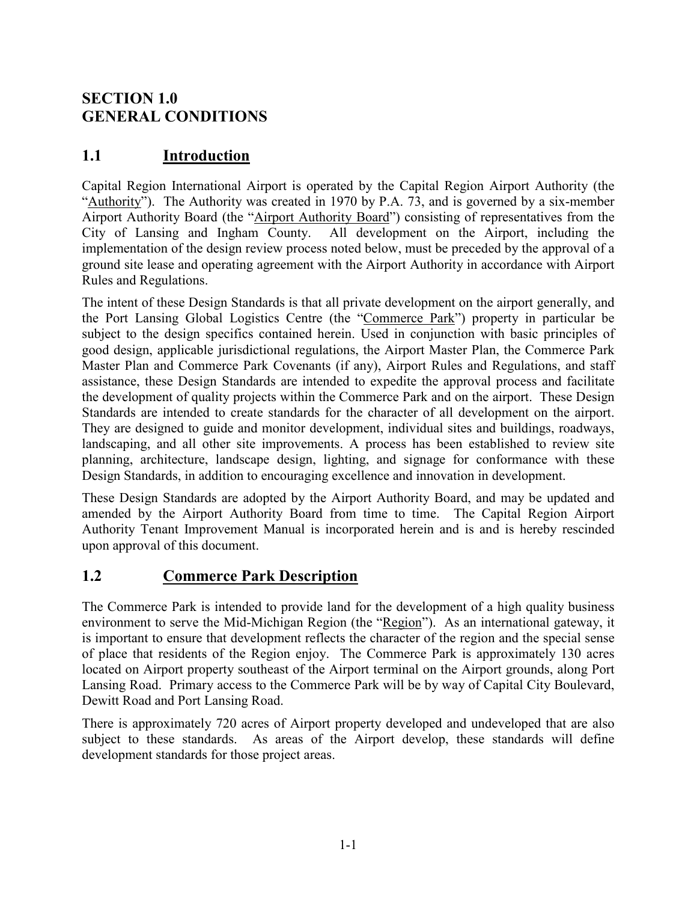# SECTION 1.0
# GENERAL CONDITIONS

## 1.1 Introduction

Capital Region International Airport is operated by the Capital Region Airport Authority (the "Authority"). The Authority was created in 1970 by P.A. 73, and is governed by a six-member Airport Authority Board (the "Airport Authority Board") consisting of representatives from the City of Lansing and Ingham County. All development on the Airport, including the implementation of the design review process noted below, must be preceded by the approval of a ground site lease and operating agreement with the Airport Authority in accordance with Airport Rules and Regulations.

The intent of these Design Standards is that all private development on the airport generally, and the Port Lansing Global Logistics Centre (the "Commerce Park") property in particular be subject to the design specifics contained herein. Used in conjunction with basic principles of good design, applicable jurisdictional regulations, the Airport Master Plan, the Commerce Park Master Plan and Commerce Park Covenants (if any), Airport Rules and Regulations, and staff assistance, these Design Standards are intended to expedite the approval process and facilitate the development of quality projects within the Commerce Park and on the airport. These Design Standards are intended to create standards for the character of all development on the airport. They are designed to guide and monitor development, individual sites and buildings, roadways, landscaping, and all other site improvements. A process has been established to review site planning, architecture, landscape design, lighting, and signage for conformance with these Design Standards, in addition to encouraging excellence and innovation in development.

These Design Standards are adopted by the Airport Authority Board, and may be updated and amended by the Airport Authority Board from time to time. The Capital Region Airport Authority Tenant Improvement Manual is incorporated herein and is and is hereby rescinded upon approval of this document.

## 1.2 Commerce Park Description

The Commerce Park is intended to provide land for the development of a high quality business environment to serve the Mid-Michigan Region (the "Region"). As an international gateway, it is important to ensure that development reflects the character of the region and the special sense of place that residents of the Region enjoy. The Commerce Park is approximately 130 acres located on Airport property southeast of the Airport terminal on the Airport grounds, along Port Lansing Road. Primary access to the Commerce Park will be by way of Capital City Boulevard, Dewitt Road and Port Lansing Road.

There is approximately 720 acres of Airport property developed and undeveloped that are also subject to these standards. As areas of the Airport develop, these standards will define development standards for those project areas.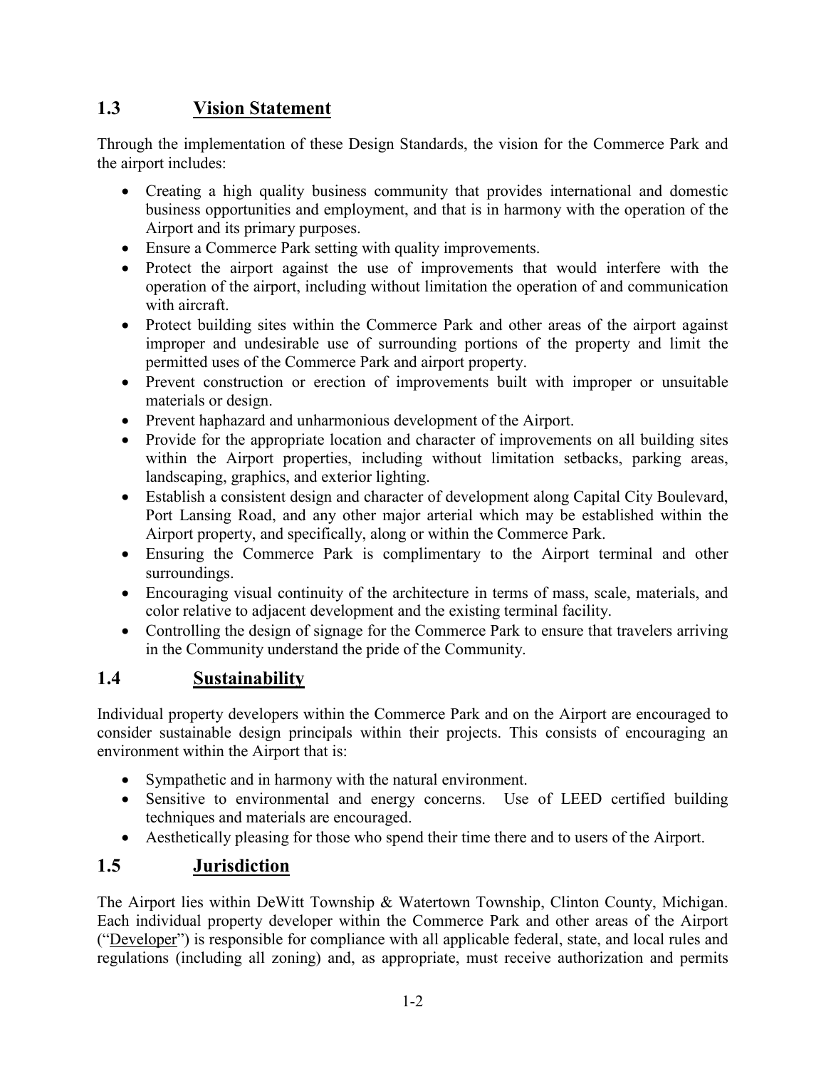## 1.3 Vision Statement

Through the implementation of these Design Standards, the vision for the Commerce Park and the airport includes:

- Creating a high quality business community that provides international and domestic business opportunities and employment, and that is in harmony with the operation of the Airport and its primary purposes.
- Ensure a Commerce Park setting with quality improvements.
- Protect the airport against the use of improvements that would interfere with the operation of the airport, including without limitation the operation of and communication with aircraft.
- Protect building sites within the Commerce Park and other areas of the airport against improper and undesirable use of surrounding portions of the property and limit the permitted uses of the Commerce Park and airport property.
- Prevent construction or erection of improvements built with improper or unsuitable materials or design.
- Prevent haphazard and unharmonious development of the Airport.
- Provide for the appropriate location and character of improvements on all building sites within the Airport properties, including without limitation setbacks, parking areas, landscaping, graphics, and exterior lighting.
- Establish a consistent design and character of development along Capital City Boulevard, Port Lansing Road, and any other major arterial which may be established within the Airport property, and specifically, along or within the Commerce Park.
- Ensuring the Commerce Park is complimentary to the Airport terminal and other surroundings.
- Encouraging visual continuity of the architecture in terms of mass, scale, materials, and color relative to adjacent development and the existing terminal facility.
- Controlling the design of signage for the Commerce Park to ensure that travelers arriving in the Community understand the pride of the Community.

## 1.4 Sustainability

Individual property developers within the Commerce Park and on the Airport are encouraged to consider sustainable design principals within their projects. This consists of encouraging an environment within the Airport that is:

- Sympathetic and in harmony with the natural environment.
- Sensitive to environmental and energy concerns. Use of LEED certified building techniques and materials are encouraged.
- Aesthetically pleasing for those who spend their time there and to users of the Airport.

## 1.5 Jurisdiction

The Airport lies within DeWitt Township & Watertown Township, Clinton County, Michigan. Each individual property developer within the Commerce Park and other areas of the Airport ("Developer") is responsible for compliance with all applicable federal, state, and local rules and regulations (including all zoning) and, as appropriate, must receive authorization and permits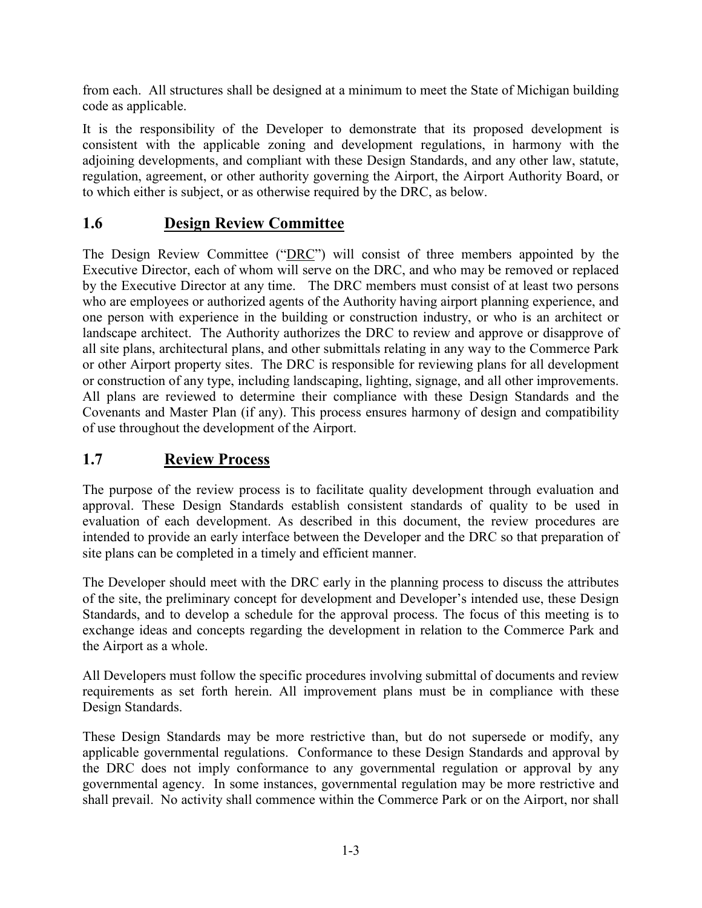from each. All structures shall be designed at a minimum to meet the State of Michigan building code as applicable.

It is the responsibility of the Developer to demonstrate that its proposed development is consistent with the applicable zoning and development regulations, in harmony with the adjoining developments, and compliant with these Design Standards, and any other law, statute, regulation, agreement, or other authority governing the Airport, the Airport Authority Board, or to which either is subject, or as otherwise required by the DRC, as below.

## 1.6 Design Review Committee

The Design Review Committee ("DRC") will consist of three members appointed by the Executive Director, each of whom will serve on the DRC, and who may be removed or replaced by the Executive Director at any time. The DRC members must consist of at least two persons who are employees or authorized agents of the Authority having airport planning experience, and one person with experience in the building or construction industry, or who is an architect or landscape architect. The Authority authorizes the DRC to review and approve or disapprove of all site plans, architectural plans, and other submittals relating in any way to the Commerce Park or other Airport property sites. The DRC is responsible for reviewing plans for all development or construction of any type, including landscaping, lighting, signage, and all other improvements. All plans are reviewed to determine their compliance with these Design Standards and the Covenants and Master Plan (if any). This process ensures harmony of design and compatibility of use throughout the development of the Airport.

## 1.7 Review Process

The purpose of the review process is to facilitate quality development through evaluation and approval. These Design Standards establish consistent standards of quality to be used in evaluation of each development. As described in this document, the review procedures are intended to provide an early interface between the Developer and the DRC so that preparation of site plans can be completed in a timely and efficient manner.

The Developer should meet with the DRC early in the planning process to discuss the attributes of the site, the preliminary concept for development and Developer's intended use, these Design Standards, and to develop a schedule for the approval process. The focus of this meeting is to exchange ideas and concepts regarding the development in relation to the Commerce Park and the Airport as a whole.

All Developers must follow the specific procedures involving submittal of documents and review requirements as set forth herein. All improvement plans must be in compliance with these Design Standards.

These Design Standards may be more restrictive than, but do not supersede or modify, any applicable governmental regulations. Conformance to these Design Standards and approval by the DRC does not imply conformance to any governmental regulation or approval by any governmental agency. In some instances, governmental regulation may be more restrictive and shall prevail. No activity shall commence within the Commerce Park or on the Airport, nor shall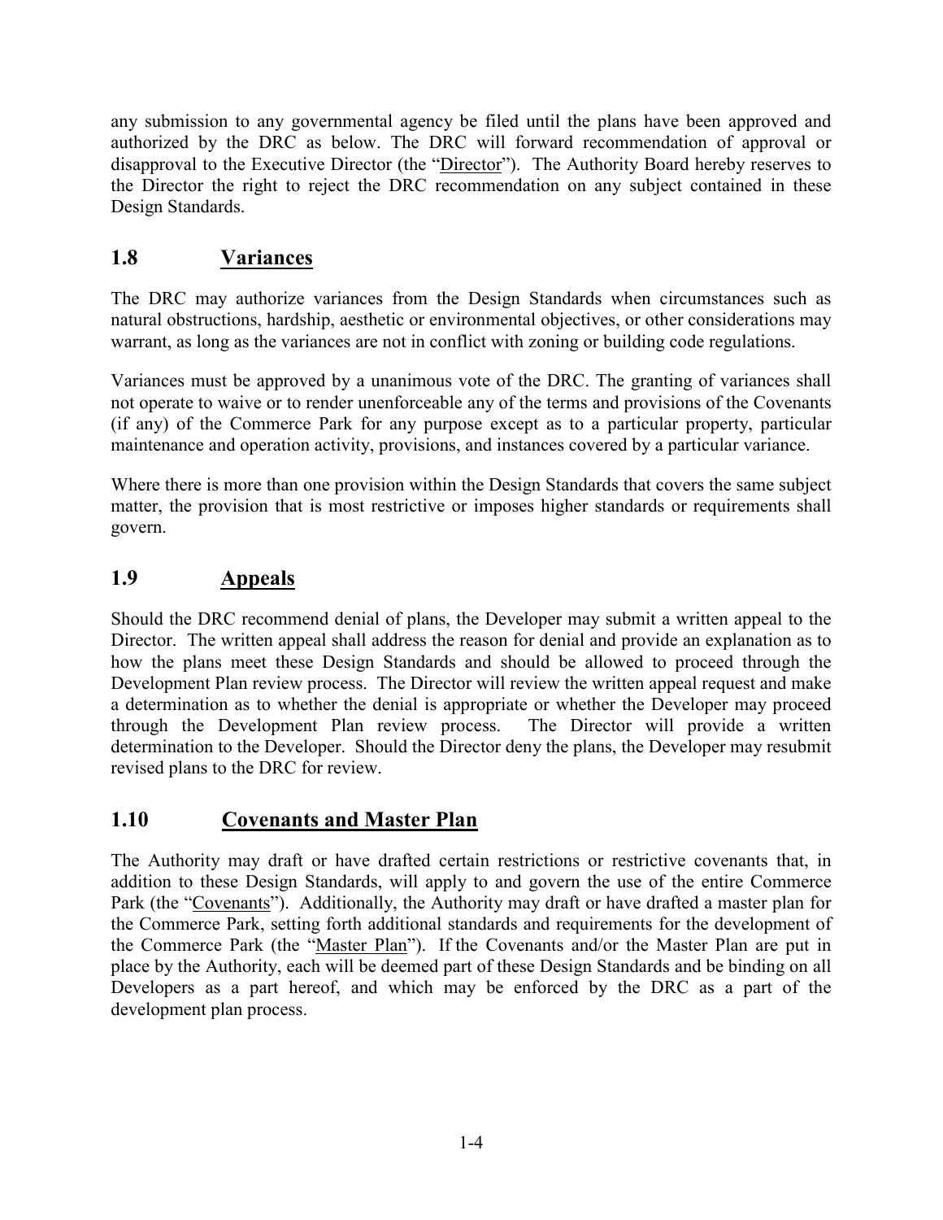any submission to any governmental agency be filed until the plans have been approved and authorized by the DRC as below. The DRC will forward recommendation of approval or disapproval to the Executive Director (the "Director"). The Authority Board hereby reserves to the Director the right to reject the DRC recommendation on any subject contained in these Design Standards.

## 1.8 Variances

The DRC may authorize variances from the Design Standards when circumstances such as natural obstructions, hardship, aesthetic or environmental objectives, or other considerations may warrant, as long as the variances are not in conflict with zoning or building code regulations.

Variances must be approved by a unanimous vote of the DRC. The granting of variances shall not operate to waive or to render unenforceable any of the terms and provisions of the Covenants (if any) of the Commerce Park for any purpose except as to a particular property, particular maintenance and operation activity, provisions, and instances covered by a particular variance.

Where there is more than one provision within the Design Standards that covers the same subject matter, the provision that is most restrictive or imposes higher standards or requirements shall govern.

## 1.9 Appeals

Should the DRC recommend denial of plans, the Developer may submit a written appeal to the Director. The written appeal shall address the reason for denial and provide an explanation as to how the plans meet these Design Standards and should be allowed to proceed through the Development Plan review process. The Director will review the written appeal request and make a determination as to whether the denial is appropriate or whether the Developer may proceed through the Development Plan review process. The Director will provide a written determination to the Developer. Should the Director deny the plans, the Developer may resubmit revised plans to the DRC for review.

## 1.10 Covenants and Master Plan

The Authority may draft or have drafted certain restrictions or restrictive covenants that, in addition to these Design Standards, will apply to and govern the use of the entire Commerce Park (the "Covenants"). Additionally, the Authority may draft or have drafted a master plan for the Commerce Park, setting forth additional standards and requirements for the development of the Commerce Park (the "Master Plan"). If the Covenants and/or the Master Plan are put in place by the Authority, each will be deemed part of these Design Standards and be binding on all Developers as a part hereof, and which may be enforced by the DRC as a part of the development plan process.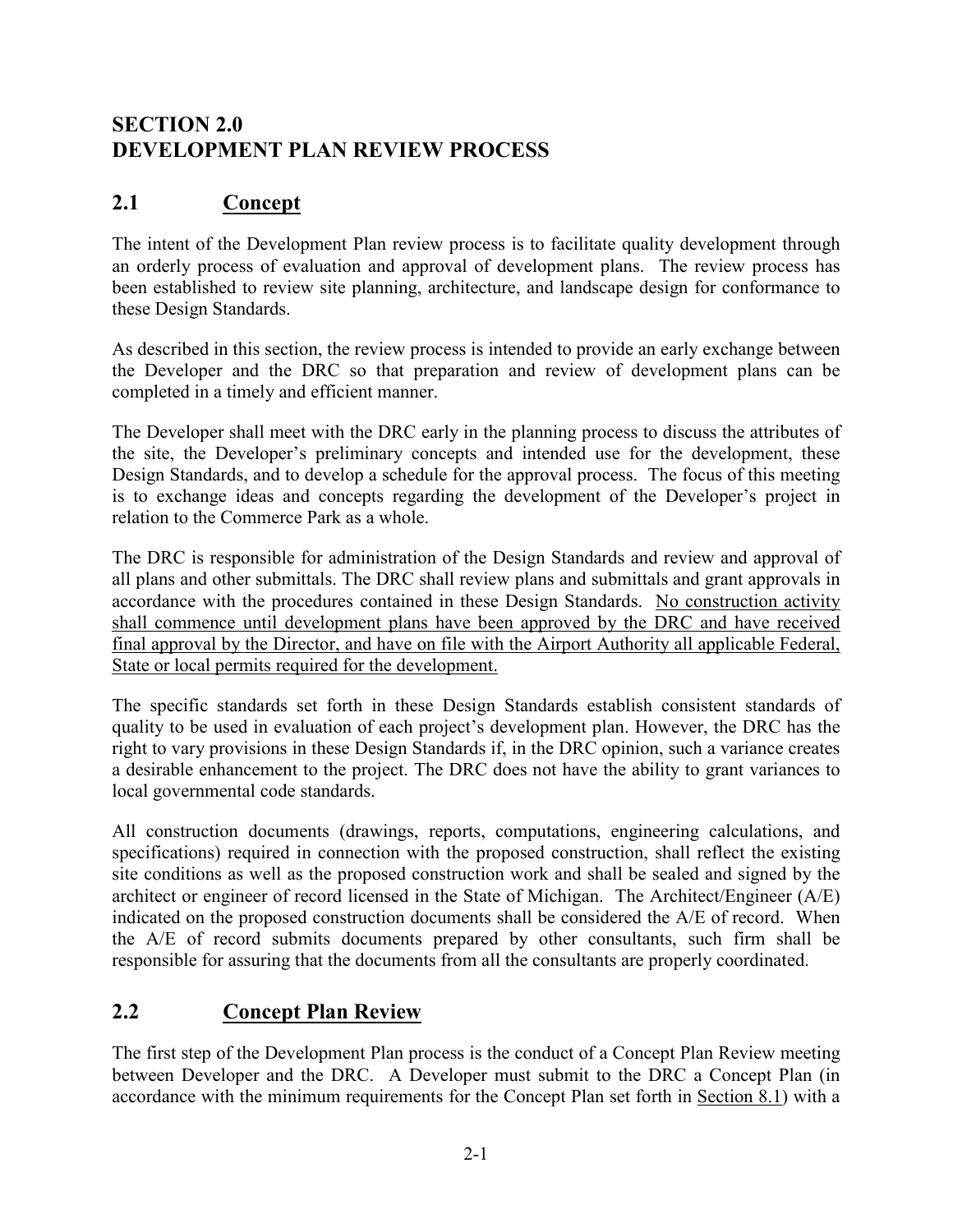# SECTION 2.0
# DEVELOPMENT PLAN REVIEW PROCESS

## 2.1 Concept

The intent of the Development Plan review process is to facilitate quality development through an orderly process of evaluation and approval of development plans. The review process has been established to review site planning, architecture, and landscape design for conformance to these Design Standards.

As described in this section, the review process is intended to provide an early exchange between the Developer and the DRC so that preparation and review of development plans can be completed in a timely and efficient manner.

The Developer shall meet with the DRC early in the planning process to discuss the attributes of the site, the Developer's preliminary concepts and intended use for the development, these Design Standards, and to develop a schedule for the approval process. The focus of this meeting is to exchange ideas and concepts regarding the development of the Developer's project in relation to the Commerce Park as a whole.

The DRC is responsible for administration of the Design Standards and review and approval of all plans and other submittals. The DRC shall review plans and submittals and grant approvals in accordance with the procedures contained in these Design Standards. <u>No construction activity shall commence until development plans have been approved by the DRC and have received final approval by the Director, and have on file with the Airport Authority all applicable Federal, State or local permits required for the development.</u>

The specific standards set forth in these Design Standards establish consistent standards of quality to be used in evaluation of each project's development plan. However, the DRC has the right to vary provisions in these Design Standards if, in the DRC opinion, such a variance creates a desirable enhancement to the project. The DRC does not have the ability to grant variances to local governmental code standards.

All construction documents (drawings, reports, computations, engineering calculations, and specifications) required in connection with the proposed construction, shall reflect the existing site conditions as well as the proposed construction work and shall be sealed and signed by the architect or engineer of record licensed in the State of Michigan. The Architect/Engineer (A/E) indicated on the proposed construction documents shall be considered the A/E of record. When the A/E of record submits documents prepared by other consultants, such firm shall be responsible for assuring that the documents from all the consultants are properly coordinated.

## 2.2 Concept Plan Review

The first step of the Development Plan process is the conduct of a Concept Plan Review meeting between Developer and the DRC. A Developer must submit to the DRC a Concept Plan (in accordance with the minimum requirements for the Concept Plan set forth in Section 8.1) with a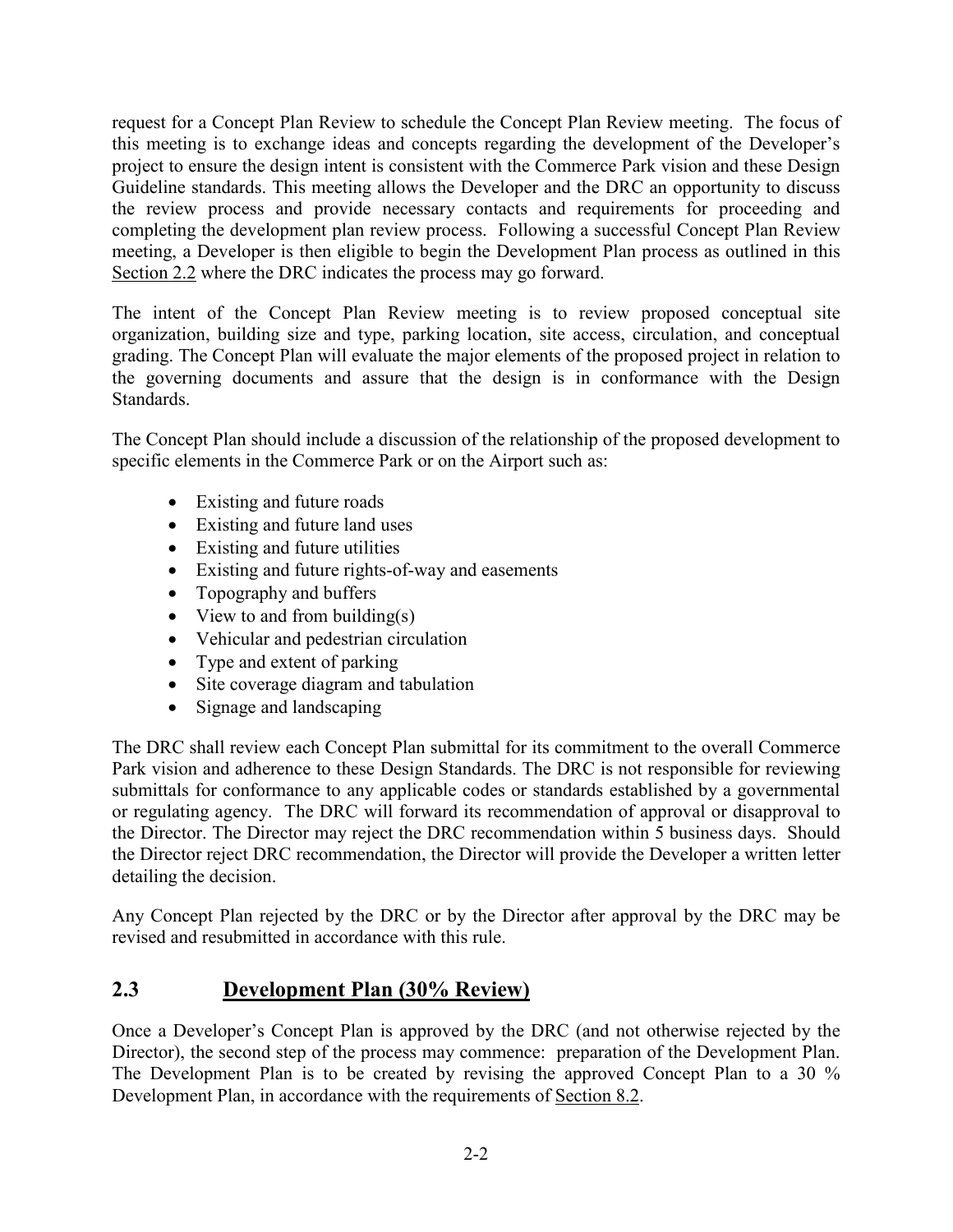request for a Concept Plan Review to schedule the Concept Plan Review meeting. The focus of this meeting is to exchange ideas and concepts regarding the development of the Developer's project to ensure the design intent is consistent with the Commerce Park vision and these Design Guideline standards. This meeting allows the Developer and the DRC an opportunity to discuss the review process and provide necessary contacts and requirements for proceeding and completing the development plan review process. Following a successful Concept Plan Review meeting, a Developer is then eligible to begin the Development Plan process as outlined in this Section 2.2 where the DRC indicates the process may go forward.

The intent of the Concept Plan Review meeting is to review proposed conceptual site organization, building size and type, parking location, site access, circulation, and conceptual grading. The Concept Plan will evaluate the major elements of the proposed project in relation to the governing documents and assure that the design is in conformance with the Design Standards.

The Concept Plan should include a discussion of the relationship of the proposed development to specific elements in the Commerce Park or on the Airport such as:

- Existing and future roads
- Existing and future land uses
- Existing and future utilities
- Existing and future rights-of-way and easements
- Topography and buffers
- View to and from building(s)
- Vehicular and pedestrian circulation
- Type and extent of parking
- Site coverage diagram and tabulation
- Signage and landscaping

The DRC shall review each Concept Plan submittal for its commitment to the overall Commerce Park vision and adherence to these Design Standards. The DRC is not responsible for reviewing submittals for conformance to any applicable codes or standards established by a governmental or regulating agency. The DRC will forward its recommendation of approval or disapproval to the Director. The Director may reject the DRC recommendation within 5 business days. Should the Director reject DRC recommendation, the Director will provide the Developer a written letter detailing the decision.

Any Concept Plan rejected by the DRC or by the Director after approval by the DRC may be revised and resubmitted in accordance with this rule.

## 2.3 Development Plan (30% Review)

Once a Developer's Concept Plan is approved by the DRC (and not otherwise rejected by the Director), the second step of the process may commence: preparation of the Development Plan. The Development Plan is to be created by revising the approved Concept Plan to a 30 % Development Plan, in accordance with the requirements of Section 8.2.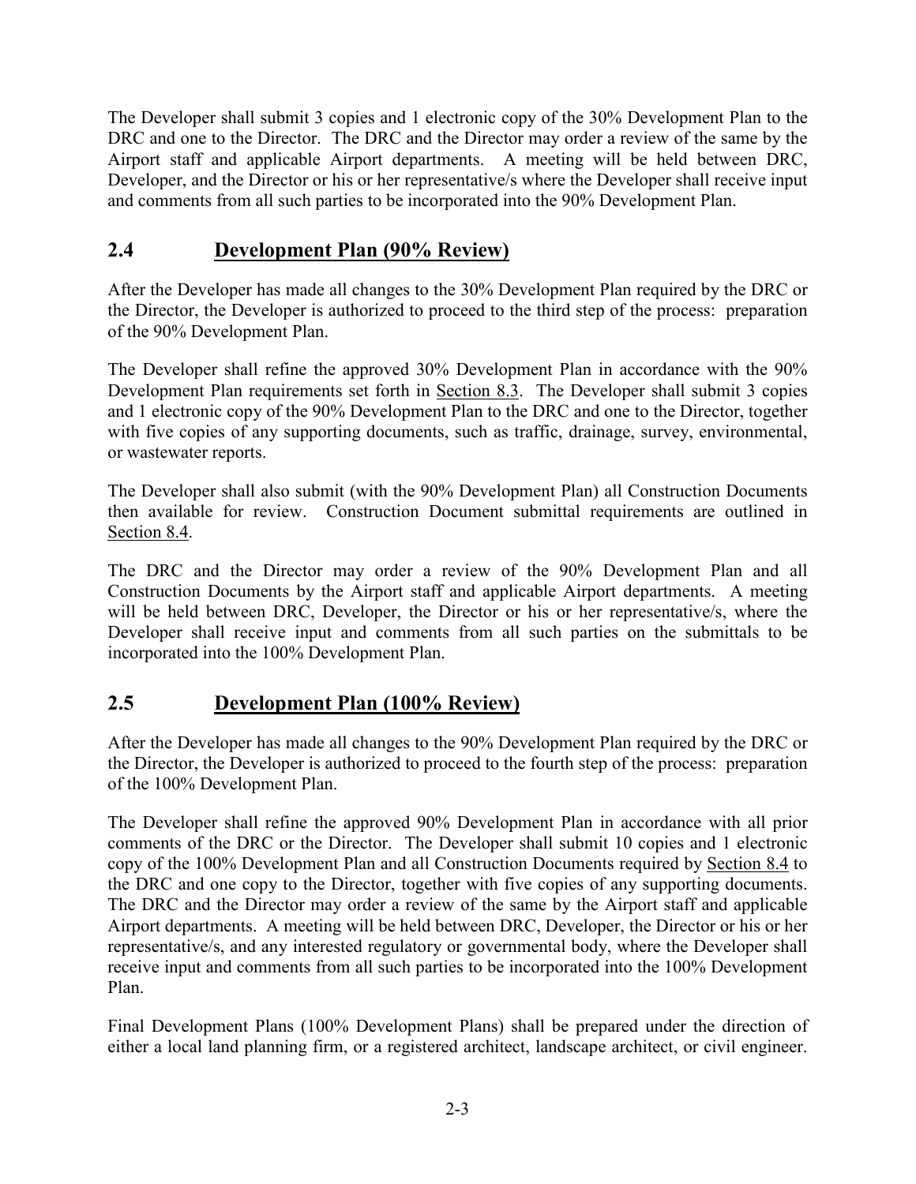The Developer shall submit 3 copies and 1 electronic copy of the 30% Development Plan to the DRC and one to the Director. The DRC and the Director may order a review of the same by the Airport staff and applicable Airport departments. A meeting will be held between DRC, Developer, and the Director or his or her representative/s where the Developer shall receive input and comments from all such parties to be incorporated into the 90% Development Plan.

## 2.4 Development Plan (90% Review)

After the Developer has made all changes to the 30% Development Plan required by the DRC or the Director, the Developer is authorized to proceed to the third step of the process: preparation of the 90% Development Plan.

The Developer shall refine the approved 30% Development Plan in accordance with the 90% Development Plan requirements set forth in Section 8.3. The Developer shall submit 3 copies and 1 electronic copy of the 90% Development Plan to the DRC and one to the Director, together with five copies of any supporting documents, such as traffic, drainage, survey, environmental, or wastewater reports.

The Developer shall also submit (with the 90% Development Plan) all Construction Documents then available for review. Construction Document submittal requirements are outlined in Section 8.4.

The DRC and the Director may order a review of the 90% Development Plan and all Construction Documents by the Airport staff and applicable Airport departments. A meeting will be held between DRC, Developer, the Director or his or her representative/s, where the Developer shall receive input and comments from all such parties on the submittals to be incorporated into the 100% Development Plan.

## 2.5 Development Plan (100% Review)

After the Developer has made all changes to the 90% Development Plan required by the DRC or the Director, the Developer is authorized to proceed to the fourth step of the process: preparation of the 100% Development Plan.

The Developer shall refine the approved 90% Development Plan in accordance with all prior comments of the DRC or the Director. The Developer shall submit 10 copies and 1 electronic copy of the 100% Development Plan and all Construction Documents required by Section 8.4 to the DRC and one copy to the Director, together with five copies of any supporting documents. The DRC and the Director may order a review of the same by the Airport staff and applicable Airport departments. A meeting will be held between DRC, Developer, the Director or his or her representative/s, and any interested regulatory or governmental body, where the Developer shall receive input and comments from all such parties to be incorporated into the 100% Development Plan.

Final Development Plans (100% Development Plans) shall be prepared under the direction of either a local land planning firm, or a registered architect, landscape architect, or civil engineer.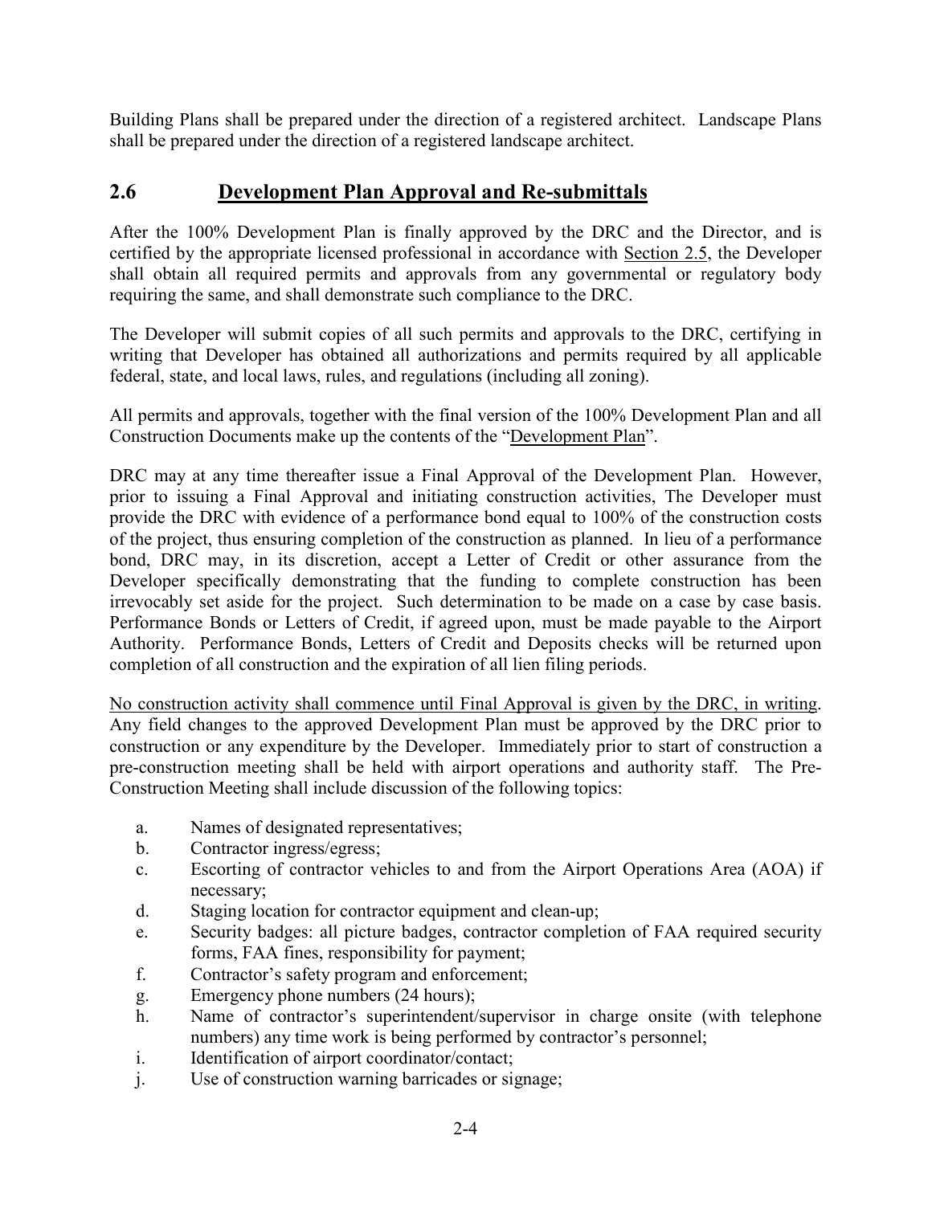Building Plans shall be prepared under the direction of a registered architect. Landscape Plans shall be prepared under the direction of a registered landscape architect.

## 2.6 Development Plan Approval and Re-submittals

After the 100% Development Plan is finally approved by the DRC and the Director, and is certified by the appropriate licensed professional in accordance with Section 2.5, the Developer shall obtain all required permits and approvals from any governmental or regulatory body requiring the same, and shall demonstrate such compliance to the DRC.

The Developer will submit copies of all such permits and approvals to the DRC, certifying in writing that Developer has obtained all authorizations and permits required by all applicable federal, state, and local laws, rules, and regulations (including all zoning).

All permits and approvals, together with the final version of the 100% Development Plan and all Construction Documents make up the contents of the "Development Plan".

DRC may at any time thereafter issue a Final Approval of the Development Plan. However, prior to issuing a Final Approval and initiating construction activities, The Developer must provide the DRC with evidence of a performance bond equal to 100% of the construction costs of the project, thus ensuring completion of the construction as planned. In lieu of a performance bond, DRC may, in its discretion, accept a Letter of Credit or other assurance from the Developer specifically demonstrating that the funding to complete construction has been irrevocably set aside for the project. Such determination to be made on a case by case basis. Performance Bonds or Letters of Credit, if agreed upon, must be made payable to the Airport Authority. Performance Bonds, Letters of Credit and Deposits checks will be returned upon completion of all construction and the expiration of all lien filing periods.

No construction activity shall commence until Final Approval is given by the DRC, in writing. Any field changes to the approved Development Plan must be approved by the DRC prior to construction or any expenditure by the Developer. Immediately prior to start of construction a pre-construction meeting shall be held with airport operations and authority staff. The Pre-Construction Meeting shall include discussion of the following topics:

a. Names of designated representatives;
b. Contractor ingress/egress;
c. Escorting of contractor vehicles to and from the Airport Operations Area (AOA) if necessary;
d. Staging location for contractor equipment and clean-up;
e. Security badges: all picture badges, contractor completion of FAA required security forms, FAA fines, responsibility for payment;
f. Contractor's safety program and enforcement;
g. Emergency phone numbers (24 hours);
h. Name of contractor's superintendent/supervisor in charge onsite (with telephone numbers) any time work is being performed by contractor's personnel;
i. Identification of airport coordinator/contact;
j. Use of construction warning barricades or signage;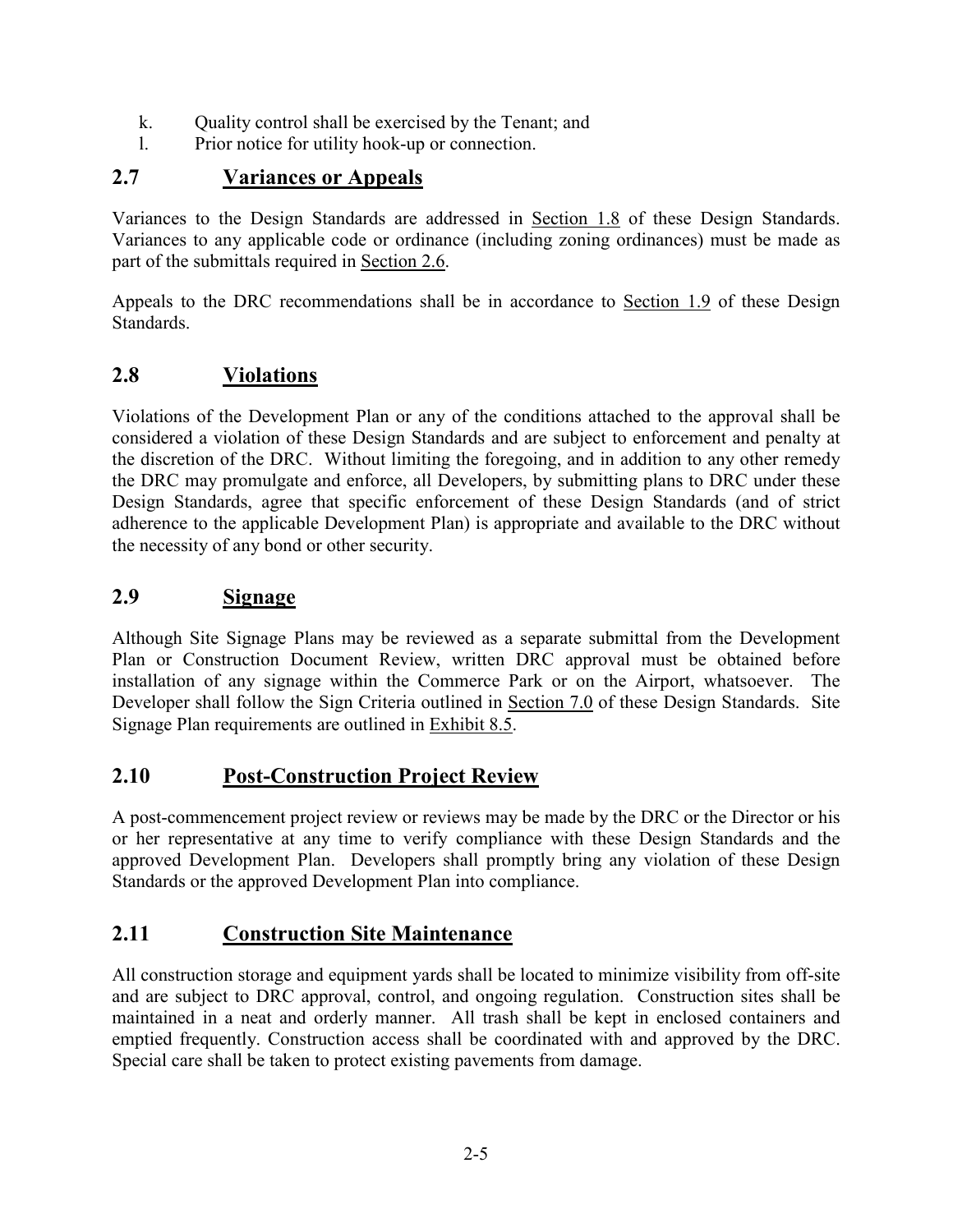k. Quality control shall be exercised by the Tenant; and

l. Prior notice for utility hook-up or connection.

## 2.7 Variances or Appeals

Variances to the Design Standards are addressed in Section 1.8 of these Design Standards. Variances to any applicable code or ordinance (including zoning ordinances) must be made as part of the submittals required in Section 2.6.

Appeals to the DRC recommendations shall be in accordance to Section 1.9 of these Design Standards.

## 2.8 Violations

Violations of the Development Plan or any of the conditions attached to the approval shall be considered a violation of these Design Standards and are subject to enforcement and penalty at the discretion of the DRC. Without limiting the foregoing, and in addition to any other remedy the DRC may promulgate and enforce, all Developers, by submitting plans to DRC under these Design Standards, agree that specific enforcement of these Design Standards (and of strict adherence to the applicable Development Plan) is appropriate and available to the DRC without the necessity of any bond or other security.

## 2.9 Signage

Although Site Signage Plans may be reviewed as a separate submittal from the Development Plan or Construction Document Review, written DRC approval must be obtained before installation of any signage within the Commerce Park or on the Airport, whatsoever. The Developer shall follow the Sign Criteria outlined in Section 7.0 of these Design Standards. Site Signage Plan requirements are outlined in Exhibit 8.5.

## 2.10 Post-Construction Project Review

A post-commencement project review or reviews may be made by the DRC or the Director or his or her representative at any time to verify compliance with these Design Standards and the approved Development Plan. Developers shall promptly bring any violation of these Design Standards or the approved Development Plan into compliance.

## 2.11 Construction Site Maintenance

All construction storage and equipment yards shall be located to minimize visibility from off-site and are subject to DRC approval, control, and ongoing regulation. Construction sites shall be maintained in a neat and orderly manner. All trash shall be kept in enclosed containers and emptied frequently. Construction access shall be coordinated with and approved by the DRC. Special care shall be taken to protect existing pavements from damage.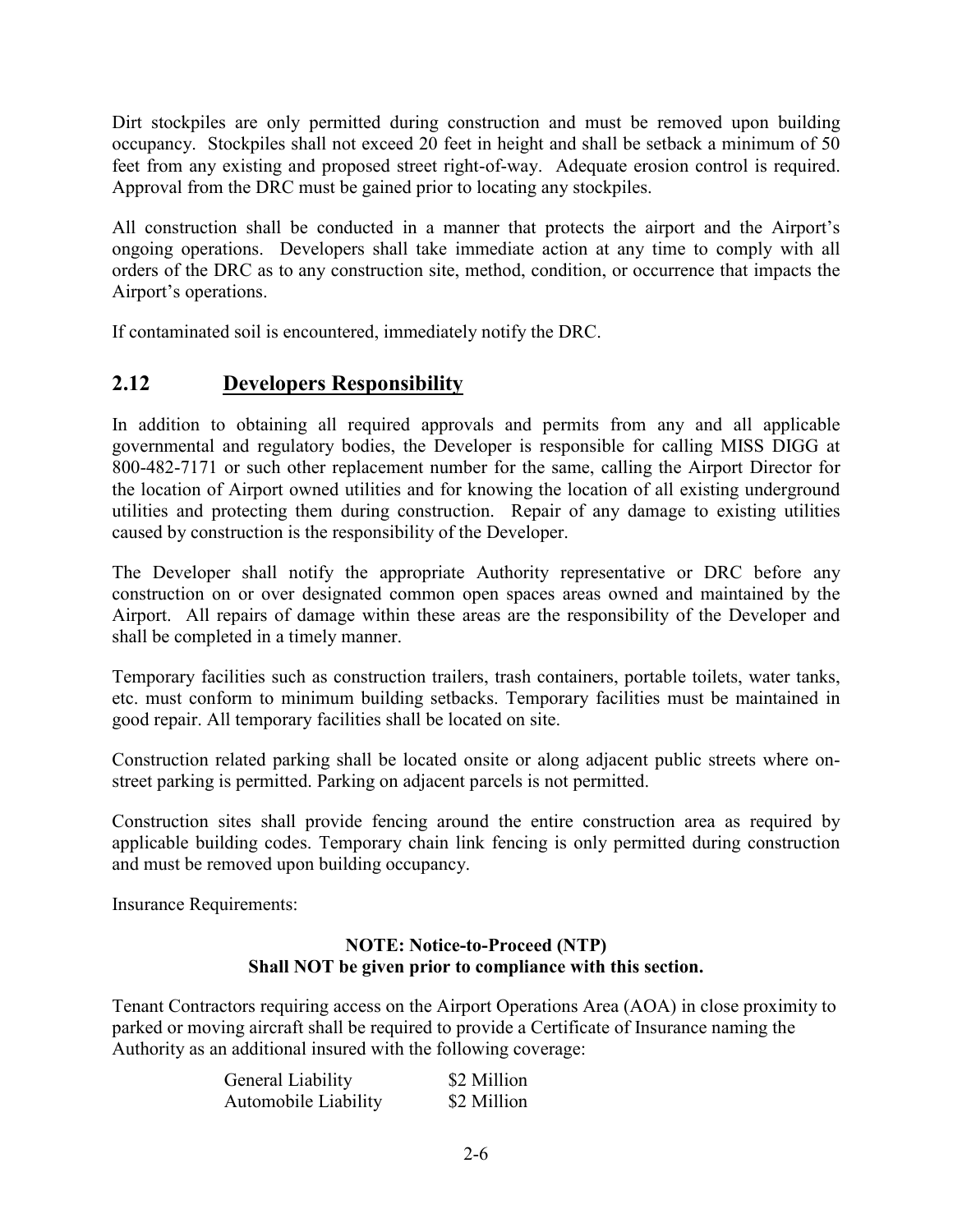Dirt stockpiles are only permitted during construction and must be removed upon building occupancy. Stockpiles shall not exceed 20 feet in height and shall be setback a minimum of 50 feet from any existing and proposed street right-of-way. Adequate erosion control is required. Approval from the DRC must be gained prior to locating any stockpiles.

All construction shall be conducted in a manner that protects the airport and the Airport's ongoing operations. Developers shall take immediate action at any time to comply with all orders of the DRC as to any construction site, method, condition, or occurrence that impacts the Airport's operations.

If contaminated soil is encountered, immediately notify the DRC.

## 2.12 Developers Responsibility

In addition to obtaining all required approvals and permits from any and all applicable governmental and regulatory bodies, the Developer is responsible for calling MISS DIGG at 800-482-7171 or such other replacement number for the same, calling the Airport Director for the location of Airport owned utilities and for knowing the location of all existing underground utilities and protecting them during construction. Repair of any damage to existing utilities caused by construction is the responsibility of the Developer.

The Developer shall notify the appropriate Authority representative or DRC before any construction on or over designated common open spaces areas owned and maintained by the Airport. All repairs of damage within these areas are the responsibility of the Developer and shall be completed in a timely manner.

Temporary facilities such as construction trailers, trash containers, portable toilets, water tanks, etc. must conform to minimum building setbacks. Temporary facilities must be maintained in good repair. All temporary facilities shall be located on site.

Construction related parking shall be located onsite or along adjacent public streets where on-street parking is permitted. Parking on adjacent parcels is not permitted.

Construction sites shall provide fencing around the entire construction area as required by applicable building codes. Temporary chain link fencing is only permitted during construction and must be removed upon building occupancy.

Insurance Requirements:

**NOTE: Notice-to-Proceed (NTP)**
**Shall NOT be given prior to compliance with this section.**

Tenant Contractors requiring access on the Airport Operations Area (AOA) in close proximity to parked or moving aircraft shall be required to provide a Certificate of Insurance naming the Authority as an additional insured with the following coverage:

| | |
|---|---|
| General Liability | \$2 Million |
| Automobile Liability | \$2 Million |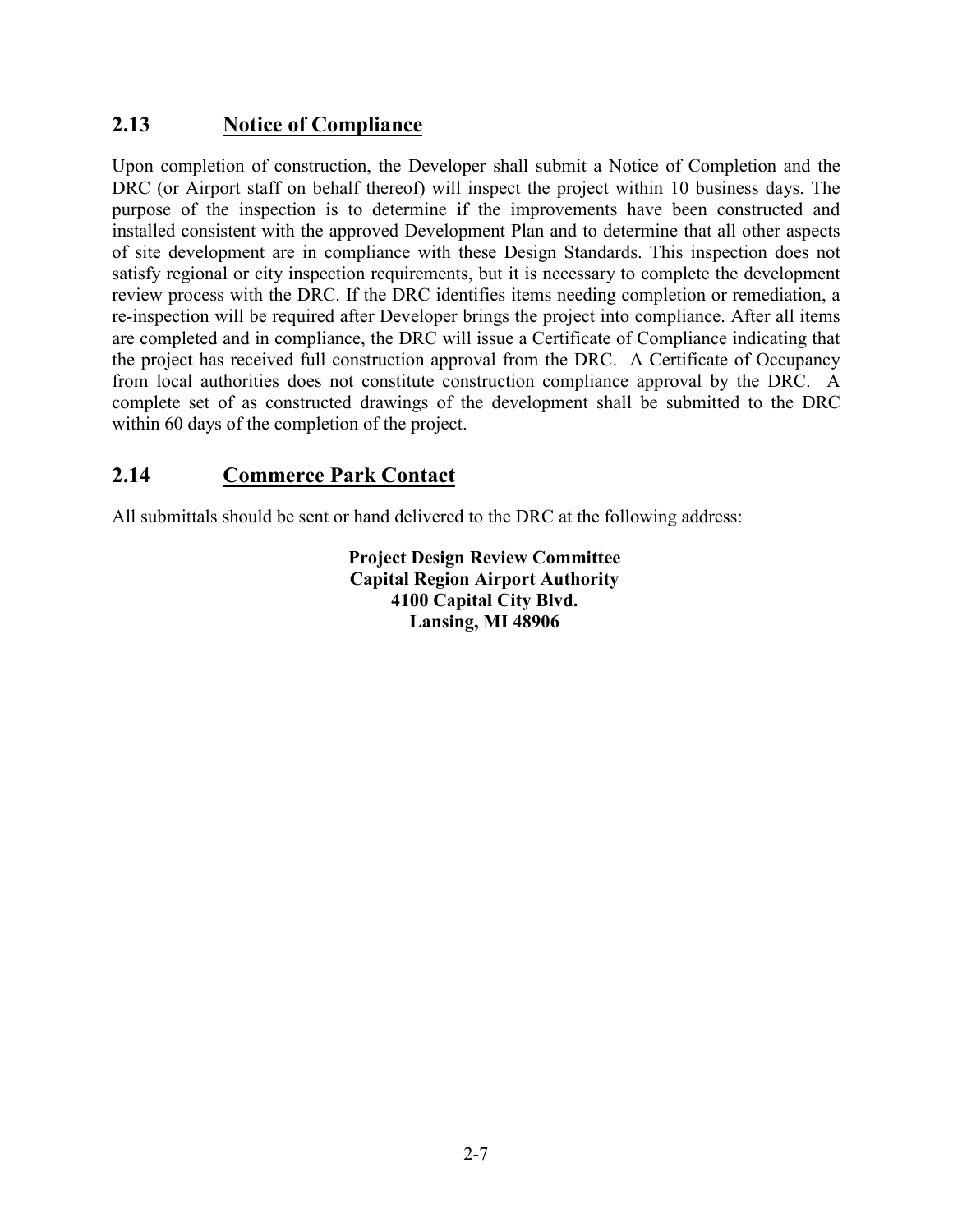## 2.13 Notice of Compliance

Upon completion of construction, the Developer shall submit a Notice of Completion and the DRC (or Airport staff on behalf thereof) will inspect the project within 10 business days. The purpose of the inspection is to determine if the improvements have been constructed and installed consistent with the approved Development Plan and to determine that all other aspects of site development are in compliance with these Design Standards. This inspection does not satisfy regional or city inspection requirements, but it is necessary to complete the development review process with the DRC. If the DRC identifies items needing completion or remediation, a re-inspection will be required after Developer brings the project into compliance. After all items are completed and in compliance, the DRC will issue a Certificate of Compliance indicating that the project has received full construction approval from the DRC. A Certificate of Occupancy from local authorities does not constitute construction compliance approval by the DRC. A complete set of as constructed drawings of the development shall be submitted to the DRC within 60 days of the completion of the project.

## 2.14 Commerce Park Contact

All submittals should be sent or hand delivered to the DRC at the following address:

**Project Design Review Committee**
**Capital Region Airport Authority**
**4100 Capital City Blvd.**
**Lansing, MI 48906**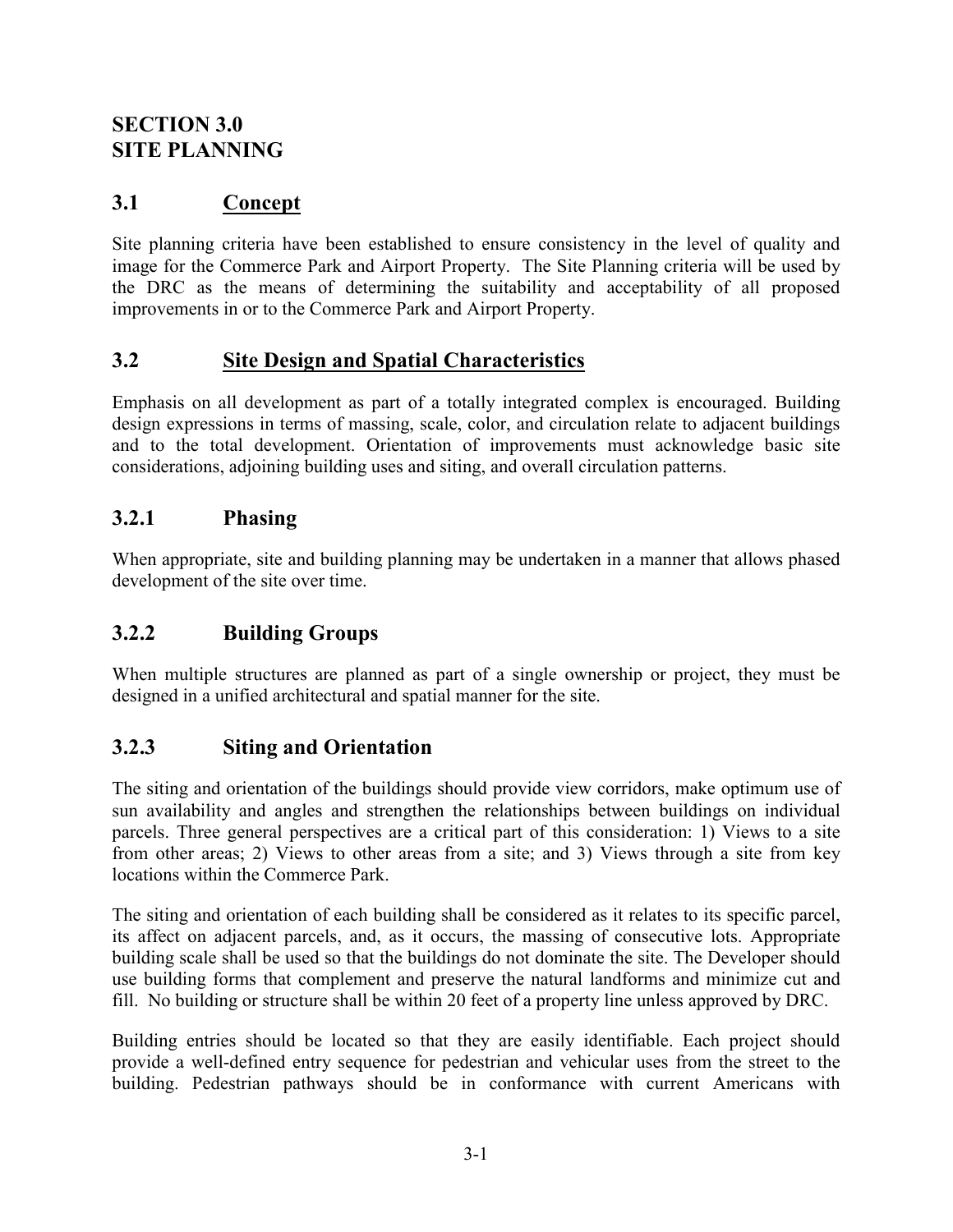# SECTION 3.0
# SITE PLANNING

## 3.1 Concept

Site planning criteria have been established to ensure consistency in the level of quality and image for the Commerce Park and Airport Property. The Site Planning criteria will be used by the DRC as the means of determining the suitability and acceptability of all proposed improvements in or to the Commerce Park and Airport Property.

## 3.2 Site Design and Spatial Characteristics

Emphasis on all development as part of a totally integrated complex is encouraged. Building design expressions in terms of massing, scale, color, and circulation relate to adjacent buildings and to the total development. Orientation of improvements must acknowledge basic site considerations, adjoining building uses and siting, and overall circulation patterns.

### 3.2.1 Phasing

When appropriate, site and building planning may be undertaken in a manner that allows phased development of the site over time.

### 3.2.2 Building Groups

When multiple structures are planned as part of a single ownership or project, they must be designed in a unified architectural and spatial manner for the site.

### 3.2.3 Siting and Orientation

The siting and orientation of the buildings should provide view corridors, make optimum use of sun availability and angles and strengthen the relationships between buildings on individual parcels. Three general perspectives are a critical part of this consideration: 1) Views to a site from other areas; 2) Views to other areas from a site; and 3) Views through a site from key locations within the Commerce Park.

The siting and orientation of each building shall be considered as it relates to its specific parcel, its affect on adjacent parcels, and, as it occurs, the massing of consecutive lots. Appropriate building scale shall be used so that the buildings do not dominate the site. The Developer should use building forms that complement and preserve the natural landforms and minimize cut and fill. No building or structure shall be within 20 feet of a property line unless approved by DRC.

Building entries should be located so that they are easily identifiable. Each project should provide a well-defined entry sequence for pedestrian and vehicular uses from the street to the building. Pedestrian pathways should be in conformance with current Americans with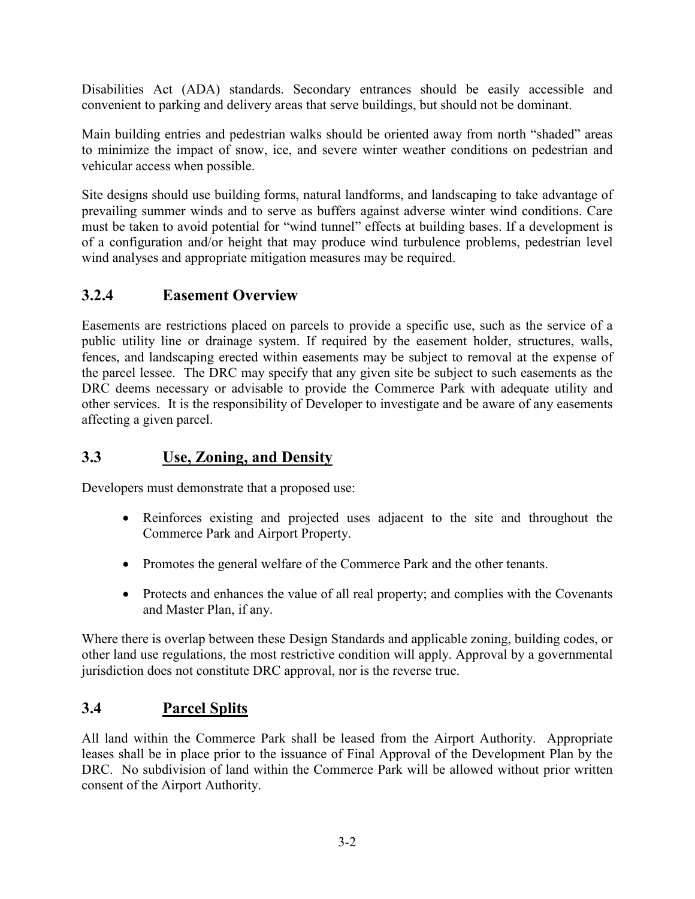Disabilities Act (ADA) standards. Secondary entrances should be easily accessible and convenient to parking and delivery areas that serve buildings, but should not be dominant.

Main building entries and pedestrian walks should be oriented away from north "shaded" areas to minimize the impact of snow, ice, and severe winter weather conditions on pedestrian and vehicular access when possible.

Site designs should use building forms, natural landforms, and landscaping to take advantage of prevailing summer winds and to serve as buffers against adverse winter wind conditions. Care must be taken to avoid potential for "wind tunnel" effects at building bases. If a development is of a configuration and/or height that may produce wind turbulence problems, pedestrian level wind analyses and appropriate mitigation measures may be required.

### 3.2.4 Easement Overview

Easements are restrictions placed on parcels to provide a specific use, such as the service of a public utility line or drainage system. If required by the easement holder, structures, walls, fences, and landscaping erected within easements may be subject to removal at the expense of the parcel lessee. The DRC may specify that any given site be subject to such easements as the DRC deems necessary or advisable to provide the Commerce Park with adequate utility and other services. It is the responsibility of Developer to investigate and be aware of any easements affecting a given parcel.

## 3.3 Use, Zoning, and Density

Developers must demonstrate that a proposed use:

- Reinforces existing and projected uses adjacent to the site and throughout the Commerce Park and Airport Property.
- Promotes the general welfare of the Commerce Park and the other tenants.
- Protects and enhances the value of all real property; and complies with the Covenants and Master Plan, if any.

Where there is overlap between these Design Standards and applicable zoning, building codes, or other land use regulations, the most restrictive condition will apply. Approval by a governmental jurisdiction does not constitute DRC approval, nor is the reverse true.

## 3.4 Parcel Splits

All land within the Commerce Park shall be leased from the Airport Authority. Appropriate leases shall be in place prior to the issuance of Final Approval of the Development Plan by the DRC. No subdivision of land within the Commerce Park will be allowed without prior written consent of the Airport Authority.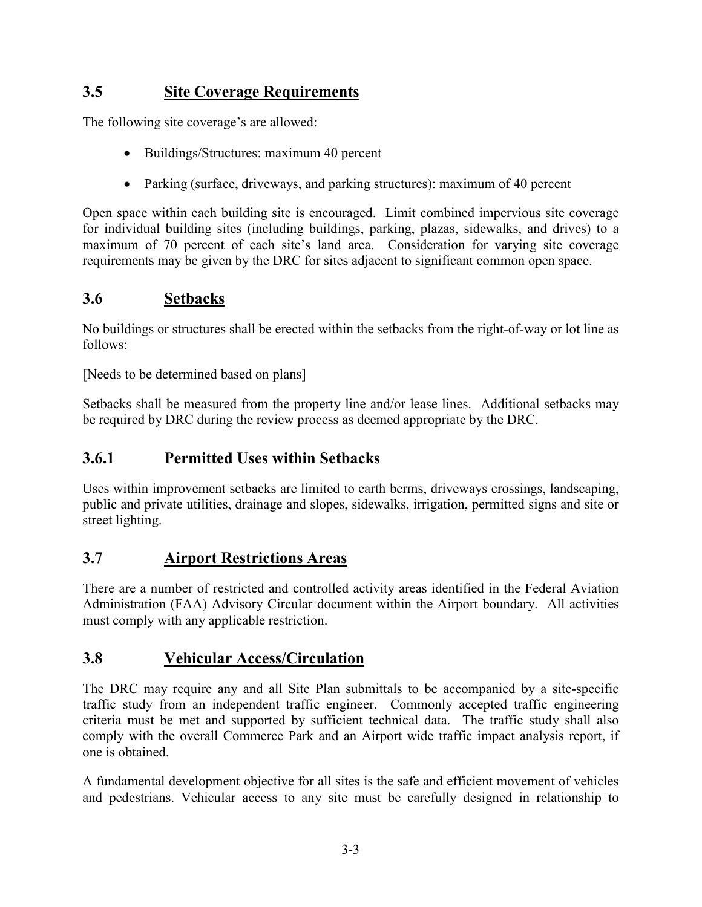## 3.5 Site Coverage Requirements

The following site coverage's are allowed:

- Buildings/Structures: maximum 40 percent
- Parking (surface, driveways, and parking structures): maximum of 40 percent

Open space within each building site is encouraged. Limit combined impervious site coverage for individual building sites (including buildings, parking, plazas, sidewalks, and drives) to a maximum of 70 percent of each site's land area. Consideration for varying site coverage requirements may be given by the DRC for sites adjacent to significant common open space.

## 3.6 Setbacks

No buildings or structures shall be erected within the setbacks from the right-of-way or lot line as follows:

[Needs to be determined based on plans]

Setbacks shall be measured from the property line and/or lease lines. Additional setbacks may be required by DRC during the review process as deemed appropriate by the DRC.

### 3.6.1 Permitted Uses within Setbacks

Uses within improvement setbacks are limited to earth berms, driveways crossings, landscaping, public and private utilities, drainage and slopes, sidewalks, irrigation, permitted signs and site or street lighting.

## 3.7 Airport Restrictions Areas

There are a number of restricted and controlled activity areas identified in the Federal Aviation Administration (FAA) Advisory Circular document within the Airport boundary. All activities must comply with any applicable restriction.

## 3.8 Vehicular Access/Circulation

The DRC may require any and all Site Plan submittals to be accompanied by a site-specific traffic study from an independent traffic engineer. Commonly accepted traffic engineering criteria must be met and supported by sufficient technical data. The traffic study shall also comply with the overall Commerce Park and an Airport wide traffic impact analysis report, if one is obtained.

A fundamental development objective for all sites is the safe and efficient movement of vehicles and pedestrians. Vehicular access to any site must be carefully designed in relationship to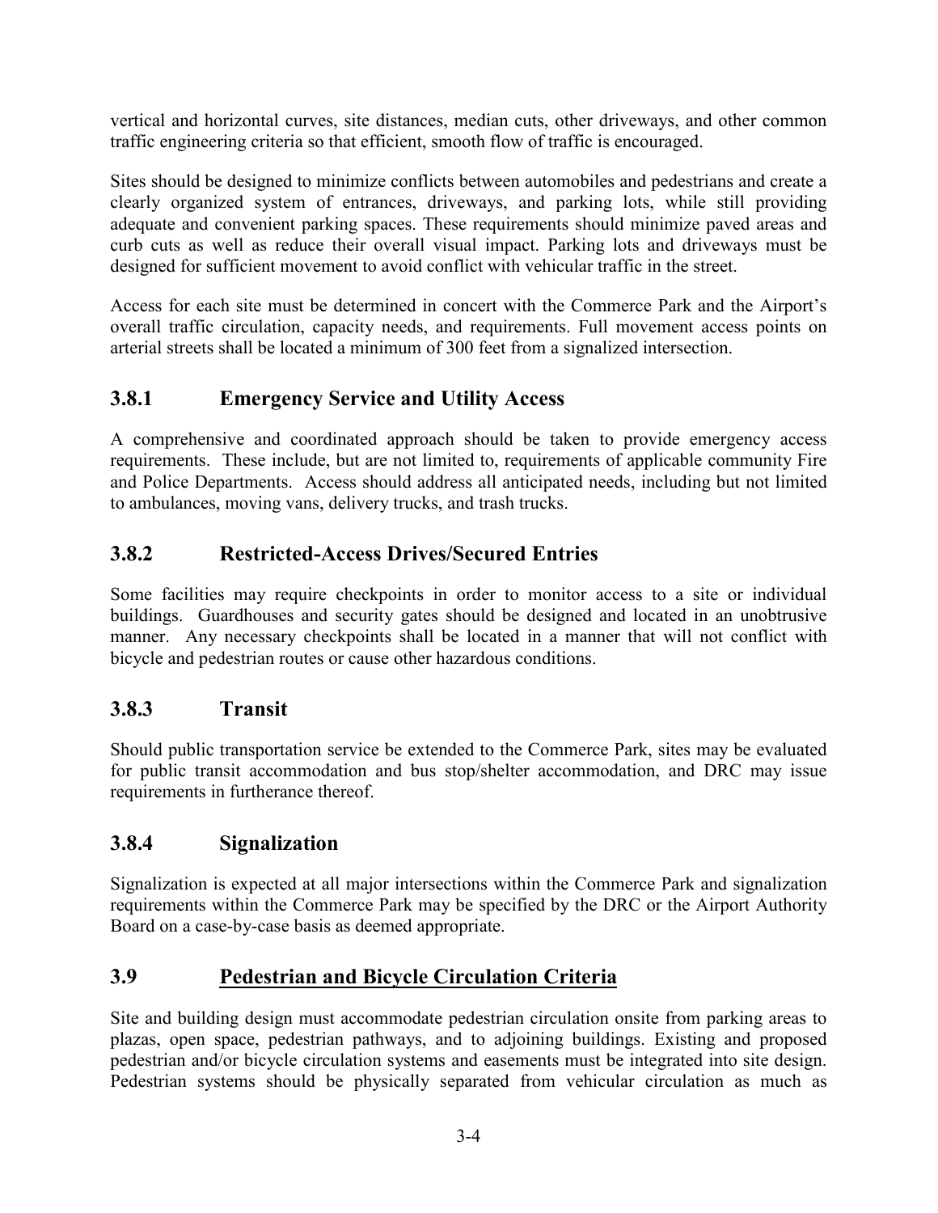vertical and horizontal curves, site distances, median cuts, other driveways, and other common traffic engineering criteria so that efficient, smooth flow of traffic is encouraged.

Sites should be designed to minimize conflicts between automobiles and pedestrians and create a clearly organized system of entrances, driveways, and parking lots, while still providing adequate and convenient parking spaces. These requirements should minimize paved areas and curb cuts as well as reduce their overall visual impact. Parking lots and driveways must be designed for sufficient movement to avoid conflict with vehicular traffic in the street.

Access for each site must be determined in concert with the Commerce Park and the Airport's overall traffic circulation, capacity needs, and requirements. Full movement access points on arterial streets shall be located a minimum of 300 feet from a signalized intersection.

### 3.8.1 Emergency Service and Utility Access

A comprehensive and coordinated approach should be taken to provide emergency access requirements. These include, but are not limited to, requirements of applicable community Fire and Police Departments. Access should address all anticipated needs, including but not limited to ambulances, moving vans, delivery trucks, and trash trucks.

### 3.8.2 Restricted-Access Drives/Secured Entries

Some facilities may require checkpoints in order to monitor access to a site or individual buildings. Guardhouses and security gates should be designed and located in an unobtrusive manner. Any necessary checkpoints shall be located in a manner that will not conflict with bicycle and pedestrian routes or cause other hazardous conditions.

### 3.8.3 Transit

Should public transportation service be extended to the Commerce Park, sites may be evaluated for public transit accommodation and bus stop/shelter accommodation, and DRC may issue requirements in furtherance thereof.

### 3.8.4 Signalization

Signalization is expected at all major intersections within the Commerce Park and signalization requirements within the Commerce Park may be specified by the DRC or the Airport Authority Board on a case-by-case basis as deemed appropriate.

## 3.9 Pedestrian and Bicycle Circulation Criteria

Site and building design must accommodate pedestrian circulation onsite from parking areas to plazas, open space, pedestrian pathways, and to adjoining buildings. Existing and proposed pedestrian and/or bicycle circulation systems and easements must be integrated into site design. Pedestrian systems should be physically separated from vehicular circulation as much as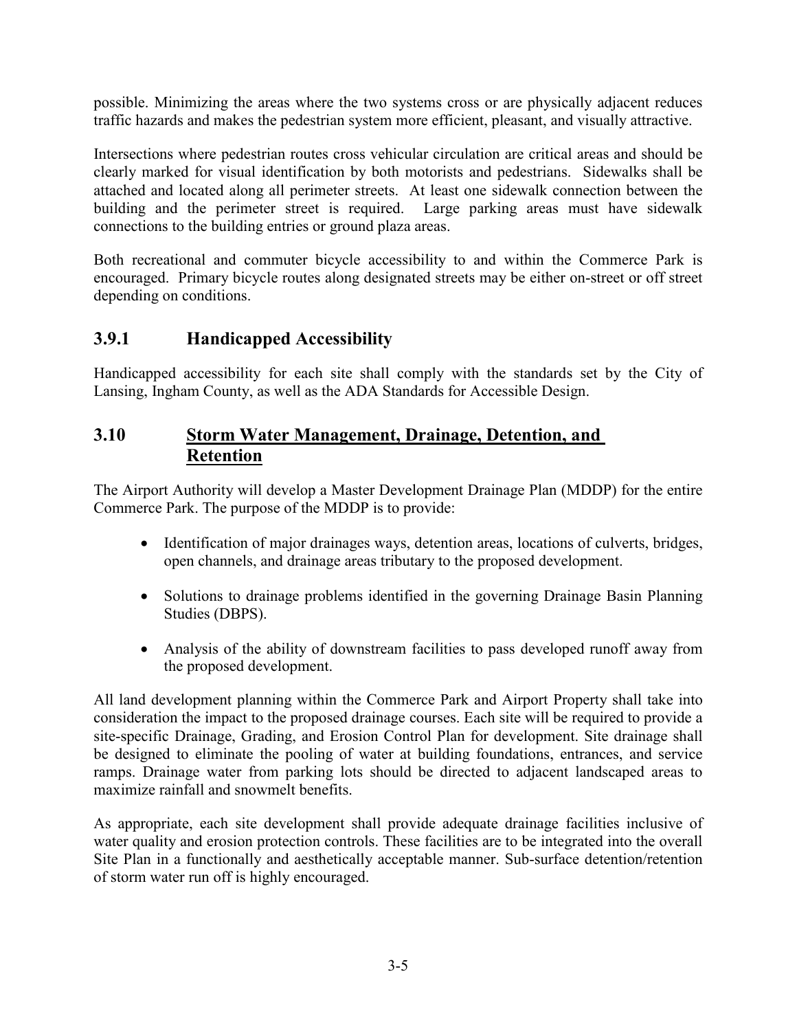possible. Minimizing the areas where the two systems cross or are physically adjacent reduces traffic hazards and makes the pedestrian system more efficient, pleasant, and visually attractive.

Intersections where pedestrian routes cross vehicular circulation are critical areas and should be clearly marked for visual identification by both motorists and pedestrians. Sidewalks shall be attached and located along all perimeter streets. At least one sidewalk connection between the building and the perimeter street is required. Large parking areas must have sidewalk connections to the building entries or ground plaza areas.

Both recreational and commuter bicycle accessibility to and within the Commerce Park is encouraged. Primary bicycle routes along designated streets may be either on-street or off street depending on conditions.

### 3.9.1 Handicapped Accessibility

Handicapped accessibility for each site shall comply with the standards set by the City of Lansing, Ingham County, as well as the ADA Standards for Accessible Design.

## 3.10 Storm Water Management, Drainage, Detention, and Retention

The Airport Authority will develop a Master Development Drainage Plan (MDDP) for the entire Commerce Park. The purpose of the MDDP is to provide:

- Identification of major drainages ways, detention areas, locations of culverts, bridges, open channels, and drainage areas tributary to the proposed development.
- Solutions to drainage problems identified in the governing Drainage Basin Planning Studies (DBPS).
- Analysis of the ability of downstream facilities to pass developed runoff away from the proposed development.

All land development planning within the Commerce Park and Airport Property shall take into consideration the impact to the proposed drainage courses. Each site will be required to provide a site-specific Drainage, Grading, and Erosion Control Plan for development. Site drainage shall be designed to eliminate the pooling of water at building foundations, entrances, and service ramps. Drainage water from parking lots should be directed to adjacent landscaped areas to maximize rainfall and snowmelt benefits.

As appropriate, each site development shall provide adequate drainage facilities inclusive of water quality and erosion protection controls. These facilities are to be integrated into the overall Site Plan in a functionally and aesthetically acceptable manner. Sub-surface detention/retention of storm water run off is highly encouraged.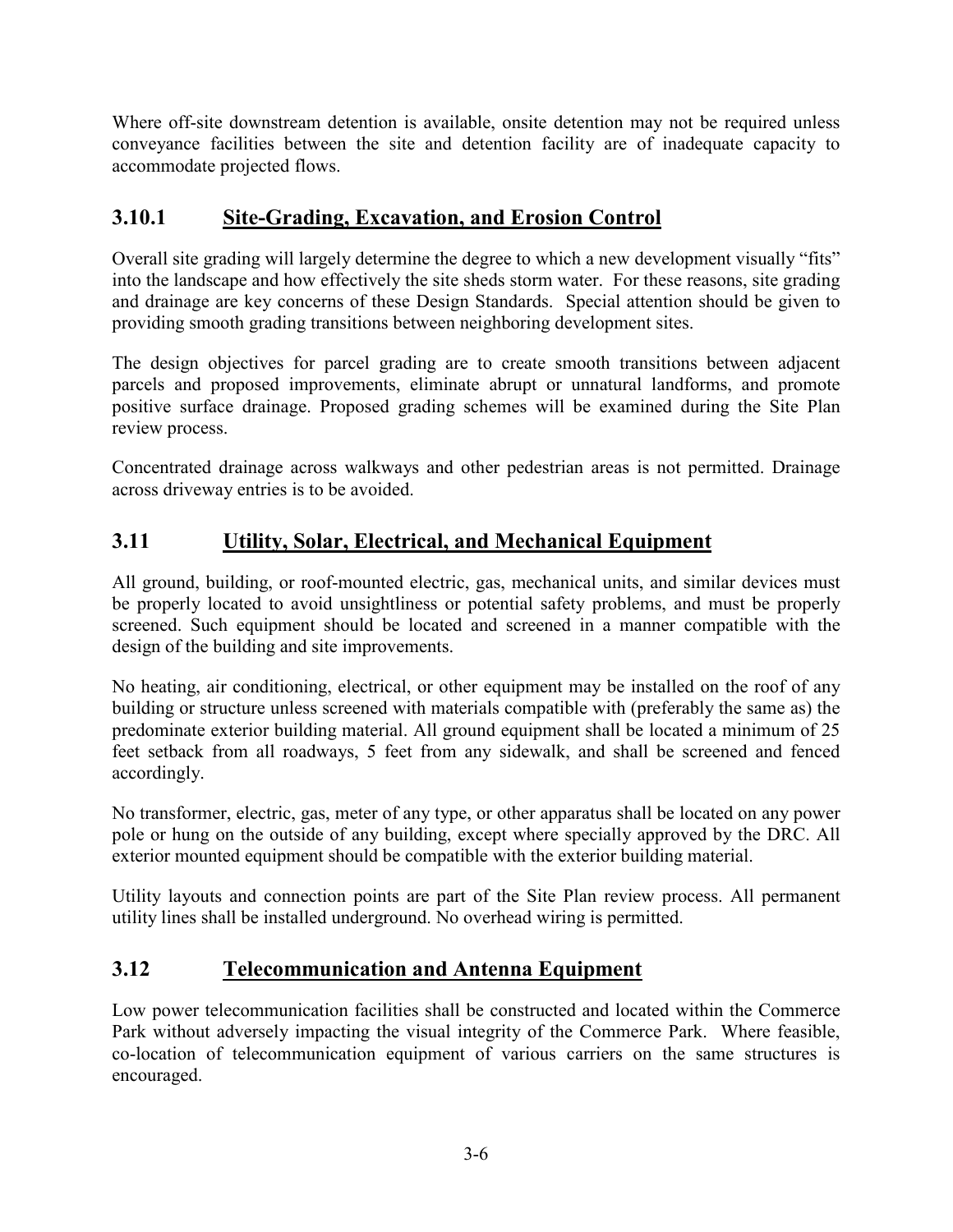Where off-site downstream detention is available, onsite detention may not be required unless conveyance facilities between the site and detention facility are of inadequate capacity to accommodate projected flows.

### 3.10.1 Site-Grading, Excavation, and Erosion Control

Overall site grading will largely determine the degree to which a new development visually "fits" into the landscape and how effectively the site sheds storm water. For these reasons, site grading and drainage are key concerns of these Design Standards. Special attention should be given to providing smooth grading transitions between neighboring development sites.

The design objectives for parcel grading are to create smooth transitions between adjacent parcels and proposed improvements, eliminate abrupt or unnatural landforms, and promote positive surface drainage. Proposed grading schemes will be examined during the Site Plan review process.

Concentrated drainage across walkways and other pedestrian areas is not permitted. Drainage across driveway entries is to be avoided.

## 3.11 Utility, Solar, Electrical, and Mechanical Equipment

All ground, building, or roof-mounted electric, gas, mechanical units, and similar devices must be properly located to avoid unsightliness or potential safety problems, and must be properly screened. Such equipment should be located and screened in a manner compatible with the design of the building and site improvements.

No heating, air conditioning, electrical, or other equipment may be installed on the roof of any building or structure unless screened with materials compatible with (preferably the same as) the predominate exterior building material. All ground equipment shall be located a minimum of 25 feet setback from all roadways, 5 feet from any sidewalk, and shall be screened and fenced accordingly.

No transformer, electric, gas, meter of any type, or other apparatus shall be located on any power pole or hung on the outside of any building, except where specially approved by the DRC. All exterior mounted equipment should be compatible with the exterior building material.

Utility layouts and connection points are part of the Site Plan review process. All permanent utility lines shall be installed underground. No overhead wiring is permitted.

## 3.12 Telecommunication and Antenna Equipment

Low power telecommunication facilities shall be constructed and located within the Commerce Park without adversely impacting the visual integrity of the Commerce Park. Where feasible, co-location of telecommunication equipment of various carriers on the same structures is encouraged.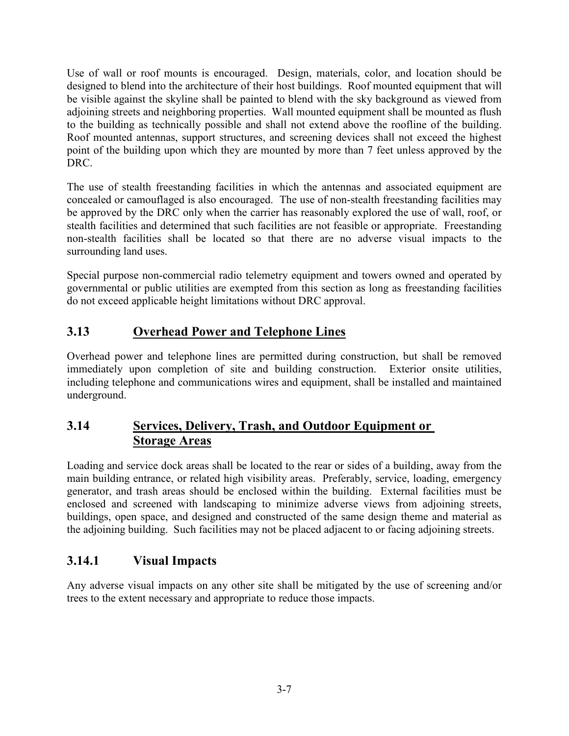Use of wall or roof mounts is encouraged. Design, materials, color, and location should be designed to blend into the architecture of their host buildings. Roof mounted equipment that will be visible against the skyline shall be painted to blend with the sky background as viewed from adjoining streets and neighboring properties. Wall mounted equipment shall be mounted as flush to the building as technically possible and shall not extend above the roofline of the building. Roof mounted antennas, support structures, and screening devices shall not exceed the highest point of the building upon which they are mounted by more than 7 feet unless approved by the DRC.

The use of stealth freestanding facilities in which the antennas and associated equipment are concealed or camouflaged is also encouraged. The use of non-stealth freestanding facilities may be approved by the DRC only when the carrier has reasonably explored the use of wall, roof, or stealth facilities and determined that such facilities are not feasible or appropriate. Freestanding non-stealth facilities shall be located so that there are no adverse visual impacts to the surrounding land uses.

Special purpose non-commercial radio telemetry equipment and towers owned and operated by governmental or public utilities are exempted from this section as long as freestanding facilities do not exceed applicable height limitations without DRC approval.

## 3.13 Overhead Power and Telephone Lines

Overhead power and telephone lines are permitted during construction, but shall be removed immediately upon completion of site and building construction. Exterior onsite utilities, including telephone and communications wires and equipment, shall be installed and maintained underground.

## 3.14 Services, Delivery, Trash, and Outdoor Equipment or Storage Areas

Loading and service dock areas shall be located to the rear or sides of a building, away from the main building entrance, or related high visibility areas. Preferably, service, loading, emergency generator, and trash areas should be enclosed within the building. External facilities must be enclosed and screened with landscaping to minimize adverse views from adjoining streets, buildings, open space, and designed and constructed of the same design theme and material as the adjoining building. Such facilities may not be placed adjacent to or facing adjoining streets.

### 3.14.1 Visual Impacts

Any adverse visual impacts on any other site shall be mitigated by the use of screening and/or trees to the extent necessary and appropriate to reduce those impacts.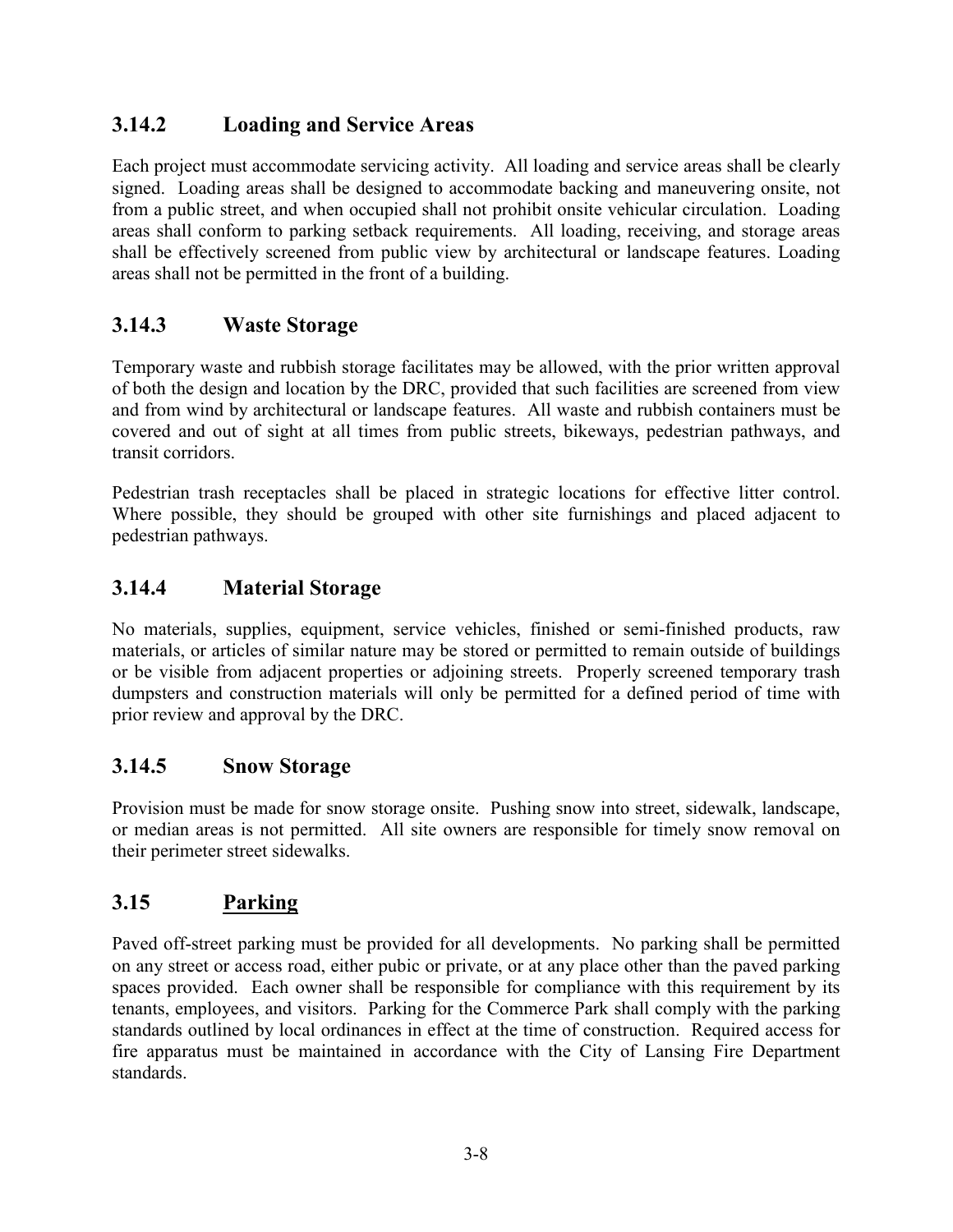### 3.14.2 Loading and Service Areas

Each project must accommodate servicing activity. All loading and service areas shall be clearly signed. Loading areas shall be designed to accommodate backing and maneuvering onsite, not from a public street, and when occupied shall not prohibit onsite vehicular circulation. Loading areas shall conform to parking setback requirements. All loading, receiving, and storage areas shall be effectively screened from public view by architectural or landscape features. Loading areas shall not be permitted in the front of a building.

### 3.14.3 Waste Storage

Temporary waste and rubbish storage facilitates may be allowed, with the prior written approval of both the design and location by the DRC, provided that such facilities are screened from view and from wind by architectural or landscape features. All waste and rubbish containers must be covered and out of sight at all times from public streets, bikeways, pedestrian pathways, and transit corridors.

Pedestrian trash receptacles shall be placed in strategic locations for effective litter control. Where possible, they should be grouped with other site furnishings and placed adjacent to pedestrian pathways.

### 3.14.4 Material Storage

No materials, supplies, equipment, service vehicles, finished or semi-finished products, raw materials, or articles of similar nature may be stored or permitted to remain outside of buildings or be visible from adjacent properties or adjoining streets. Properly screened temporary trash dumpsters and construction materials will only be permitted for a defined period of time with prior review and approval by the DRC.

### 3.14.5 Snow Storage

Provision must be made for snow storage onsite. Pushing snow into street, sidewalk, landscape, or median areas is not permitted. All site owners are responsible for timely snow removal on their perimeter street sidewalks.

## 3.15 Parking

Paved off-street parking must be provided for all developments. No parking shall be permitted on any street or access road, either pubic or private, or at any place other than the paved parking spaces provided. Each owner shall be responsible for compliance with this requirement by its tenants, employees, and visitors. Parking for the Commerce Park shall comply with the parking standards outlined by local ordinances in effect at the time of construction. Required access for fire apparatus must be maintained in accordance with the City of Lansing Fire Department standards.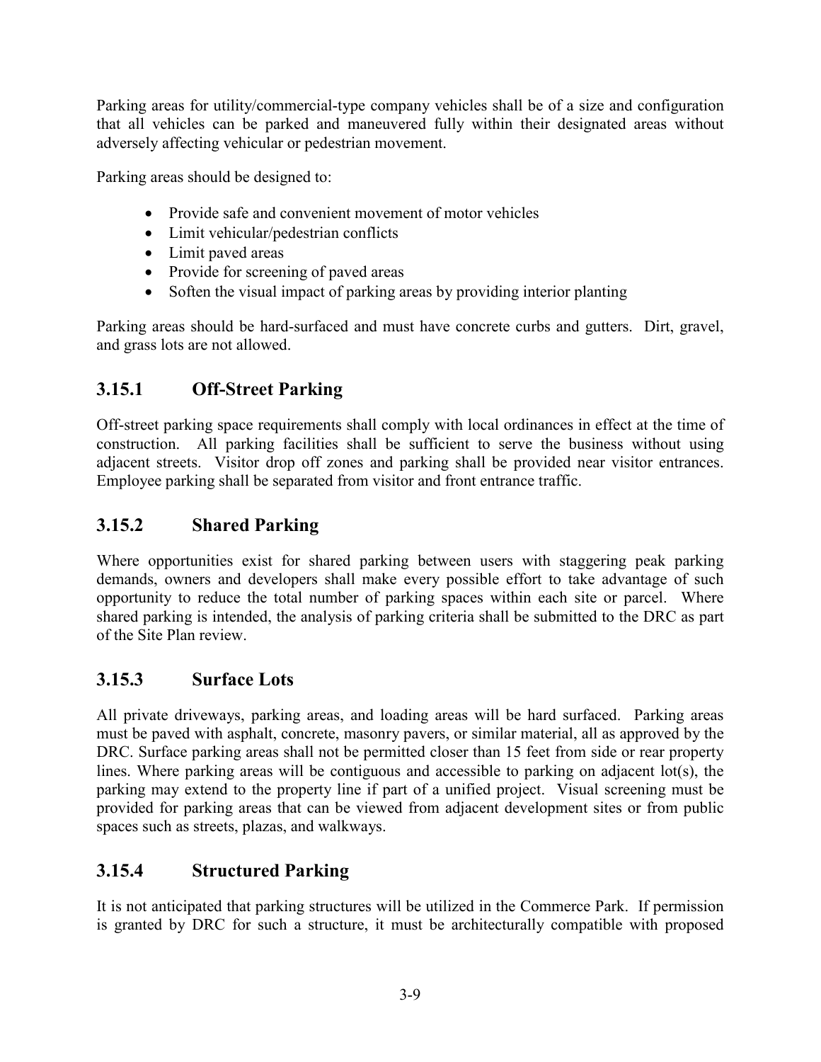Parking areas for utility/commercial-type company vehicles shall be of a size and configuration that all vehicles can be parked and maneuvered fully within their designated areas without adversely affecting vehicular or pedestrian movement.

Parking areas should be designed to:

- Provide safe and convenient movement of motor vehicles
- Limit vehicular/pedestrian conflicts
- Limit paved areas
- Provide for screening of paved areas
- Soften the visual impact of parking areas by providing interior planting

Parking areas should be hard-surfaced and must have concrete curbs and gutters. Dirt, gravel, and grass lots are not allowed.

## 3.15.1 Off-Street Parking

Off-street parking space requirements shall comply with local ordinances in effect at the time of construction. All parking facilities shall be sufficient to serve the business without using adjacent streets. Visitor drop off zones and parking shall be provided near visitor entrances. Employee parking shall be separated from visitor and front entrance traffic.

## 3.15.2 Shared Parking

Where opportunities exist for shared parking between users with staggering peak parking demands, owners and developers shall make every possible effort to take advantage of such opportunity to reduce the total number of parking spaces within each site or parcel. Where shared parking is intended, the analysis of parking criteria shall be submitted to the DRC as part of the Site Plan review.

## 3.15.3 Surface Lots

All private driveways, parking areas, and loading areas will be hard surfaced. Parking areas must be paved with asphalt, concrete, masonry pavers, or similar material, all as approved by the DRC. Surface parking areas shall not be permitted closer than 15 feet from side or rear property lines. Where parking areas will be contiguous and accessible to parking on adjacent lot(s), the parking may extend to the property line if part of a unified project. Visual screening must be provided for parking areas that can be viewed from adjacent development sites or from public spaces such as streets, plazas, and walkways.

## 3.15.4 Structured Parking

It is not anticipated that parking structures will be utilized in the Commerce Park. If permission is granted by DRC for such a structure, it must be architecturally compatible with proposed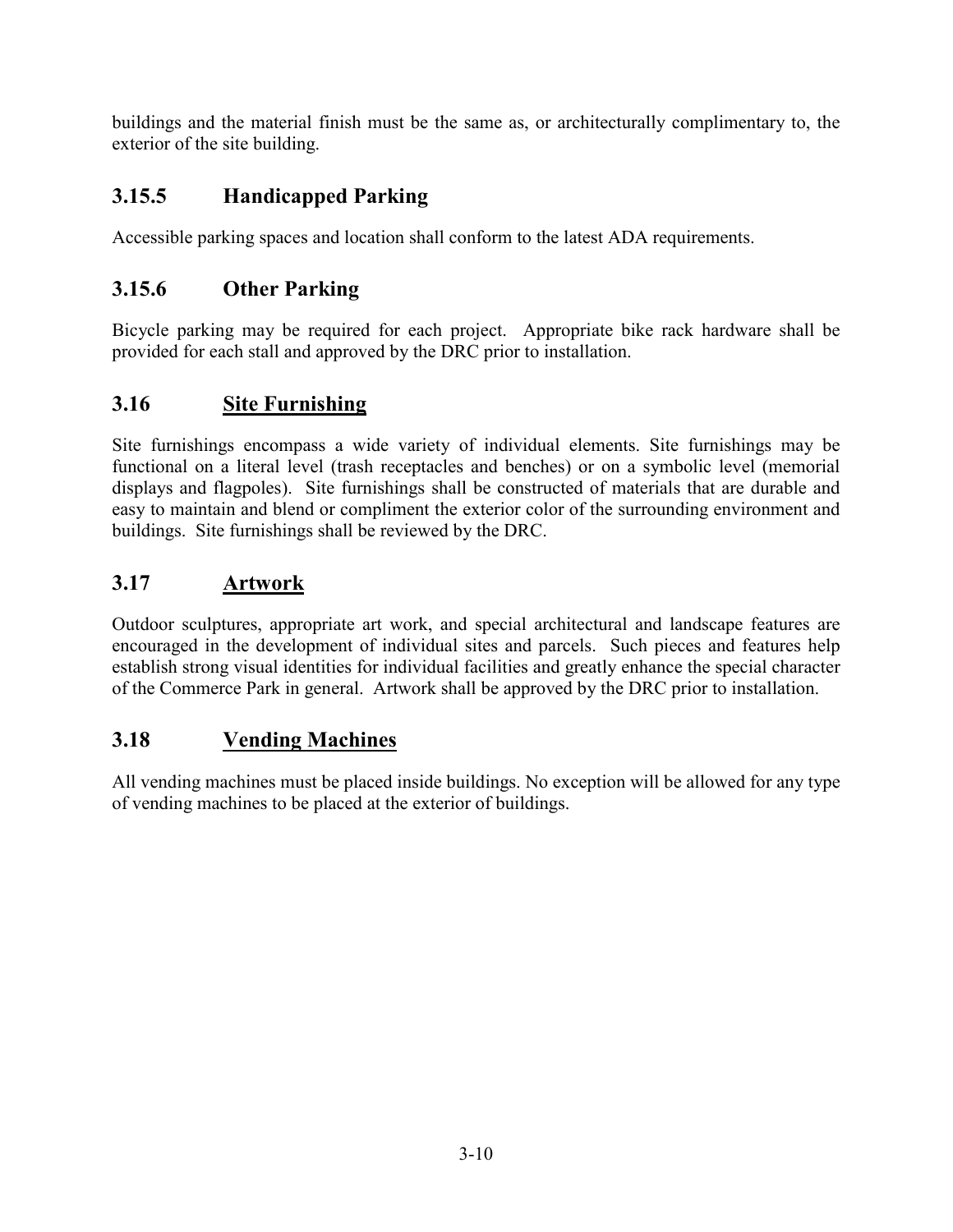buildings and the material finish must be the same as, or architecturally complimentary to, the exterior of the site building.

### 3.15.5 Handicapped Parking

Accessible parking spaces and location shall conform to the latest ADA requirements.

### 3.15.6 Other Parking

Bicycle parking may be required for each project. Appropriate bike rack hardware shall be provided for each stall and approved by the DRC prior to installation.

## 3.16 Site Furnishing

Site furnishings encompass a wide variety of individual elements. Site furnishings may be functional on a literal level (trash receptacles and benches) or on a symbolic level (memorial displays and flagpoles). Site furnishings shall be constructed of materials that are durable and easy to maintain and blend or compliment the exterior color of the surrounding environment and buildings. Site furnishings shall be reviewed by the DRC.

## 3.17 Artwork

Outdoor sculptures, appropriate art work, and special architectural and landscape features are encouraged in the development of individual sites and parcels. Such pieces and features help establish strong visual identities for individual facilities and greatly enhance the special character of the Commerce Park in general. Artwork shall be approved by the DRC prior to installation.

## 3.18 Vending Machines

All vending machines must be placed inside buildings. No exception will be allowed for any type of vending machines to be placed at the exterior of buildings.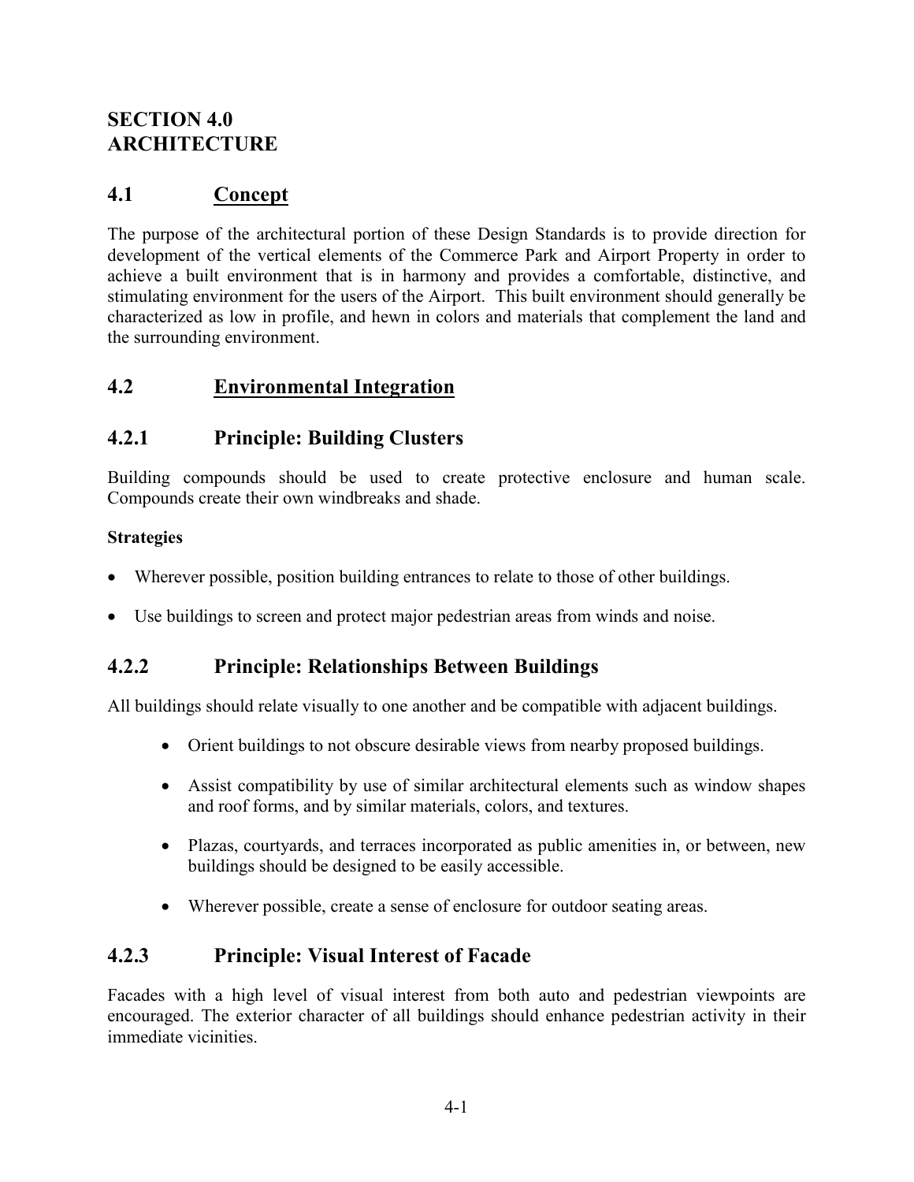# SECTION 4.0 ARCHITECTURE

## 4.1 Concept

The purpose of the architectural portion of these Design Standards is to provide direction for development of the vertical elements of the Commerce Park and Airport Property in order to achieve a built environment that is in harmony and provides a comfortable, distinctive, and stimulating environment for the users of the Airport. This built environment should generally be characterized as low in profile, and hewn in colors and materials that complement the land and the surrounding environment.

## 4.2 Environmental Integration

### 4.2.1 Principle: Building Clusters

Building compounds should be used to create protective enclosure and human scale. Compounds create their own windbreaks and shade.

**Strategies**

- Wherever possible, position building entrances to relate to those of other buildings.
- Use buildings to screen and protect major pedestrian areas from winds and noise.

### 4.2.2 Principle: Relationships Between Buildings

All buildings should relate visually to one another and be compatible with adjacent buildings.

- Orient buildings to not obscure desirable views from nearby proposed buildings.
- Assist compatibility by use of similar architectural elements such as window shapes and roof forms, and by similar materials, colors, and textures.
- Plazas, courtyards, and terraces incorporated as public amenities in, or between, new buildings should be designed to be easily accessible.
- Wherever possible, create a sense of enclosure for outdoor seating areas.

### 4.2.3 Principle: Visual Interest of Facade

Facades with a high level of visual interest from both auto and pedestrian viewpoints are encouraged. The exterior character of all buildings should enhance pedestrian activity in their immediate vicinities.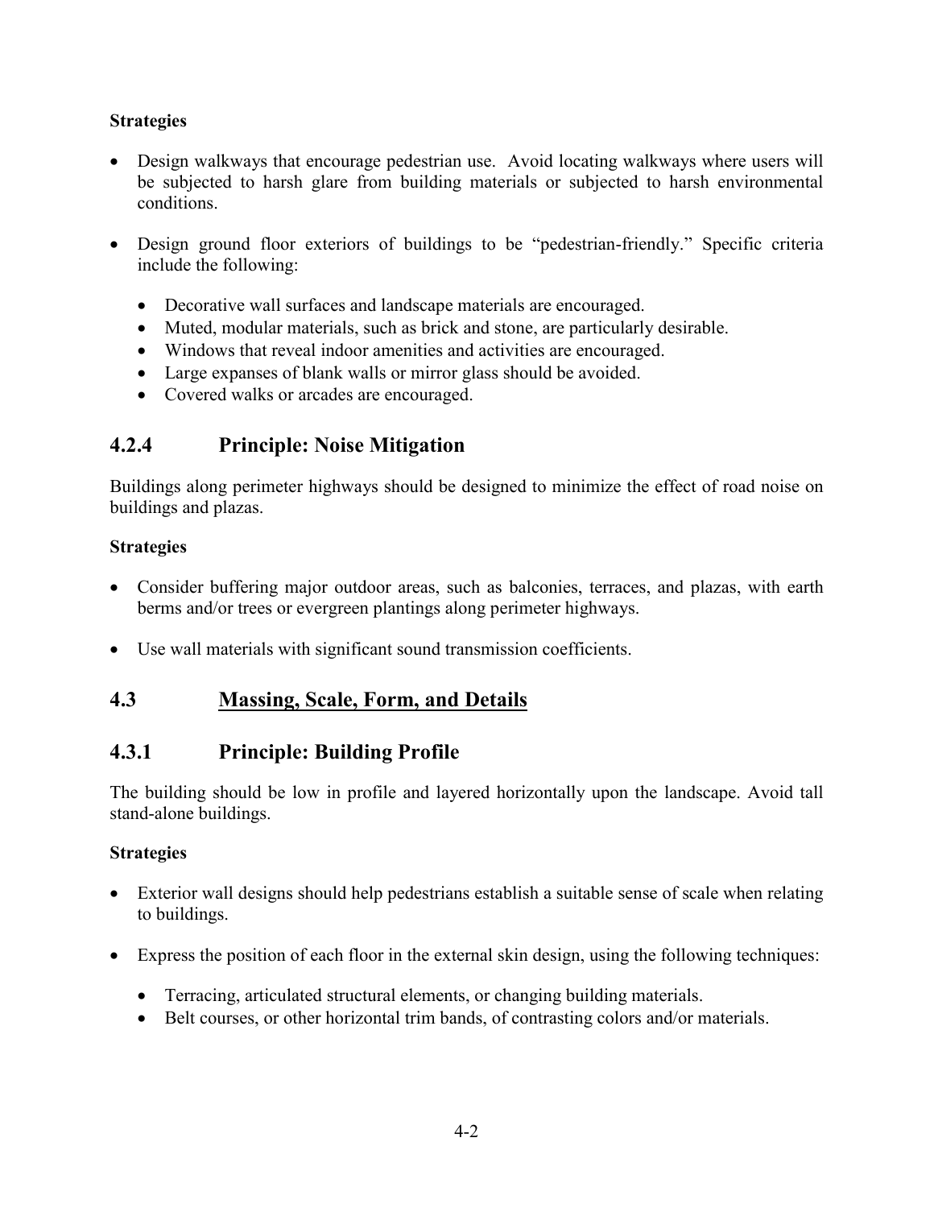**Strategies**

- Design walkways that encourage pedestrian use. Avoid locating walkways where users will be subjected to harsh glare from building materials or subjected to harsh environmental conditions.

- Design ground floor exteriors of buildings to be "pedestrian-friendly." Specific criteria include the following:

  - Decorative wall surfaces and landscape materials are encouraged.
  - Muted, modular materials, such as brick and stone, are particularly desirable.
  - Windows that reveal indoor amenities and activities are encouraged.
  - Large expanses of blank walls or mirror glass should be avoided.
  - Covered walks or arcades are encouraged.

### 4.2.4 Principle: Noise Mitigation

Buildings along perimeter highways should be designed to minimize the effect of road noise on buildings and plazas.

**Strategies**

- Consider buffering major outdoor areas, such as balconies, terraces, and plazas, with earth berms and/or trees or evergreen plantings along perimeter highways.

- Use wall materials with significant sound transmission coefficients.

## 4.3 Massing, Scale, Form, and Details

### 4.3.1 Principle: Building Profile

The building should be low in profile and layered horizontally upon the landscape. Avoid tall stand-alone buildings.

**Strategies**

- Exterior wall designs should help pedestrians establish a suitable sense of scale when relating to buildings.

- Express the position of each floor in the external skin design, using the following techniques:

  - Terracing, articulated structural elements, or changing building materials.
  - Belt courses, or other horizontal trim bands, of contrasting colors and/or materials.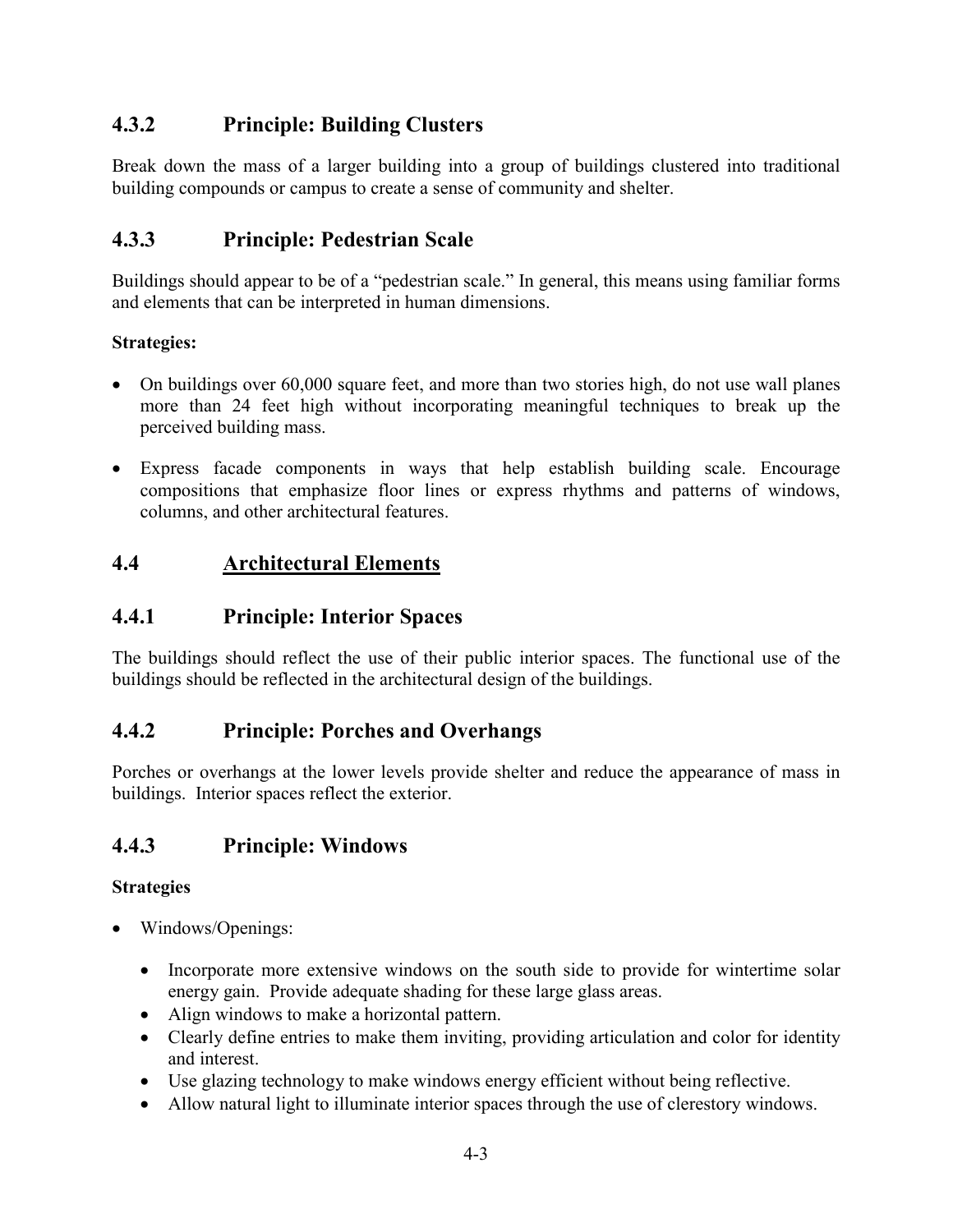### 4.3.2 Principle: Building Clusters

Break down the mass of a larger building into a group of buildings clustered into traditional building compounds or campus to create a sense of community and shelter.

### 4.3.3 Principle: Pedestrian Scale

Buildings should appear to be of a "pedestrian scale." In general, this means using familiar forms and elements that can be interpreted in human dimensions.

**Strategies:**

- On buildings over 60,000 square feet, and more than two stories high, do not use wall planes more than 24 feet high without incorporating meaningful techniques to break up the perceived building mass.
- Express facade components in ways that help establish building scale. Encourage compositions that emphasize floor lines or express rhythms and patterns of windows, columns, and other architectural features.

## 4.4 <u>Architectural Elements</u>

### 4.4.1 Principle: Interior Spaces

The buildings should reflect the use of their public interior spaces. The functional use of the buildings should be reflected in the architectural design of the buildings.

### 4.4.2 Principle: Porches and Overhangs

Porches or overhangs at the lower levels provide shelter and reduce the appearance of mass in buildings. Interior spaces reflect the exterior.

### 4.4.3 Principle: Windows

**Strategies**

- Windows/Openings:
  - Incorporate more extensive windows on the south side to provide for wintertime solar energy gain. Provide adequate shading for these large glass areas.
  - Align windows to make a horizontal pattern.
  - Clearly define entries to make them inviting, providing articulation and color for identity and interest.
  - Use glazing technology to make windows energy efficient without being reflective.
  - Allow natural light to illuminate interior spaces through the use of clerestory windows.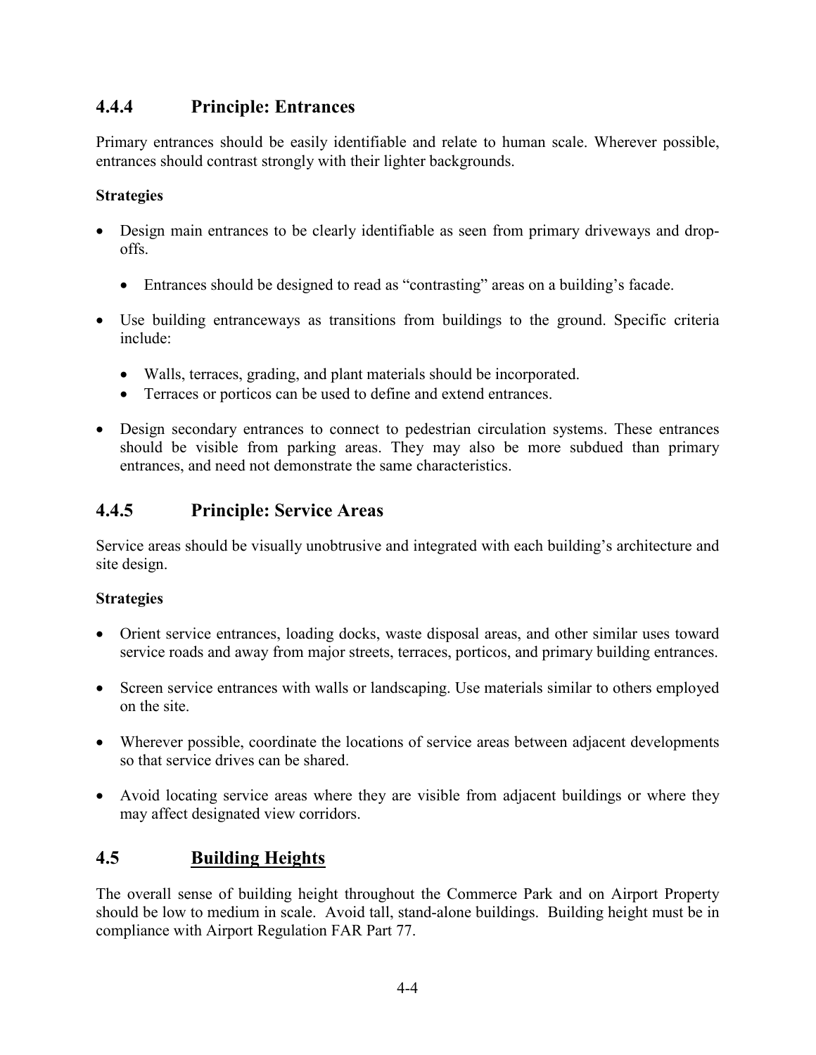### 4.4.4 Principle: Entrances

Primary entrances should be easily identifiable and relate to human scale. Wherever possible, entrances should contrast strongly with their lighter backgrounds.

**Strategies**

- Design main entrances to be clearly identifiable as seen from primary driveways and drop-offs.
  - Entrances should be designed to read as "contrasting" areas on a building's facade.
- Use building entranceways as transitions from buildings to the ground. Specific criteria include:
  - Walls, terraces, grading, and plant materials should be incorporated.
  - Terraces or porticos can be used to define and extend entrances.
- Design secondary entrances to connect to pedestrian circulation systems. These entrances should be visible from parking areas. They may also be more subdued than primary entrances, and need not demonstrate the same characteristics.

### 4.4.5 Principle: Service Areas

Service areas should be visually unobtrusive and integrated with each building's architecture and site design.

**Strategies**

- Orient service entrances, loading docks, waste disposal areas, and other similar uses toward service roads and away from major streets, terraces, porticos, and primary building entrances.
- Screen service entrances with walls or landscaping. Use materials similar to others employed on the site.
- Wherever possible, coordinate the locations of service areas between adjacent developments so that service drives can be shared.
- Avoid locating service areas where they are visible from adjacent buildings or where they may affect designated view corridors.

## 4.5 Building Heights

The overall sense of building height throughout the Commerce Park and on Airport Property should be low to medium in scale. Avoid tall, stand-alone buildings. Building height must be in compliance with Airport Regulation FAR Part 77.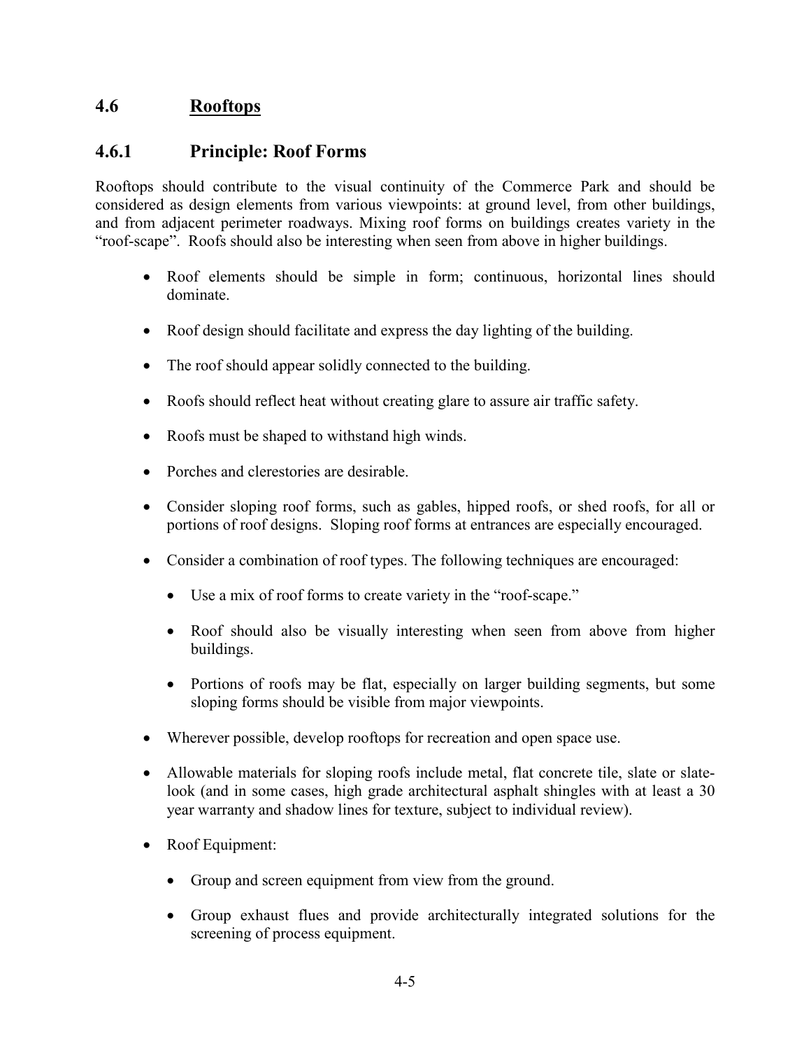## 4.6 Rooftops

### 4.6.1 Principle: Roof Forms

Rooftops should contribute to the visual continuity of the Commerce Park and should be considered as design elements from various viewpoints: at ground level, from other buildings, and from adjacent perimeter roadways. Mixing roof forms on buildings creates variety in the "roof-scape". Roofs should also be interesting when seen from above in higher buildings.

- Roof elements should be simple in form; continuous, horizontal lines should dominate.
- Roof design should facilitate and express the day lighting of the building.
- The roof should appear solidly connected to the building.
- Roofs should reflect heat without creating glare to assure air traffic safety.
- Roofs must be shaped to withstand high winds.
- Porches and clerestories are desirable.
- Consider sloping roof forms, such as gables, hipped roofs, or shed roofs, for all or portions of roof designs. Sloping roof forms at entrances are especially encouraged.
- Consider a combination of roof types. The following techniques are encouraged:
  - Use a mix of roof forms to create variety in the "roof-scape."
  - Roof should also be visually interesting when seen from above from higher buildings.
  - Portions of roofs may be flat, especially on larger building segments, but some sloping forms should be visible from major viewpoints.
- Wherever possible, develop rooftops for recreation and open space use.
- Allowable materials for sloping roofs include metal, flat concrete tile, slate or slate-look (and in some cases, high grade architectural asphalt shingles with at least a 30 year warranty and shadow lines for texture, subject to individual review).
- Roof Equipment:
  - Group and screen equipment from view from the ground.
  - Group exhaust flues and provide architecturally integrated solutions for the screening of process equipment.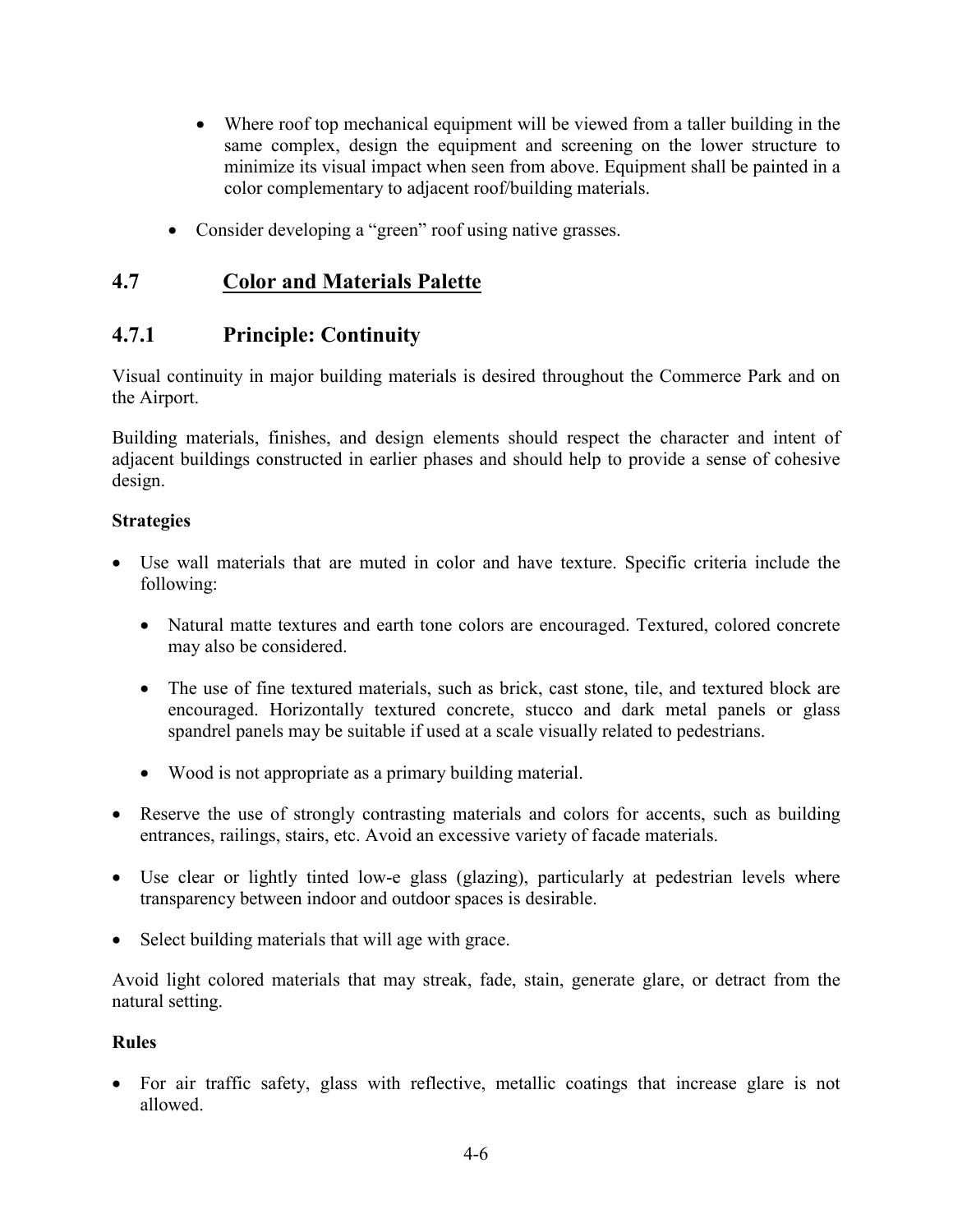- Where roof top mechanical equipment will be viewed from a taller building in the same complex, design the equipment and screening on the lower structure to minimize its visual impact when seen from above. Equipment shall be painted in a color complementary to adjacent roof/building materials.

- Consider developing a "green" roof using native grasses.

## 4.7 Color and Materials Palette

### 4.7.1 Principle: Continuity

Visual continuity in major building materials is desired throughout the Commerce Park and on the Airport.

Building materials, finishes, and design elements should respect the character and intent of adjacent buildings constructed in earlier phases and should help to provide a sense of cohesive design.

**Strategies**

- Use wall materials that are muted in color and have texture. Specific criteria include the following:
  - Natural matte textures and earth tone colors are encouraged. Textured, colored concrete may also be considered.
  - The use of fine textured materials, such as brick, cast stone, tile, and textured block are encouraged. Horizontally textured concrete, stucco and dark metal panels or glass spandrel panels may be suitable if used at a scale visually related to pedestrians.
  - Wood is not appropriate as a primary building material.
- Reserve the use of strongly contrasting materials and colors for accents, such as building entrances, railings, stairs, etc. Avoid an excessive variety of facade materials.
- Use clear or lightly tinted low-e glass (glazing), particularly at pedestrian levels where transparency between indoor and outdoor spaces is desirable.
- Select building materials that will age with grace.

Avoid light colored materials that may streak, fade, stain, generate glare, or detract from the natural setting.

**Rules**

- For air traffic safety, glass with reflective, metallic coatings that increase glare is not allowed.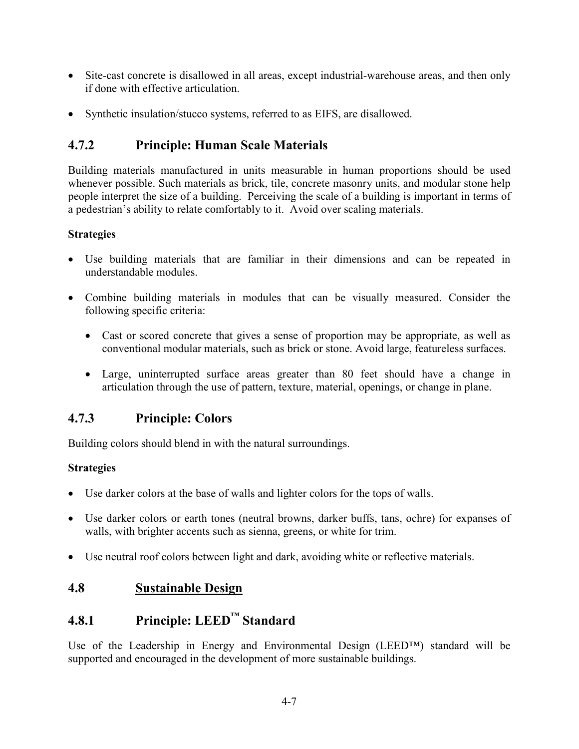- Site-cast concrete is disallowed in all areas, except industrial-warehouse areas, and then only if done with effective articulation.

- Synthetic insulation/stucco systems, referred to as EIFS, are disallowed.

### 4.7.2 Principle: Human Scale Materials

Building materials manufactured in units measurable in human proportions should be used whenever possible. Such materials as brick, tile, concrete masonry units, and modular stone help people interpret the size of a building. Perceiving the scale of a building is important in terms of a pedestrian's ability to relate comfortably to it. Avoid over scaling materials.

**Strategies**

- Use building materials that are familiar in their dimensions and can be repeated in understandable modules.

- Combine building materials in modules that can be visually measured. Consider the following specific criteria:

  - Cast or scored concrete that gives a sense of proportion may be appropriate, as well as conventional modular materials, such as brick or stone. Avoid large, featureless surfaces.

  - Large, uninterrupted surface areas greater than 80 feet should have a change in articulation through the use of pattern, texture, material, openings, or change in plane.

### 4.7.3 Principle: Colors

Building colors should blend in with the natural surroundings.

**Strategies**

- Use darker colors at the base of walls and lighter colors for the tops of walls.

- Use darker colors or earth tones (neutral browns, darker buffs, tans, ochre) for expanses of walls, with brighter accents such as sienna, greens, or white for trim.

- Use neutral roof colors between light and dark, avoiding white or reflective materials.

## 4.8 <u>Sustainable Design</u>

### 4.8.1 Principle: LEED™ Standard

Use of the Leadership in Energy and Environmental Design (LEED™) standard will be supported and encouraged in the development of more sustainable buildings.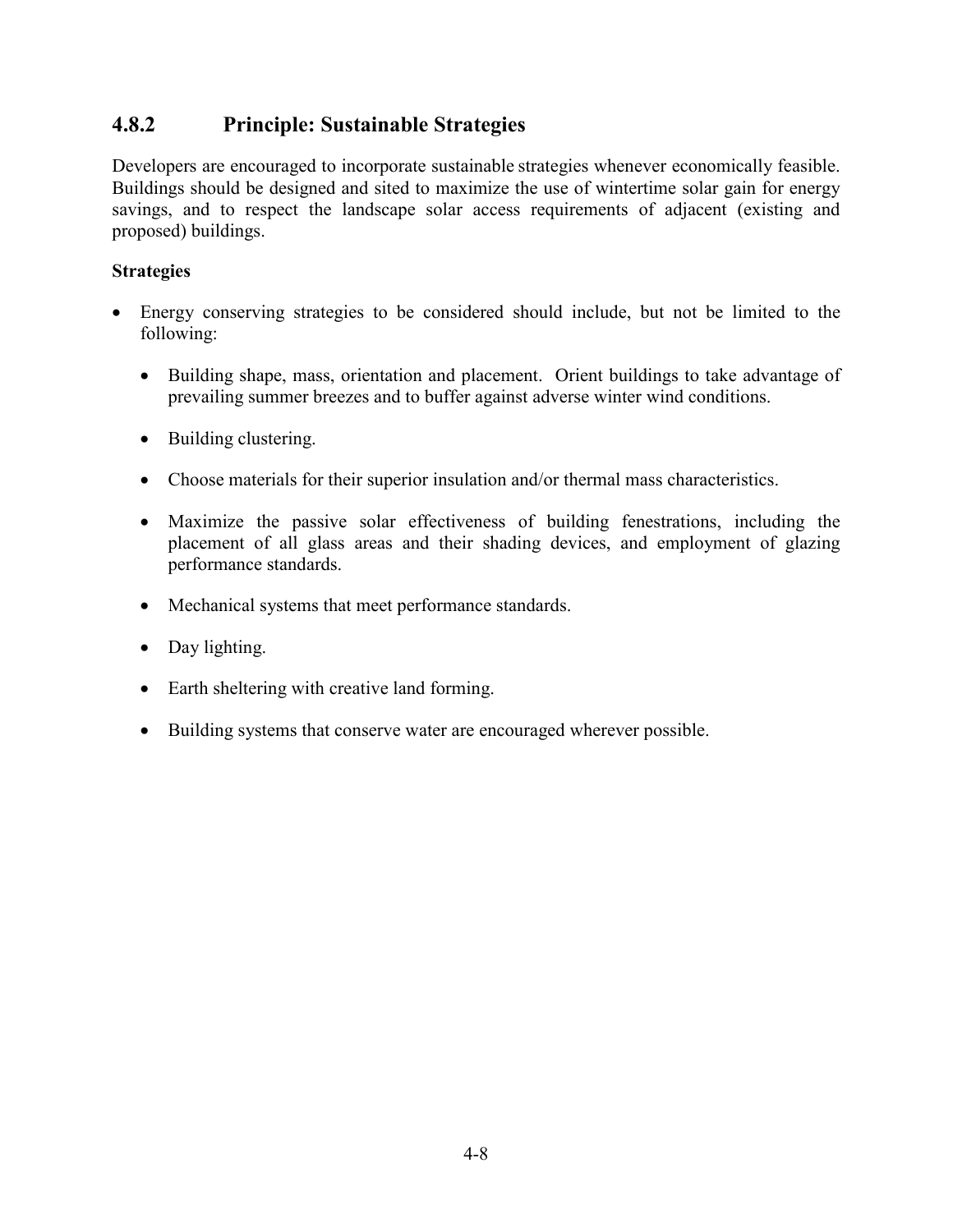### 4.8.2 Principle: Sustainable Strategies

Developers are encouraged to incorporate sustainable strategies whenever economically feasible. Buildings should be designed and sited to maximize the use of wintertime solar gain for energy savings, and to respect the landscape solar access requirements of adjacent (existing and proposed) buildings.

**Strategies**

- Energy conserving strategies to be considered should include, but not be limited to the following:
  - Building shape, mass, orientation and placement. Orient buildings to take advantage of prevailing summer breezes and to buffer against adverse winter wind conditions.
  - Building clustering.
  - Choose materials for their superior insulation and/or thermal mass characteristics.
  - Maximize the passive solar effectiveness of building fenestrations, including the placement of all glass areas and their shading devices, and employment of glazing performance standards.
  - Mechanical systems that meet performance standards.
  - Day lighting.
  - Earth sheltering with creative land forming.
  - Building systems that conserve water are encouraged wherever possible.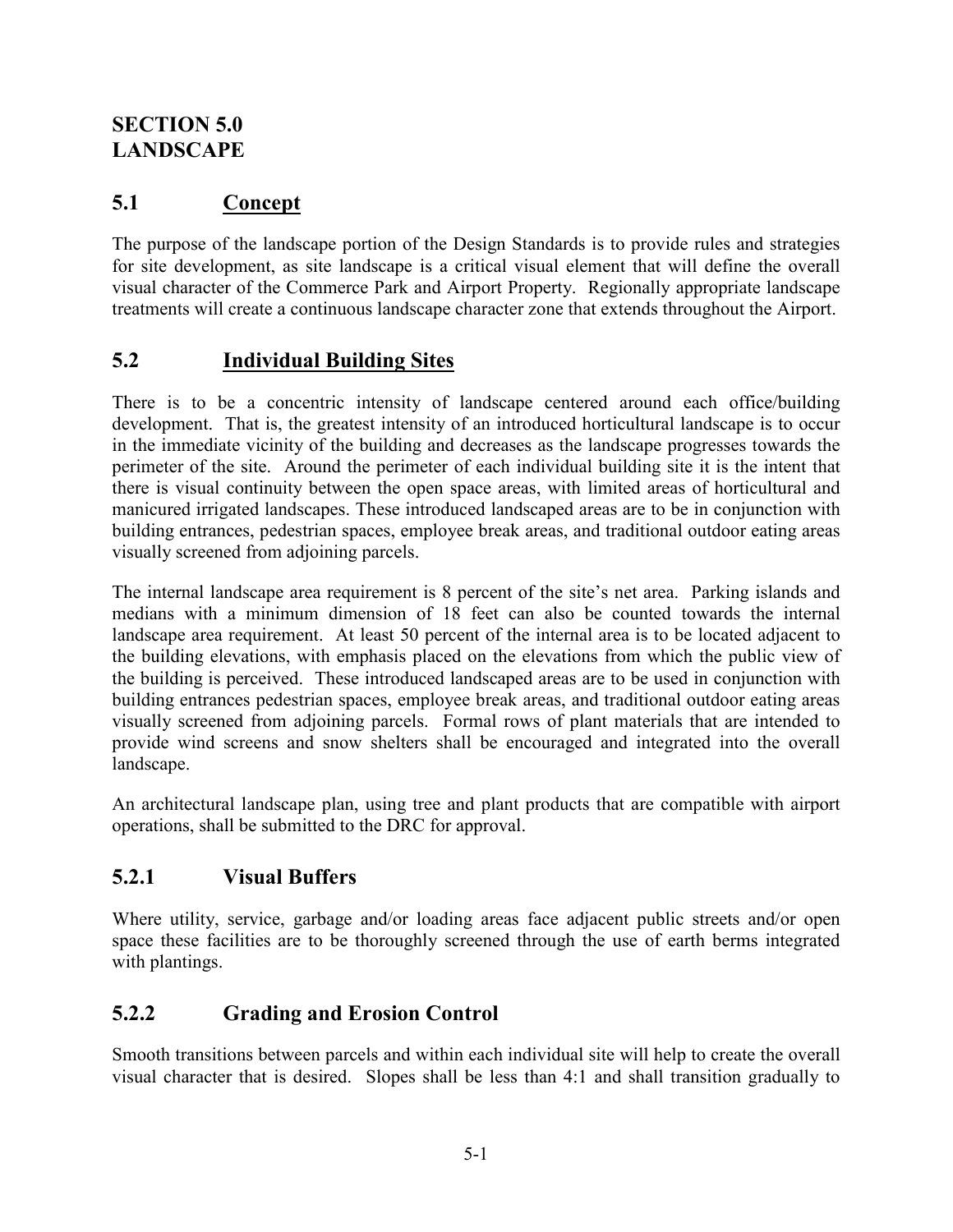# SECTION 5.0 LANDSCAPE

## 5.1 Concept

The purpose of the landscape portion of the Design Standards is to provide rules and strategies for site development, as site landscape is a critical visual element that will define the overall visual character of the Commerce Park and Airport Property. Regionally appropriate landscape treatments will create a continuous landscape character zone that extends throughout the Airport.

## 5.2 Individual Building Sites

There is to be a concentric intensity of landscape centered around each office/building development. That is, the greatest intensity of an introduced horticultural landscape is to occur in the immediate vicinity of the building and decreases as the landscape progresses towards the perimeter of the site. Around the perimeter of each individual building site it is the intent that there is visual continuity between the open space areas, with limited areas of horticultural and manicured irrigated landscapes. These introduced landscaped areas are to be in conjunction with building entrances, pedestrian spaces, employee break areas, and traditional outdoor eating areas visually screened from adjoining parcels.

The internal landscape area requirement is 8 percent of the site's net area. Parking islands and medians with a minimum dimension of 18 feet can also be counted towards the internal landscape area requirement. At least 50 percent of the internal area is to be located adjacent to the building elevations, with emphasis placed on the elevations from which the public view of the building is perceived. These introduced landscaped areas are to be used in conjunction with building entrances pedestrian spaces, employee break areas, and traditional outdoor eating areas visually screened from adjoining parcels. Formal rows of plant materials that are intended to provide wind screens and snow shelters shall be encouraged and integrated into the overall landscape.

An architectural landscape plan, using tree and plant products that are compatible with airport operations, shall be submitted to the DRC for approval.

### 5.2.1 Visual Buffers

Where utility, service, garbage and/or loading areas face adjacent public streets and/or open space these facilities are to be thoroughly screened through the use of earth berms integrated with plantings.

### 5.2.2 Grading and Erosion Control

Smooth transitions between parcels and within each individual site will help to create the overall visual character that is desired. Slopes shall be less than 4:1 and shall transition gradually to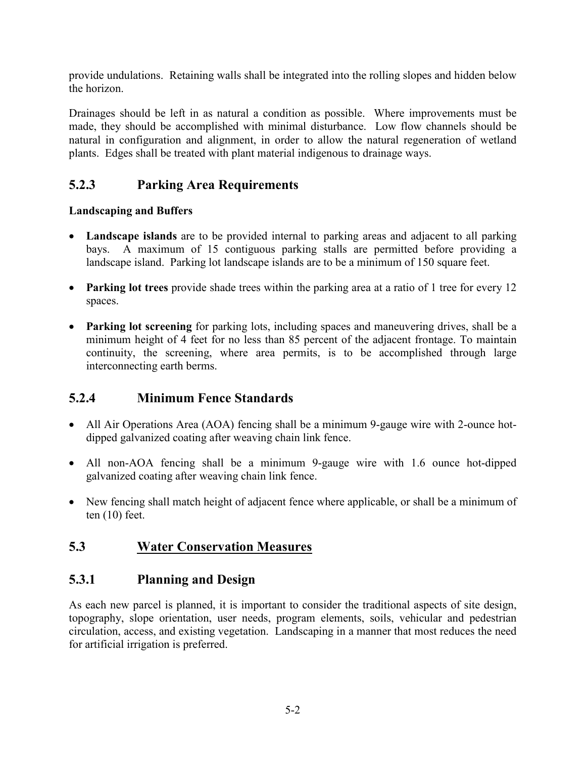provide undulations. Retaining walls shall be integrated into the rolling slopes and hidden below the horizon.

Drainages should be left in as natural a condition as possible. Where improvements must be made, they should be accomplished with minimal disturbance. Low flow channels should be natural in configuration and alignment, in order to allow the natural regeneration of wetland plants. Edges shall be treated with plant material indigenous to drainage ways.

## 5.2.3 Parking Area Requirements

**Landscaping and Buffers**

- **Landscape islands** are to be provided internal to parking areas and adjacent to all parking bays. A maximum of 15 contiguous parking stalls are permitted before providing a landscape island. Parking lot landscape islands are to be a minimum of 150 square feet.
- **Parking lot trees** provide shade trees within the parking area at a ratio of 1 tree for every 12 spaces.
- **Parking lot screening** for parking lots, including spaces and maneuvering drives, shall be a minimum height of 4 feet for no less than 85 percent of the adjacent frontage. To maintain continuity, the screening, where area permits, is to be accomplished through large interconnecting earth berms.

## 5.2.4 Minimum Fence Standards

- All Air Operations Area (AOA) fencing shall be a minimum 9-gauge wire with 2-ounce hot-dipped galvanized coating after weaving chain link fence.
- All non-AOA fencing shall be a minimum 9-gauge wire with 1.6 ounce hot-dipped galvanized coating after weaving chain link fence.
- New fencing shall match height of adjacent fence where applicable, or shall be a minimum of ten (10) feet.

## 5.3 Water Conservation Measures

## 5.3.1 Planning and Design

As each new parcel is planned, it is important to consider the traditional aspects of site design, topography, slope orientation, user needs, program elements, soils, vehicular and pedestrian circulation, access, and existing vegetation. Landscaping in a manner that most reduces the need for artificial irrigation is preferred.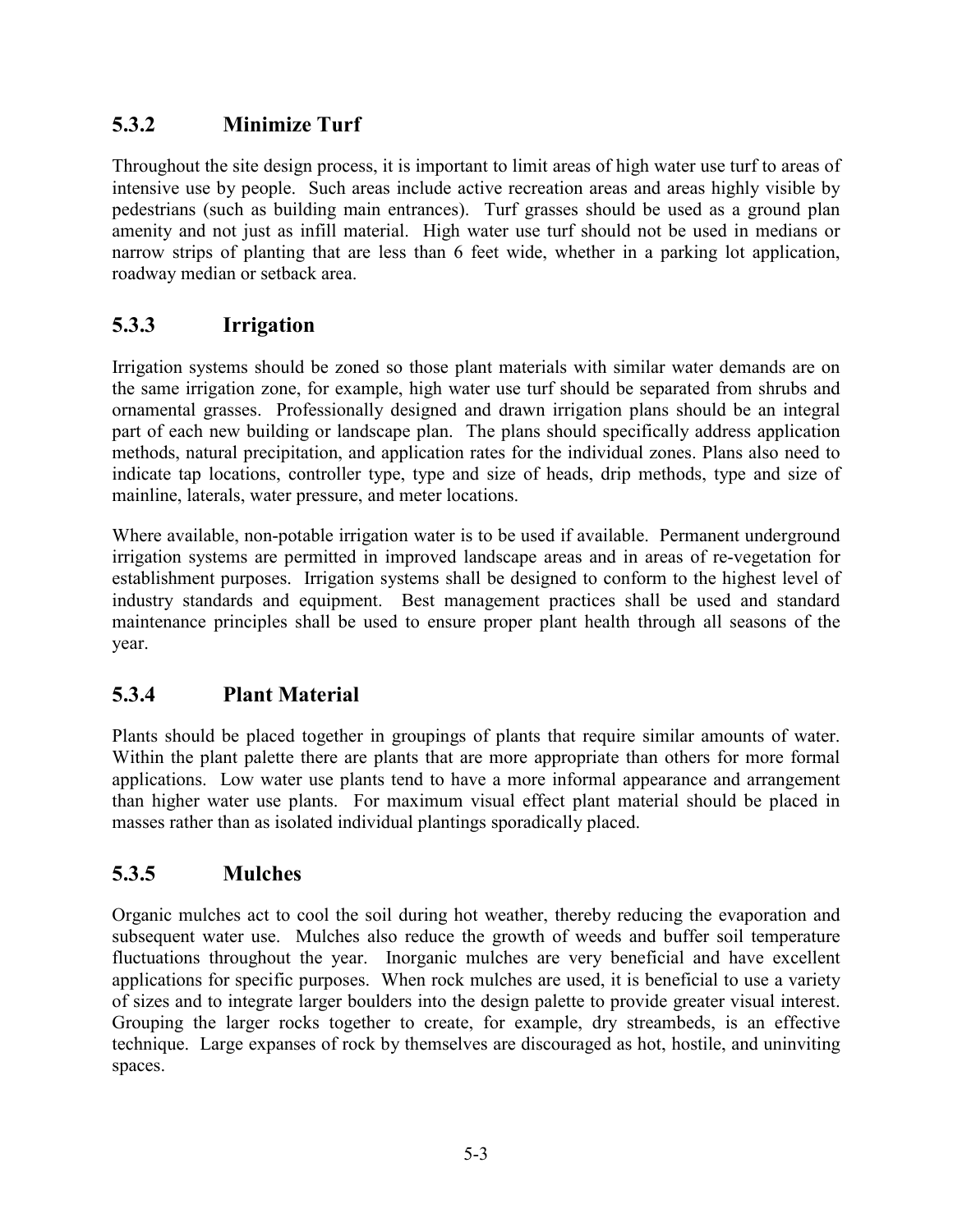### 5.3.2 Minimize Turf

Throughout the site design process, it is important to limit areas of high water use turf to areas of intensive use by people. Such areas include active recreation areas and areas highly visible by pedestrians (such as building main entrances). Turf grasses should be used as a ground plan amenity and not just as infill material. High water use turf should not be used in medians or narrow strips of planting that are less than 6 feet wide, whether in a parking lot application, roadway median or setback area.

### 5.3.3 Irrigation

Irrigation systems should be zoned so those plant materials with similar water demands are on the same irrigation zone, for example, high water use turf should be separated from shrubs and ornamental grasses. Professionally designed and drawn irrigation plans should be an integral part of each new building or landscape plan. The plans should specifically address application methods, natural precipitation, and application rates for the individual zones. Plans also need to indicate tap locations, controller type, type and size of heads, drip methods, type and size of mainline, laterals, water pressure, and meter locations.

Where available, non-potable irrigation water is to be used if available. Permanent underground irrigation systems are permitted in improved landscape areas and in areas of re-vegetation for establishment purposes. Irrigation systems shall be designed to conform to the highest level of industry standards and equipment. Best management practices shall be used and standard maintenance principles shall be used to ensure proper plant health through all seasons of the year.

### 5.3.4 Plant Material

Plants should be placed together in groupings of plants that require similar amounts of water. Within the plant palette there are plants that are more appropriate than others for more formal applications. Low water use plants tend to have a more informal appearance and arrangement than higher water use plants. For maximum visual effect plant material should be placed in masses rather than as isolated individual plantings sporadically placed.

### 5.3.5 Mulches

Organic mulches act to cool the soil during hot weather, thereby reducing the evaporation and subsequent water use. Mulches also reduce the growth of weeds and buffer soil temperature fluctuations throughout the year. Inorganic mulches are very beneficial and have excellent applications for specific purposes. When rock mulches are used, it is beneficial to use a variety of sizes and to integrate larger boulders into the design palette to provide greater visual interest. Grouping the larger rocks together to create, for example, dry streambeds, is an effective technique. Large expanses of rock by themselves are discouraged as hot, hostile, and uninviting spaces.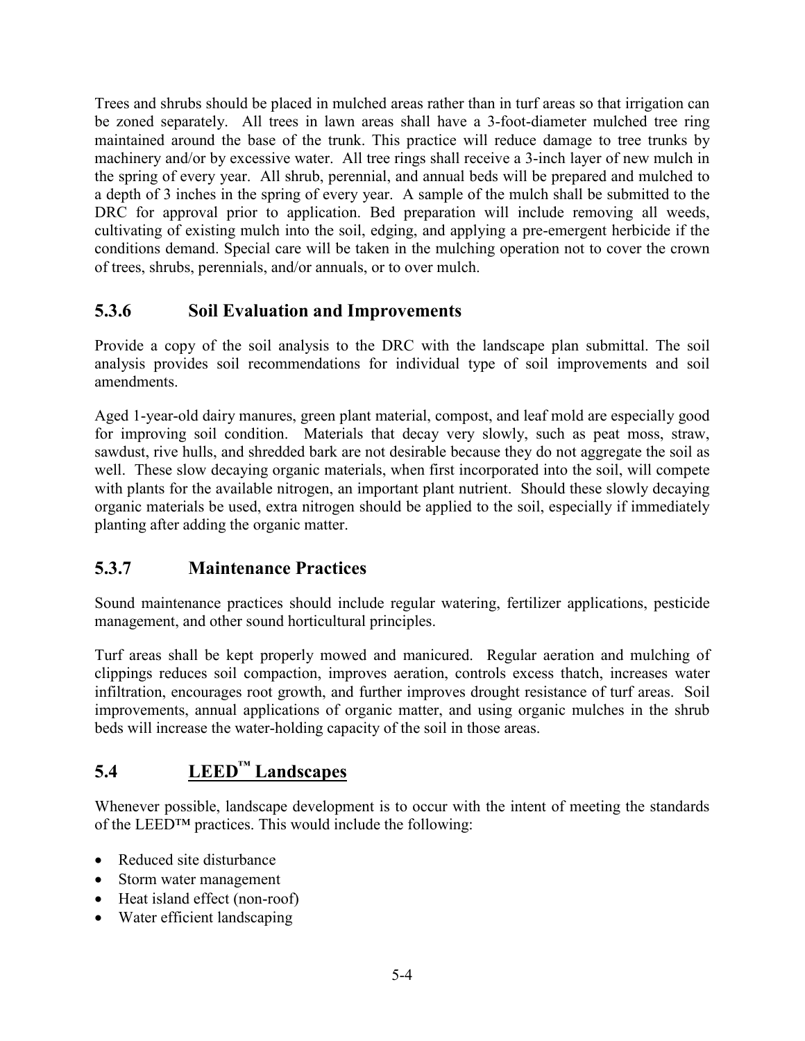Trees and shrubs should be placed in mulched areas rather than in turf areas so that irrigation can be zoned separately. All trees in lawn areas shall have a 3-foot-diameter mulched tree ring maintained around the base of the trunk. This practice will reduce damage to tree trunks by machinery and/or by excessive water. All tree rings shall receive a 3-inch layer of new mulch in the spring of every year. All shrub, perennial, and annual beds will be prepared and mulched to a depth of 3 inches in the spring of every year. A sample of the mulch shall be submitted to the DRC for approval prior to application. Bed preparation will include removing all weeds, cultivating of existing mulch into the soil, edging, and applying a pre-emergent herbicide if the conditions demand. Special care will be taken in the mulching operation not to cover the crown of trees, shrubs, perennials, and/or annuals, or to over mulch.

### 5.3.6 Soil Evaluation and Improvements

Provide a copy of the soil analysis to the DRC with the landscape plan submittal. The soil analysis provides soil recommendations for individual type of soil improvements and soil amendments.

Aged 1-year-old dairy manures, green plant material, compost, and leaf mold are especially good for improving soil condition. Materials that decay very slowly, such as peat moss, straw, sawdust, rive hulls, and shredded bark are not desirable because they do not aggregate the soil as well. These slow decaying organic materials, when first incorporated into the soil, will compete with plants for the available nitrogen, an important plant nutrient. Should these slowly decaying organic materials be used, extra nitrogen should be applied to the soil, especially if immediately planting after adding the organic matter.

### 5.3.7 Maintenance Practices

Sound maintenance practices should include regular watering, fertilizer applications, pesticide management, and other sound horticultural principles.

Turf areas shall be kept properly mowed and manicured. Regular aeration and mulching of clippings reduces soil compaction, improves aeration, controls excess thatch, increases water infiltration, encourages root growth, and further improves drought resistance of turf areas. Soil improvements, annual applications of organic matter, and using organic mulches in the shrub beds will increase the water-holding capacity of the soil in those areas.

## 5.4 LEED™ Landscapes

Whenever possible, landscape development is to occur with the intent of meeting the standards of the LEED™ practices. This would include the following:

- Reduced site disturbance
- Storm water management
- Heat island effect (non-roof)
- Water efficient landscaping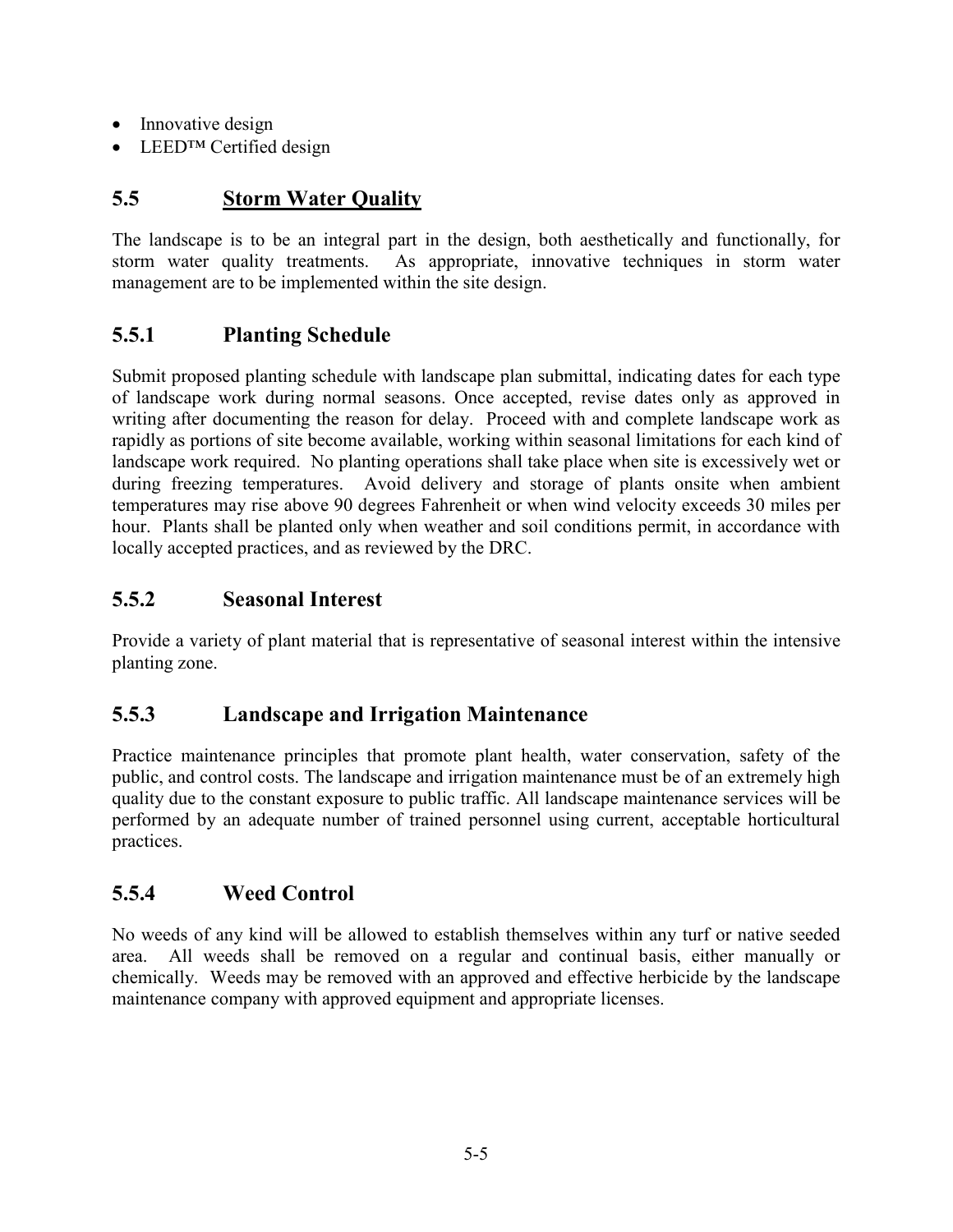- Innovative design
- LEED™ Certified design

## 5.5 Storm Water Quality

The landscape is to be an integral part in the design, both aesthetically and functionally, for storm water quality treatments. As appropriate, innovative techniques in storm water management are to be implemented within the site design.

### 5.5.1 Planting Schedule

Submit proposed planting schedule with landscape plan submittal, indicating dates for each type of landscape work during normal seasons. Once accepted, revise dates only as approved in writing after documenting the reason for delay. Proceed with and complete landscape work as rapidly as portions of site become available, working within seasonal limitations for each kind of landscape work required. No planting operations shall take place when site is excessively wet or during freezing temperatures. Avoid delivery and storage of plants onsite when ambient temperatures may rise above 90 degrees Fahrenheit or when wind velocity exceeds 30 miles per hour. Plants shall be planted only when weather and soil conditions permit, in accordance with locally accepted practices, and as reviewed by the DRC.

### 5.5.2 Seasonal Interest

Provide a variety of plant material that is representative of seasonal interest within the intensive planting zone.

### 5.5.3 Landscape and Irrigation Maintenance

Practice maintenance principles that promote plant health, water conservation, safety of the public, and control costs. The landscape and irrigation maintenance must be of an extremely high quality due to the constant exposure to public traffic. All landscape maintenance services will be performed by an adequate number of trained personnel using current, acceptable horticultural practices.

### 5.5.4 Weed Control

No weeds of any kind will be allowed to establish themselves within any turf or native seeded area. All weeds shall be removed on a regular and continual basis, either manually or chemically. Weeds may be removed with an approved and effective herbicide by the landscape maintenance company with approved equipment and appropriate licenses.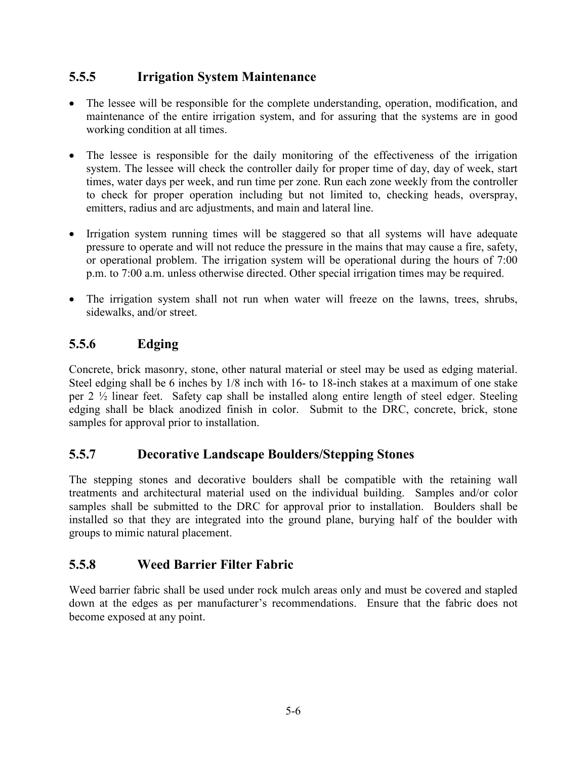### 5.5.5 Irrigation System Maintenance

- The lessee will be responsible for the complete understanding, operation, modification, and maintenance of the entire irrigation system, and for assuring that the systems are in good working condition at all times.
- The lessee is responsible for the daily monitoring of the effectiveness of the irrigation system. The lessee will check the controller daily for proper time of day, day of week, start times, water days per week, and run time per zone. Run each zone weekly from the controller to check for proper operation including but not limited to, checking heads, overspray, emitters, radius and arc adjustments, and main and lateral line.
- Irrigation system running times will be staggered so that all systems will have adequate pressure to operate and will not reduce the pressure in the mains that may cause a fire, safety, or operational problem. The irrigation system will be operational during the hours of 7:00 p.m. to 7:00 a.m. unless otherwise directed. Other special irrigation times may be required.
- The irrigation system shall not run when water will freeze on the lawns, trees, shrubs, sidewalks, and/or street.

### 5.5.6 Edging

Concrete, brick masonry, stone, other natural material or steel may be used as edging material. Steel edging shall be 6 inches by 1/8 inch with 16- to 18-inch stakes at a maximum of one stake per 2 ½ linear feet. Safety cap shall be installed along entire length of steel edger. Steeling edging shall be black anodized finish in color. Submit to the DRC, concrete, brick, stone samples for approval prior to installation.

### 5.5.7 Decorative Landscape Boulders/Stepping Stones

The stepping stones and decorative boulders shall be compatible with the retaining wall treatments and architectural material used on the individual building. Samples and/or color samples shall be submitted to the DRC for approval prior to installation. Boulders shall be installed so that they are integrated into the ground plane, burying half of the boulder with groups to mimic natural placement.

### 5.5.8 Weed Barrier Filter Fabric

Weed barrier fabric shall be used under rock mulch areas only and must be covered and stapled down at the edges as per manufacturer's recommendations. Ensure that the fabric does not become exposed at any point.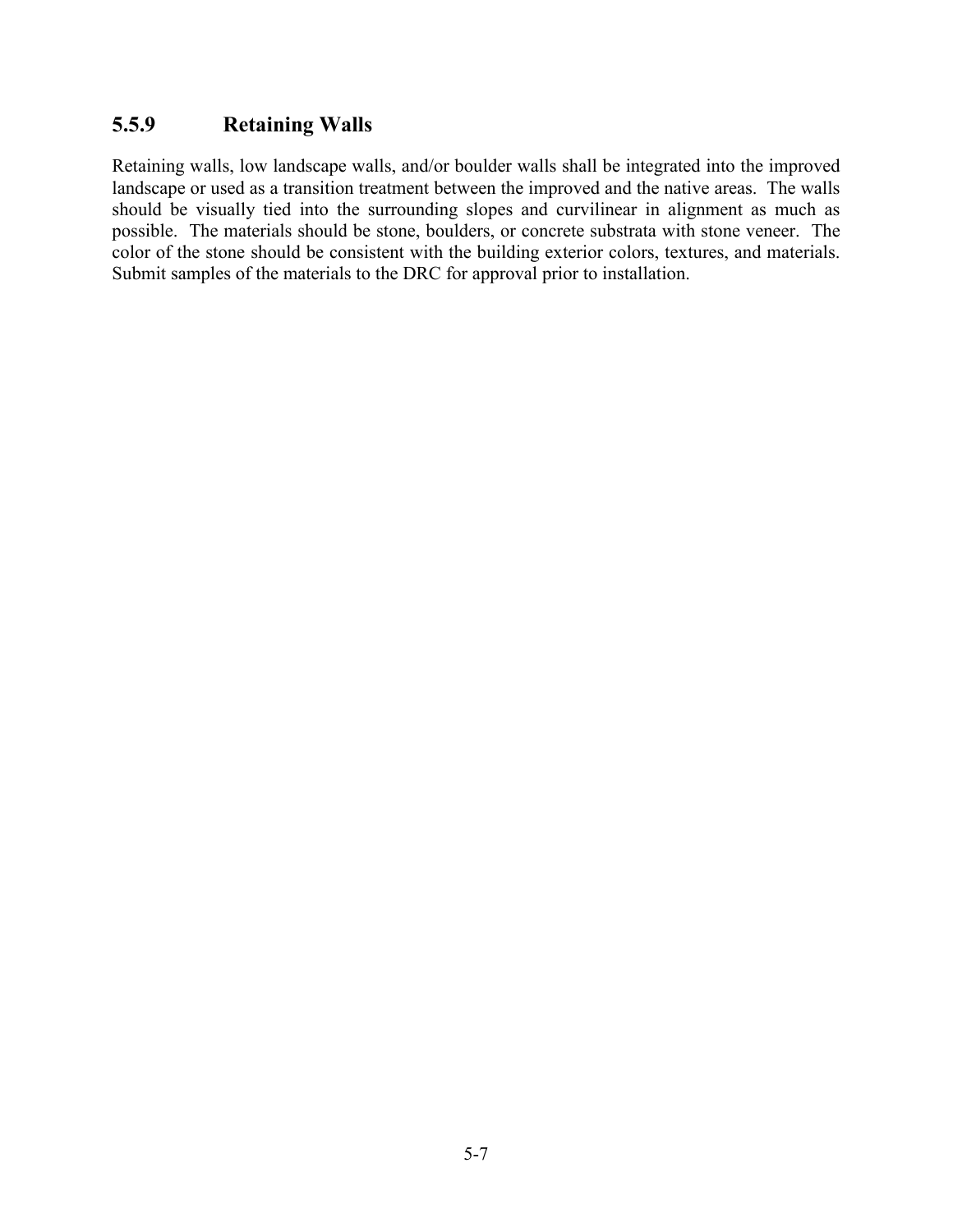### 5.5.9 Retaining Walls

Retaining walls, low landscape walls, and/or boulder walls shall be integrated into the improved landscape or used as a transition treatment between the improved and the native areas. The walls should be visually tied into the surrounding slopes and curvilinear in alignment as much as possible. The materials should be stone, boulders, or concrete substrata with stone veneer. The color of the stone should be consistent with the building exterior colors, textures, and materials. Submit samples of the materials to the DRC for approval prior to installation.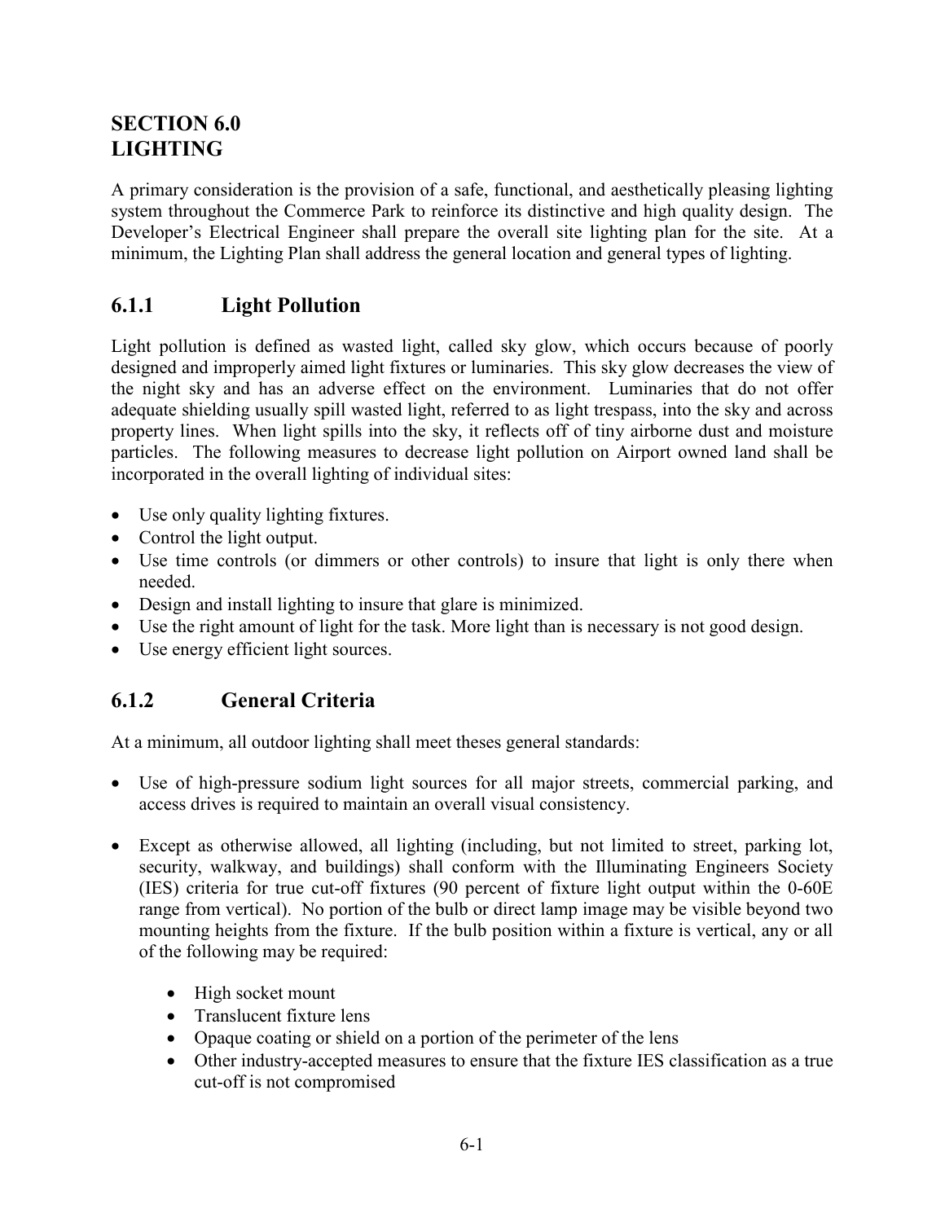## SECTION 6.0
## LIGHTING

A primary consideration is the provision of a safe, functional, and aesthetically pleasing lighting system throughout the Commerce Park to reinforce its distinctive and high quality design. The Developer's Electrical Engineer shall prepare the overall site lighting plan for the site. At a minimum, the Lighting Plan shall address the general location and general types of lighting.

### 6.1.1 Light Pollution

Light pollution is defined as wasted light, called sky glow, which occurs because of poorly designed and improperly aimed light fixtures or luminaries. This sky glow decreases the view of the night sky and has an adverse effect on the environment. Luminaries that do not offer adequate shielding usually spill wasted light, referred to as light trespass, into the sky and across property lines. When light spills into the sky, it reflects off of tiny airborne dust and moisture particles. The following measures to decrease light pollution on Airport owned land shall be incorporated in the overall lighting of individual sites:

- Use only quality lighting fixtures.
- Control the light output.
- Use time controls (or dimmers or other controls) to insure that light is only there when needed.
- Design and install lighting to insure that glare is minimized.
- Use the right amount of light for the task. More light than is necessary is not good design.
- Use energy efficient light sources.

### 6.1.2 General Criteria

At a minimum, all outdoor lighting shall meet theses general standards:

- Use of high-pressure sodium light sources for all major streets, commercial parking, and access drives is required to maintain an overall visual consistency.
- Except as otherwise allowed, all lighting (including, but not limited to street, parking lot, security, walkway, and buildings) shall conform with the Illuminating Engineers Society (IES) criteria for true cut-off fixtures (90 percent of fixture light output within the 0-60E range from vertical). No portion of the bulb or direct lamp image may be visible beyond two mounting heights from the fixture. If the bulb position within a fixture is vertical, any or all of the following may be required:
  - High socket mount
  - Translucent fixture lens
  - Opaque coating or shield on a portion of the perimeter of the lens
  - Other industry-accepted measures to ensure that the fixture IES classification as a true cut-off is not compromised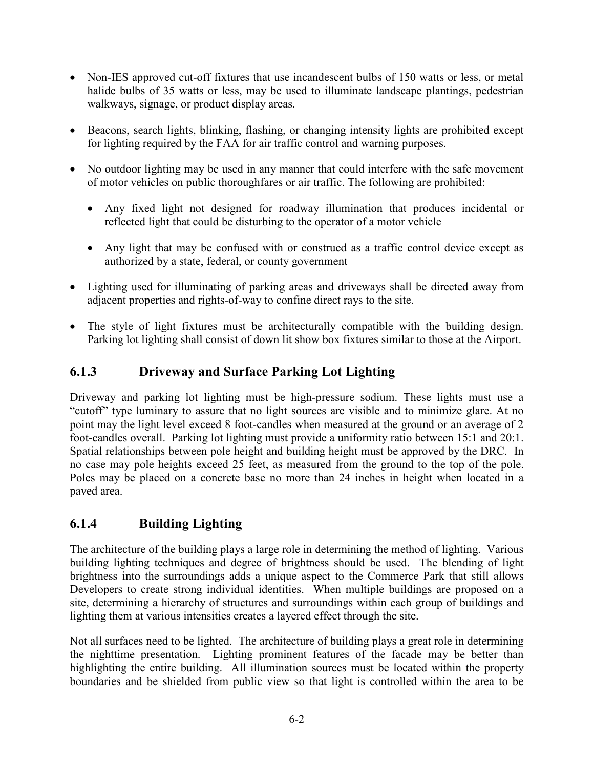- Non-IES approved cut-off fixtures that use incandescent bulbs of 150 watts or less, or metal halide bulbs of 35 watts or less, may be used to illuminate landscape plantings, pedestrian walkways, signage, or product display areas.
- Beacons, search lights, blinking, flashing, or changing intensity lights are prohibited except for lighting required by the FAA for air traffic control and warning purposes.
- No outdoor lighting may be used in any manner that could interfere with the safe movement of motor vehicles on public thoroughfares or air traffic. The following are prohibited:
  - Any fixed light not designed for roadway illumination that produces incidental or reflected light that could be disturbing to the operator of a motor vehicle
  - Any light that may be confused with or construed as a traffic control device except as authorized by a state, federal, or county government
- Lighting used for illuminating of parking areas and driveways shall be directed away from adjacent properties and rights-of-way to confine direct rays to the site.
- The style of light fixtures must be architecturally compatible with the building design. Parking lot lighting shall consist of down lit show box fixtures similar to those at the Airport.

### 6.1.3 Driveway and Surface Parking Lot Lighting

Driveway and parking lot lighting must be high-pressure sodium. These lights must use a "cutoff" type luminary to assure that no light sources are visible and to minimize glare. At no point may the light level exceed 8 foot-candles when measured at the ground or an average of 2 foot-candles overall. Parking lot lighting must provide a uniformity ratio between 15:1 and 20:1. Spatial relationships between pole height and building height must be approved by the DRC. In no case may pole heights exceed 25 feet, as measured from the ground to the top of the pole. Poles may be placed on a concrete base no more than 24 inches in height when located in a paved area.

### 6.1.4 Building Lighting

The architecture of the building plays a large role in determining the method of lighting. Various building lighting techniques and degree of brightness should be used. The blending of light brightness into the surroundings adds a unique aspect to the Commerce Park that still allows Developers to create strong individual identities. When multiple buildings are proposed on a site, determining a hierarchy of structures and surroundings within each group of buildings and lighting them at various intensities creates a layered effect through the site.

Not all surfaces need to be lighted. The architecture of building plays a great role in determining the nighttime presentation. Lighting prominent features of the facade may be better than highlighting the entire building. All illumination sources must be located within the property boundaries and be shielded from public view so that light is controlled within the area to be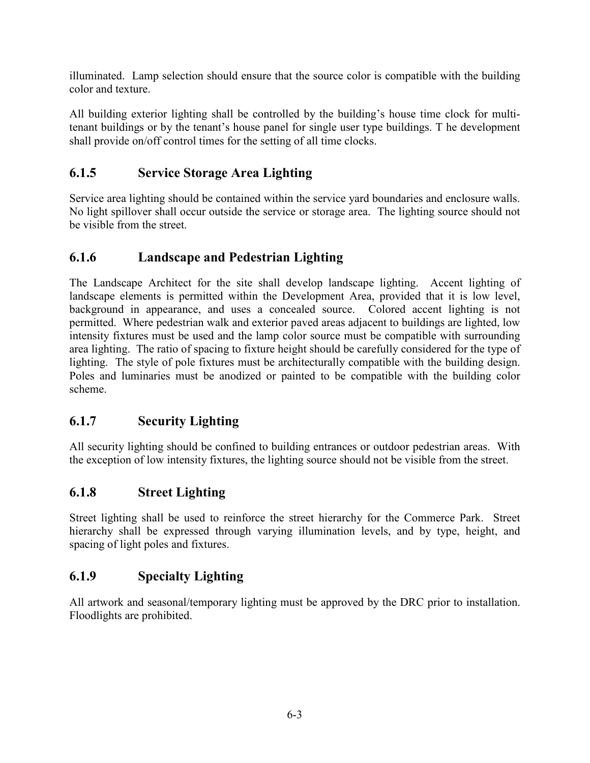illuminated. Lamp selection should ensure that the source color is compatible with the building color and texture.

All building exterior lighting shall be controlled by the building's house time clock for multi-tenant buildings or by the tenant's house panel for single user type buildings. T he development shall provide on/off control times for the setting of all time clocks.

### 6.1.5 Service Storage Area Lighting

Service area lighting should be contained within the service yard boundaries and enclosure walls. No light spillover shall occur outside the service or storage area. The lighting source should not be visible from the street.

### 6.1.6 Landscape and Pedestrian Lighting

The Landscape Architect for the site shall develop landscape lighting. Accent lighting of landscape elements is permitted within the Development Area, provided that it is low level, background in appearance, and uses a concealed source. Colored accent lighting is not permitted. Where pedestrian walk and exterior paved areas adjacent to buildings are lighted, low intensity fixtures must be used and the lamp color source must be compatible with surrounding area lighting. The ratio of spacing to fixture height should be carefully considered for the type of lighting. The style of pole fixtures must be architecturally compatible with the building design. Poles and luminaries must be anodized or painted to be compatible with the building color scheme.

### 6.1.7 Security Lighting

All security lighting should be confined to building entrances or outdoor pedestrian areas. With the exception of low intensity fixtures, the lighting source should not be visible from the street.

### 6.1.8 Street Lighting

Street lighting shall be used to reinforce the street hierarchy for the Commerce Park. Street hierarchy shall be expressed through varying illumination levels, and by type, height, and spacing of light poles and fixtures.

### 6.1.9 Specialty Lighting

All artwork and seasonal/temporary lighting must be approved by the DRC prior to installation. Floodlights are prohibited.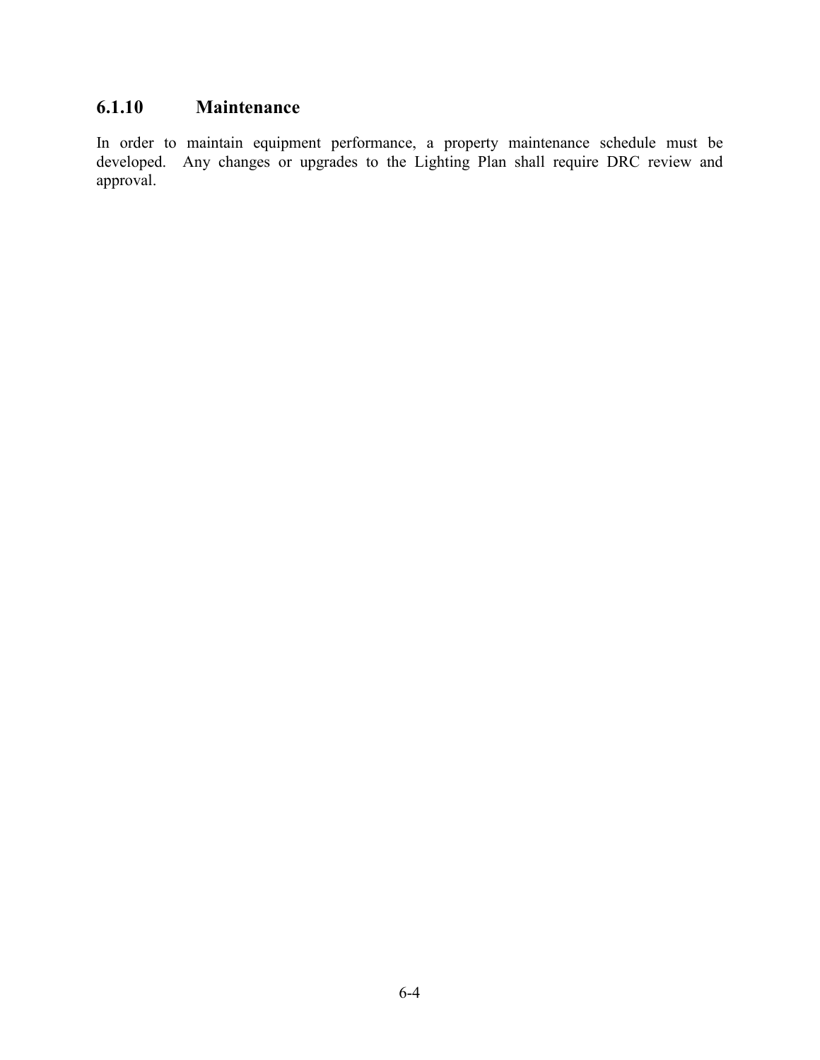### 6.1.10 Maintenance

In order to maintain equipment performance, a property maintenance schedule must be developed. Any changes or upgrades to the Lighting Plan shall require DRC review and approval.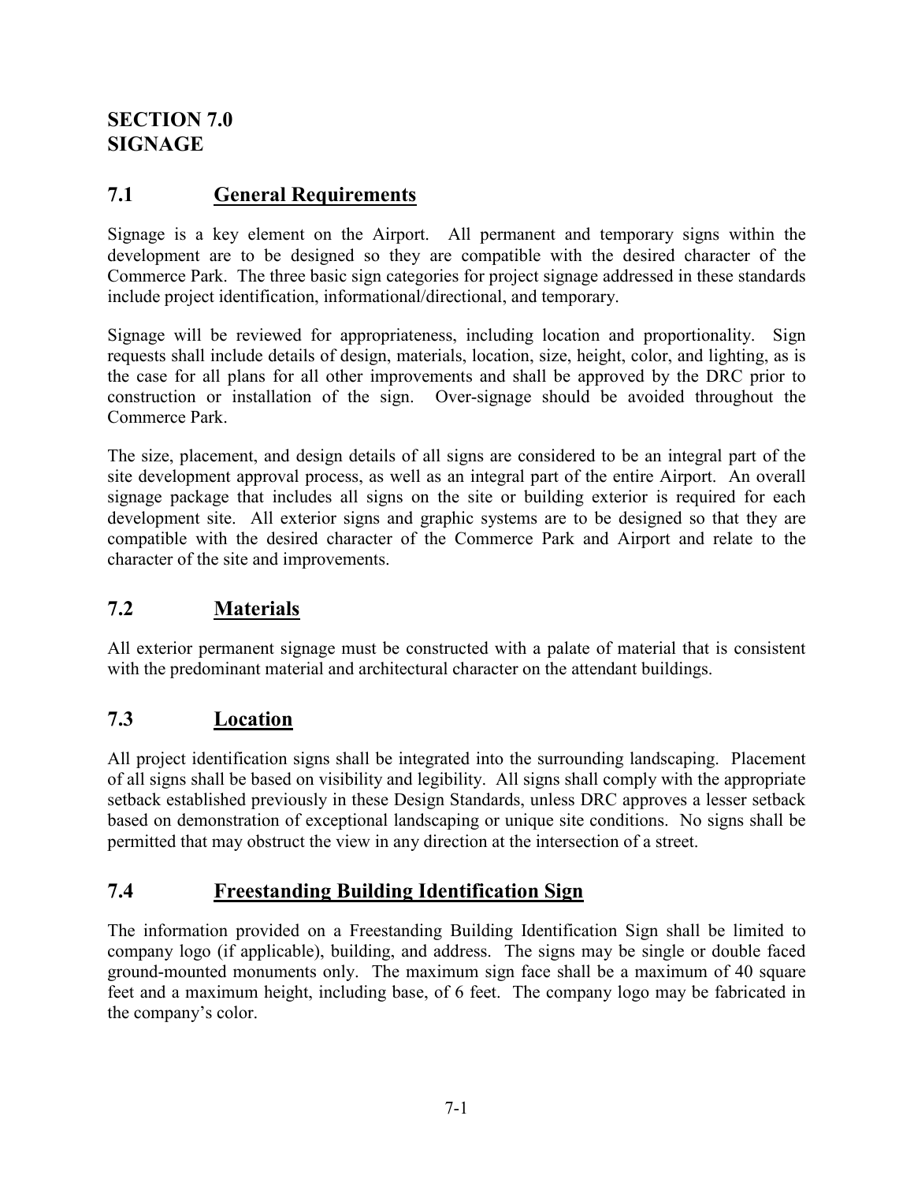# SECTION 7.0 SIGNAGE

## 7.1 General Requirements

Signage is a key element on the Airport. All permanent and temporary signs within the development are to be designed so they are compatible with the desired character of the Commerce Park. The three basic sign categories for project signage addressed in these standards include project identification, informational/directional, and temporary.

Signage will be reviewed for appropriateness, including location and proportionality. Sign requests shall include details of design, materials, location, size, height, color, and lighting, as is the case for all plans for all other improvements and shall be approved by the DRC prior to construction or installation of the sign. Over-signage should be avoided throughout the Commerce Park.

The size, placement, and design details of all signs are considered to be an integral part of the site development approval process, as well as an integral part of the entire Airport. An overall signage package that includes all signs on the site or building exterior is required for each development site. All exterior signs and graphic systems are to be designed so that they are compatible with the desired character of the Commerce Park and Airport and relate to the character of the site and improvements.

## 7.2 Materials

All exterior permanent signage must be constructed with a palate of material that is consistent with the predominant material and architectural character on the attendant buildings.

## 7.3 Location

All project identification signs shall be integrated into the surrounding landscaping. Placement of all signs shall be based on visibility and legibility. All signs shall comply with the appropriate setback established previously in these Design Standards, unless DRC approves a lesser setback based on demonstration of exceptional landscaping or unique site conditions. No signs shall be permitted that may obstruct the view in any direction at the intersection of a street.

## 7.4 Freestanding Building Identification Sign

The information provided on a Freestanding Building Identification Sign shall be limited to company logo (if applicable), building, and address. The signs may be single or double faced ground-mounted monuments only. The maximum sign face shall be a maximum of 40 square feet and a maximum height, including base, of 6 feet. The company logo may be fabricated in the company's color.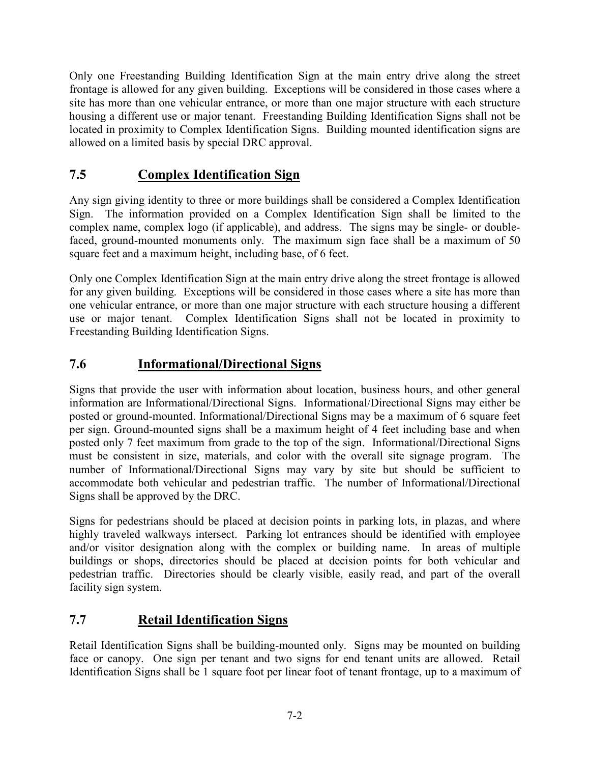Only one Freestanding Building Identification Sign at the main entry drive along the street frontage is allowed for any given building. Exceptions will be considered in those cases where a site has more than one vehicular entrance, or more than one major structure with each structure housing a different use or major tenant. Freestanding Building Identification Signs shall not be located in proximity to Complex Identification Signs. Building mounted identification signs are allowed on a limited basis by special DRC approval.

## 7.5 Complex Identification Sign

Any sign giving identity to three or more buildings shall be considered a Complex Identification Sign. The information provided on a Complex Identification Sign shall be limited to the complex name, complex logo (if applicable), and address. The signs may be single- or double-faced, ground-mounted monuments only. The maximum sign face shall be a maximum of 50 square feet and a maximum height, including base, of 6 feet.

Only one Complex Identification Sign at the main entry drive along the street frontage is allowed for any given building. Exceptions will be considered in those cases where a site has more than one vehicular entrance, or more than one major structure with each structure housing a different use or major tenant. Complex Identification Signs shall not be located in proximity to Freestanding Building Identification Signs.

## 7.6 Informational/Directional Signs

Signs that provide the user with information about location, business hours, and other general information are Informational/Directional Signs. Informational/Directional Signs may either be posted or ground-mounted. Informational/Directional Signs may be a maximum of 6 square feet per sign. Ground-mounted signs shall be a maximum height of 4 feet including base and when posted only 7 feet maximum from grade to the top of the sign. Informational/Directional Signs must be consistent in size, materials, and color with the overall site signage program. The number of Informational/Directional Signs may vary by site but should be sufficient to accommodate both vehicular and pedestrian traffic. The number of Informational/Directional Signs shall be approved by the DRC.

Signs for pedestrians should be placed at decision points in parking lots, in plazas, and where highly traveled walkways intersect. Parking lot entrances should be identified with employee and/or visitor designation along with the complex or building name. In areas of multiple buildings or shops, directories should be placed at decision points for both vehicular and pedestrian traffic. Directories should be clearly visible, easily read, and part of the overall facility sign system.

## 7.7 Retail Identification Signs

Retail Identification Signs shall be building-mounted only. Signs may be mounted on building face or canopy. One sign per tenant and two signs for end tenant units are allowed. Retail Identification Signs shall be 1 square foot per linear foot of tenant frontage, up to a maximum of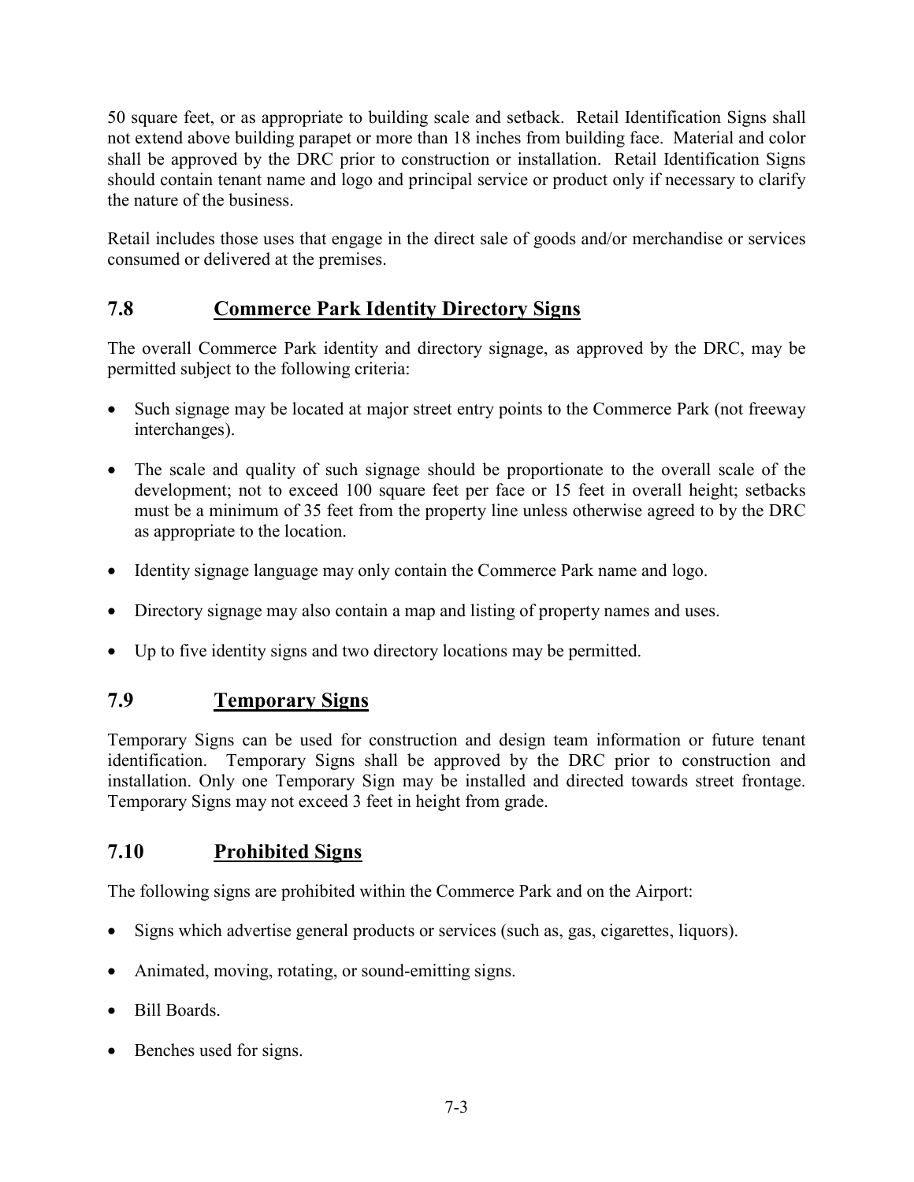50 square feet, or as appropriate to building scale and setback. Retail Identification Signs shall not extend above building parapet or more than 18 inches from building face. Material and color shall be approved by the DRC prior to construction or installation. Retail Identification Signs should contain tenant name and logo and principal service or product only if necessary to clarify the nature of the business.

Retail includes those uses that engage in the direct sale of goods and/or merchandise or services consumed or delivered at the premises.

## 7.8 Commerce Park Identity Directory Signs

The overall Commerce Park identity and directory signage, as approved by the DRC, may be permitted subject to the following criteria:

- Such signage may be located at major street entry points to the Commerce Park (not freeway interchanges).
- The scale and quality of such signage should be proportionate to the overall scale of the development; not to exceed 100 square feet per face or 15 feet in overall height; setbacks must be a minimum of 35 feet from the property line unless otherwise agreed to by the DRC as appropriate to the location.
- Identity signage language may only contain the Commerce Park name and logo.
- Directory signage may also contain a map and listing of property names and uses.
- Up to five identity signs and two directory locations may be permitted.

## 7.9 Temporary Signs

Temporary Signs can be used for construction and design team information or future tenant identification. Temporary Signs shall be approved by the DRC prior to construction and installation. Only one Temporary Sign may be installed and directed towards street frontage. Temporary Signs may not exceed 3 feet in height from grade.

## 7.10 Prohibited Signs

The following signs are prohibited within the Commerce Park and on the Airport:

- Signs which advertise general products or services (such as, gas, cigarettes, liquors).
- Animated, moving, rotating, or sound-emitting signs.
- Bill Boards.
- Benches used for signs.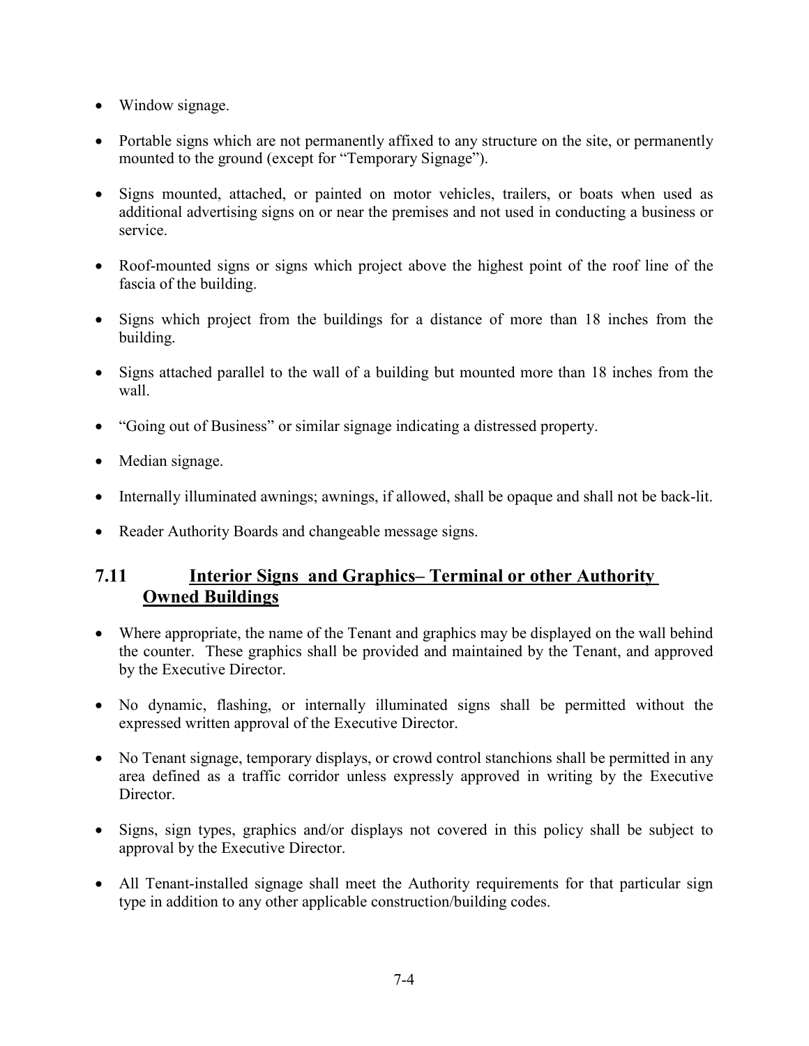- Window signage.
- Portable signs which are not permanently affixed to any structure on the site, or permanently mounted to the ground (except for "Temporary Signage").
- Signs mounted, attached, or painted on motor vehicles, trailers, or boats when used as additional advertising signs on or near the premises and not used in conducting a business or service.
- Roof-mounted signs or signs which project above the highest point of the roof line of the fascia of the building.
- Signs which project from the buildings for a distance of more than 18 inches from the building.
- Signs attached parallel to the wall of a building but mounted more than 18 inches from the wall.
- "Going out of Business" or similar signage indicating a distressed property.
- Median signage.
- Internally illuminated awnings; awnings, if allowed, shall be opaque and shall not be back-lit.
- Reader Authority Boards and changeable message signs.

## 7.11 Interior Signs and Graphics– Terminal or other Authority Owned Buildings

- Where appropriate, the name of the Tenant and graphics may be displayed on the wall behind the counter. These graphics shall be provided and maintained by the Tenant, and approved by the Executive Director.
- No dynamic, flashing, or internally illuminated signs shall be permitted without the expressed written approval of the Executive Director.
- No Tenant signage, temporary displays, or crowd control stanchions shall be permitted in any area defined as a traffic corridor unless expressly approved in writing by the Executive Director.
- Signs, sign types, graphics and/or displays not covered in this policy shall be subject to approval by the Executive Director.
- All Tenant-installed signage shall meet the Authority requirements for that particular sign type in addition to any other applicable construction/building codes.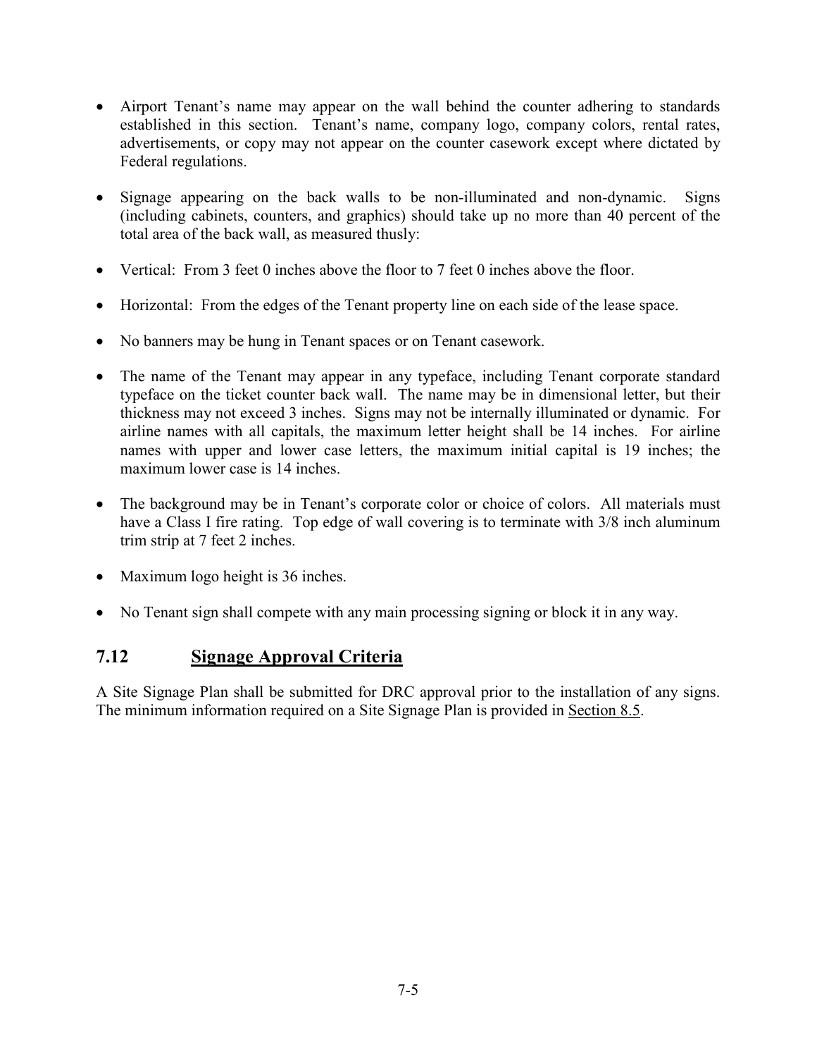- Airport Tenant's name may appear on the wall behind the counter adhering to standards established in this section. Tenant's name, company logo, company colors, rental rates, advertisements, or copy may not appear on the counter casework except where dictated by Federal regulations.

- Signage appearing on the back walls to be non-illuminated and non-dynamic. Signs (including cabinets, counters, and graphics) should take up no more than 40 percent of the total area of the back wall, as measured thusly:

- Vertical: From 3 feet 0 inches above the floor to 7 feet 0 inches above the floor.

- Horizontal: From the edges of the Tenant property line on each side of the lease space.

- No banners may be hung in Tenant spaces or on Tenant casework.

- The name of the Tenant may appear in any typeface, including Tenant corporate standard typeface on the ticket counter back wall. The name may be in dimensional letter, but their thickness may not exceed 3 inches. Signs may not be internally illuminated or dynamic. For airline names with all capitals, the maximum letter height shall be 14 inches. For airline names with upper and lower case letters, the maximum initial capital is 19 inches; the maximum lower case is 14 inches.

- The background may be in Tenant's corporate color or choice of colors. All materials must have a Class I fire rating. Top edge of wall covering is to terminate with 3/8 inch aluminum trim strip at 7 feet 2 inches.

- Maximum logo height is 36 inches.

- No Tenant sign shall compete with any main processing signing or block it in any way.

## 7.12 Signage Approval Criteria

A Site Signage Plan shall be submitted for DRC approval prior to the installation of any signs. The minimum information required on a Site Signage Plan is provided in Section 8.5.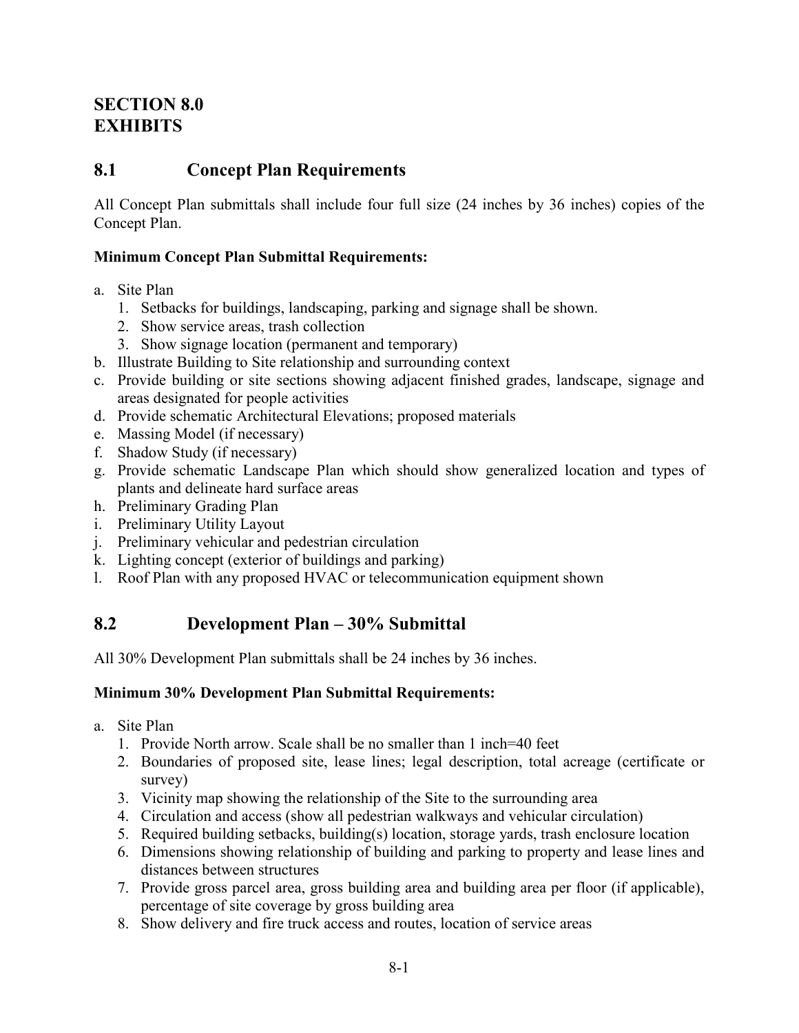# SECTION 8.0
# EXHIBITS

## 8.1 Concept Plan Requirements

All Concept Plan submittals shall include four full size (24 inches by 36 inches) copies of the Concept Plan.

**Minimum Concept Plan Submittal Requirements:**

a. Site Plan
   1. Setbacks for buildings, landscaping, parking and signage shall be shown.
   2. Show service areas, trash collection
   3. Show signage location (permanent and temporary)

b. Illustrate Building to Site relationship and surrounding context

c. Provide building or site sections showing adjacent finished grades, landscape, signage and areas designated for people activities

d. Provide schematic Architectural Elevations; proposed materials

e. Massing Model (if necessary)

f. Shadow Study (if necessary)

g. Provide schematic Landscape Plan which should show generalized location and types of plants and delineate hard surface areas

h. Preliminary Grading Plan

i. Preliminary Utility Layout

j. Preliminary vehicular and pedestrian circulation

k. Lighting concept (exterior of buildings and parking)

l. Roof Plan with any proposed HVAC or telecommunication equipment shown

## 8.2 Development Plan – 30% Submittal

All 30% Development Plan submittals shall be 24 inches by 36 inches.

**Minimum 30% Development Plan Submittal Requirements:**

a. Site Plan
   1. Provide North arrow. Scale shall be no smaller than 1 inch=40 feet
   2. Boundaries of proposed site, lease lines; legal description, total acreage (certificate or survey)
   3. Vicinity map showing the relationship of the Site to the surrounding area
   4. Circulation and access (show all pedestrian walkways and vehicular circulation)
   5. Required building setbacks, building(s) location, storage yards, trash enclosure location
   6. Dimensions showing relationship of building and parking to property and lease lines and distances between structures
   7. Provide gross parcel area, gross building area and building area per floor (if applicable), percentage of site coverage by gross building area
   8. Show delivery and fire truck access and routes, location of service areas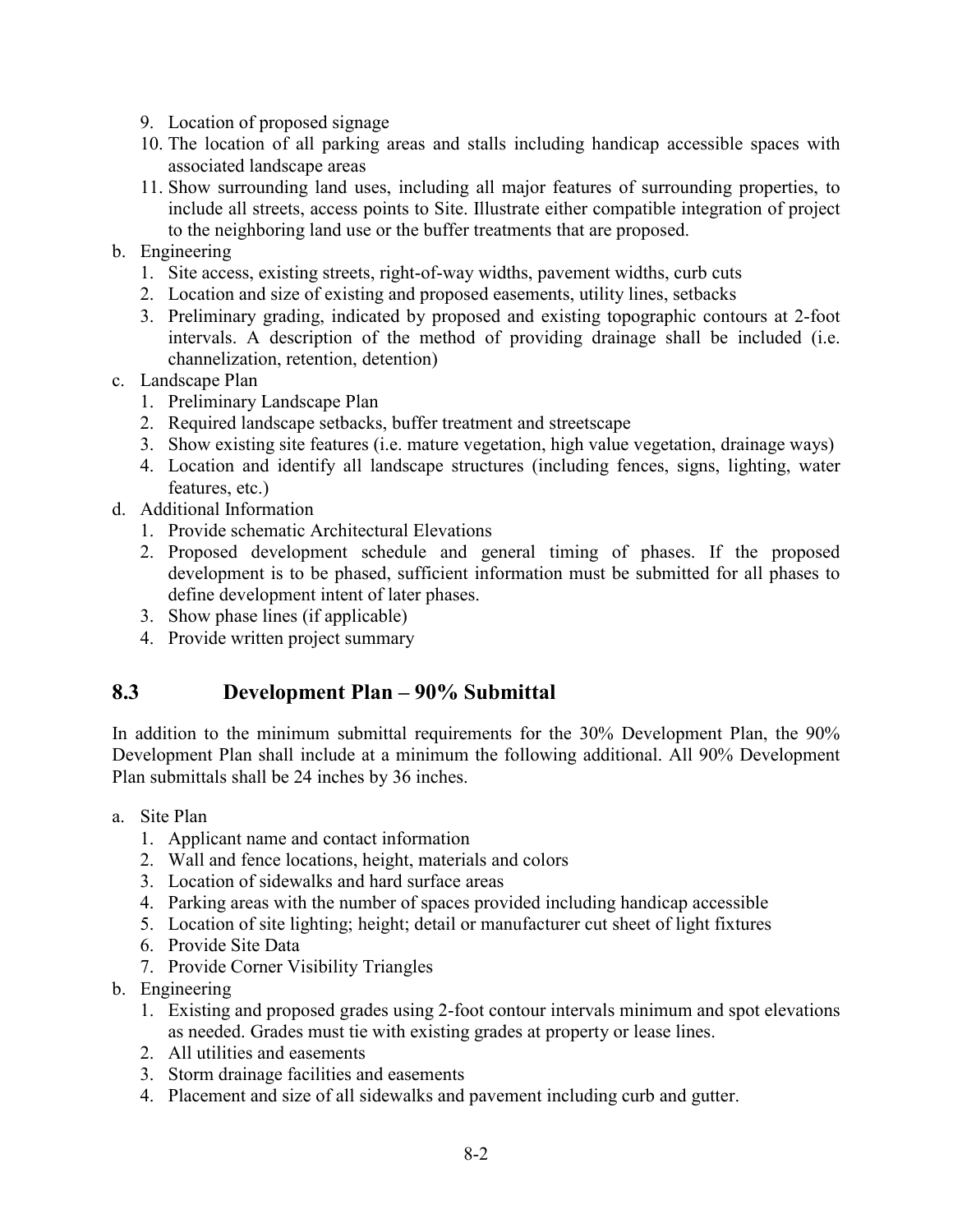9. Location of proposed signage
10. The location of all parking areas and stalls including handicap accessible spaces with associated landscape areas
11. Show surrounding land uses, including all major features of surrounding properties, to include all streets, access points to Site. Illustrate either compatible integration of project to the neighboring land use or the buffer treatments that are proposed.

b. Engineering
   1. Site access, existing streets, right-of-way widths, pavement widths, curb cuts
   2. Location and size of existing and proposed easements, utility lines, setbacks
   3. Preliminary grading, indicated by proposed and existing topographic contours at 2-foot intervals. A description of the method of providing drainage shall be included (i.e. channelization, retention, detention)

c. Landscape Plan
   1. Preliminary Landscape Plan
   2. Required landscape setbacks, buffer treatment and streetscape
   3. Show existing site features (i.e. mature vegetation, high value vegetation, drainage ways)
   4. Location and identify all landscape structures (including fences, signs, lighting, water features, etc.)

d. Additional Information
   1. Provide schematic Architectural Elevations
   2. Proposed development schedule and general timing of phases. If the proposed development is to be phased, sufficient information must be submitted for all phases to define development intent of later phases.
   3. Show phase lines (if applicable)
   4. Provide written project summary

## 8.3 Development Plan – 90% Submittal

In addition to the minimum submittal requirements for the 30% Development Plan, the 90% Development Plan shall include at a minimum the following additional. All 90% Development Plan submittals shall be 24 inches by 36 inches.

a. Site Plan
   1. Applicant name and contact information
   2. Wall and fence locations, height, materials and colors
   3. Location of sidewalks and hard surface areas
   4. Parking areas with the number of spaces provided including handicap accessible
   5. Location of site lighting; height; detail or manufacturer cut sheet of light fixtures
   6. Provide Site Data
   7. Provide Corner Visibility Triangles

b. Engineering
   1. Existing and proposed grades using 2-foot contour intervals minimum and spot elevations as needed. Grades must tie with existing grades at property or lease lines.
   2. All utilities and easements
   3. Storm drainage facilities and easements
   4. Placement and size of all sidewalks and pavement including curb and gutter.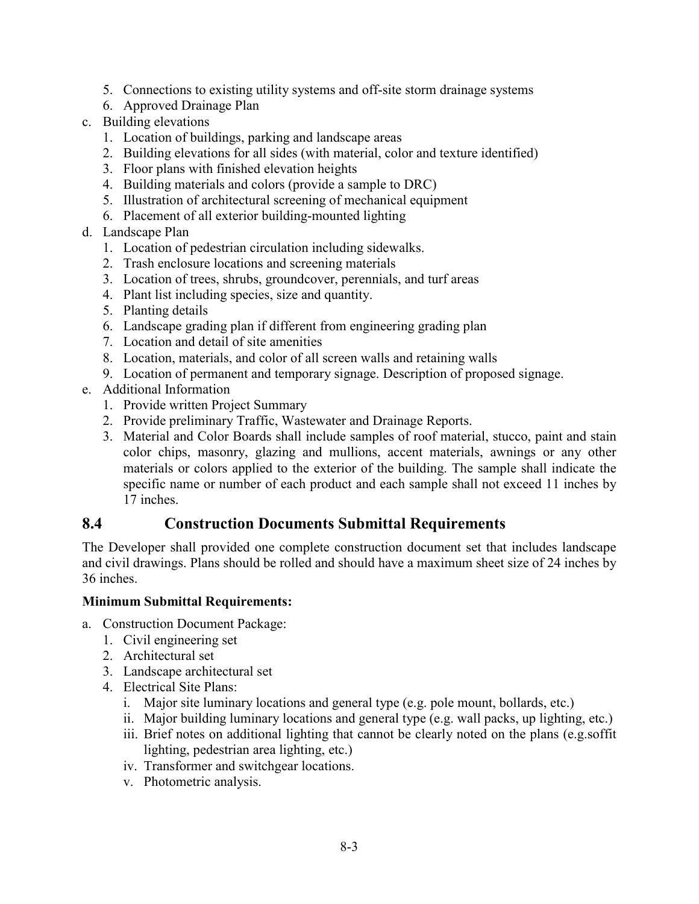5. Connections to existing utility systems and off-site storm drainage systems
6. Approved Drainage Plan

c. Building elevations
   1. Location of buildings, parking and landscape areas
   2. Building elevations for all sides (with material, color and texture identified)
   3. Floor plans with finished elevation heights
   4. Building materials and colors (provide a sample to DRC)
   5. Illustration of architectural screening of mechanical equipment
   6. Placement of all exterior building-mounted lighting

d. Landscape Plan
   1. Location of pedestrian circulation including sidewalks.
   2. Trash enclosure locations and screening materials
   3. Location of trees, shrubs, groundcover, perennials, and turf areas
   4. Plant list including species, size and quantity.
   5. Planting details
   6. Landscape grading plan if different from engineering grading plan
   7. Location and detail of site amenities
   8. Location, materials, and color of all screen walls and retaining walls
   9. Location of permanent and temporary signage. Description of proposed signage.

e. Additional Information
   1. Provide written Project Summary
   2. Provide preliminary Traffic, Wastewater and Drainage Reports.
   3. Material and Color Boards shall include samples of roof material, stucco, paint and stain color chips, masonry, glazing and mullions, accent materials, awnings or any other materials or colors applied to the exterior of the building. The sample shall indicate the specific name or number of each product and each sample shall not exceed 11 inches by 17 inches.

## 8.4 Construction Documents Submittal Requirements

The Developer shall provided one complete construction document set that includes landscape and civil drawings. Plans should be rolled and should have a maximum sheet size of 24 inches by 36 inches.

**Minimum Submittal Requirements:**

a. Construction Document Package:
   1. Civil engineering set
   2. Architectural set
   3. Landscape architectural set
   4. Electrical Site Plans:
      i. Major site luminary locations and general type (e.g. pole mount, bollards, etc.)
      ii. Major building luminary locations and general type (e.g. wall packs, up lighting, etc.)
      iii. Brief notes on additional lighting that cannot be clearly noted on the plans (e.g.soffit lighting, pedestrian area lighting, etc.)
      iv. Transformer and switchgear locations.
      v. Photometric analysis.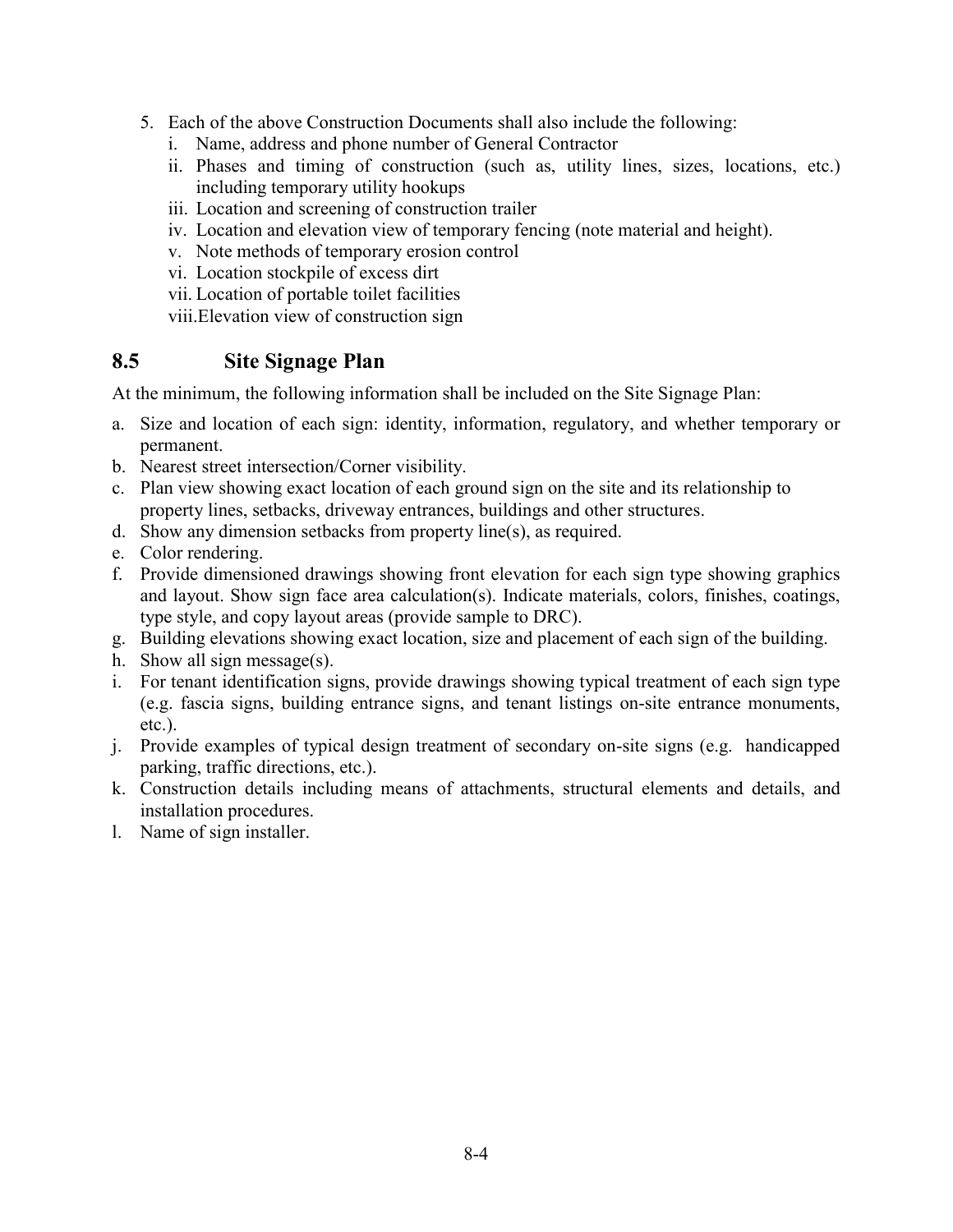5. Each of the above Construction Documents shall also include the following:
   i. Name, address and phone number of General Contractor
   ii. Phases and timing of construction (such as, utility lines, sizes, locations, etc.) including temporary utility hookups
   iii. Location and screening of construction trailer
   iv. Location and elevation view of temporary fencing (note material and height).
   v. Note methods of temporary erosion control
   vi. Location stockpile of excess dirt
   vii. Location of portable toilet facilities
   viii. Elevation view of construction sign

## 8.5 Site Signage Plan

At the minimum, the following information shall be included on the Site Signage Plan:

a. Size and location of each sign: identity, information, regulatory, and whether temporary or permanent.
b. Nearest street intersection/Corner visibility.
c. Plan view showing exact location of each ground sign on the site and its relationship to property lines, setbacks, driveway entrances, buildings and other structures.
d. Show any dimension setbacks from property line(s), as required.
e. Color rendering.
f. Provide dimensioned drawings showing front elevation for each sign type showing graphics and layout. Show sign face area calculation(s). Indicate materials, colors, finishes, coatings, type style, and copy layout areas (provide sample to DRC).
g. Building elevations showing exact location, size and placement of each sign of the building.
h. Show all sign message(s).
i. For tenant identification signs, provide drawings showing typical treatment of each sign type (e.g. fascia signs, building entrance signs, and tenant listings on-site entrance monuments, etc.).
j. Provide examples of typical design treatment of secondary on-site signs (e.g. handicapped parking, traffic directions, etc.).
k. Construction details including means of attachments, structural elements and details, and installation procedures.
l. Name of sign installer.